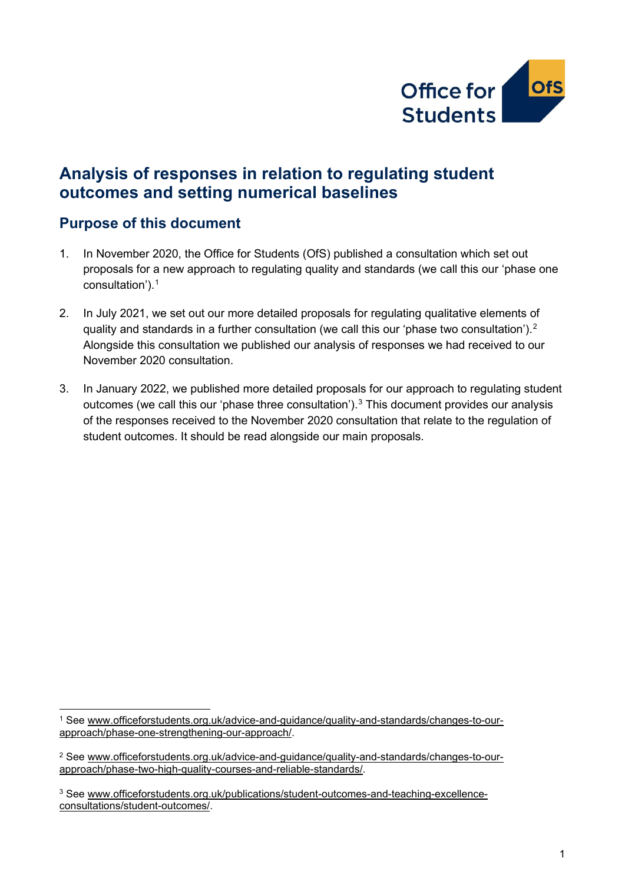# Analysis of responses in relation to regulating student outcomes and setting numerical baselines

## Purpose of this document

1. In November 2020, the Office for Students (OfS) published a consultation which set out proposals for a new approach to regulating quality and standards (we call this our 'phase one consultation').[1]

2. In July 2021, we set out our more detailed proposals for regulating qualitative elements of quality and standards in a further consultation (we call this our 'phase two consultation').[2] Alongside this consultation we published our analysis of responses we had received to our November 2020 consultation.

3. In January 2022, we published more detailed proposals for our approach to regulating student outcomes (we call this our 'phase three consultation').[3] This document provides our analysis of the responses received to the November 2020 consultation that relate to the regulation of student outcomes. It should be read alongside our main proposals.

---

[1] See www.officeforstudents.org.uk/advice-and-guidance/quality-and-standards/changes-to-our-approach/phase-one-strengthening-our-approach/.

[2] See www.officeforstudents.org.uk/advice-and-guidance/quality-and-standards/changes-to-our-approach/phase-two-high-quality-courses-and-reliable-standards/.

[3] See www.officeforstudents.org.uk/publications/student-outcomes-and-teaching-excellence-consultations/student-outcomes/.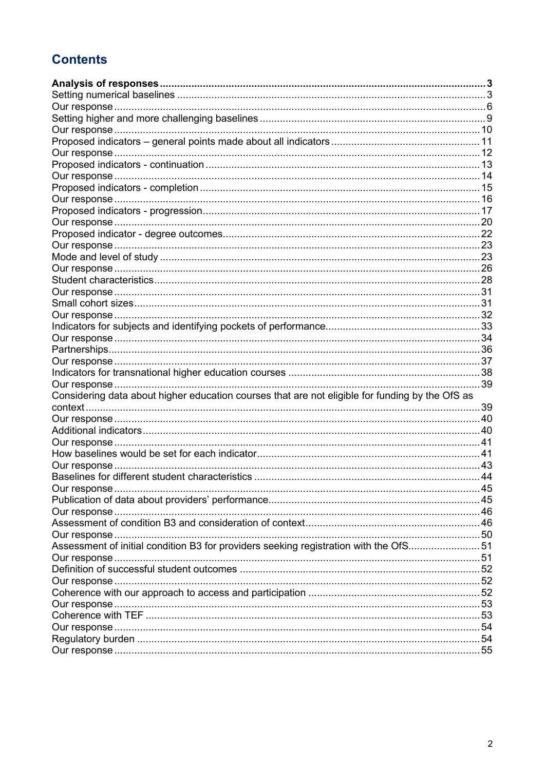# Contents

**Analysis of responses** ..... 3

Setting numerical baselines ..... 3

Our response ..... 6

Setting higher and more challenging baselines ..... 9

Our response ..... 10

Proposed indicators – general points made about all indicators ..... 11

Our response ..... 12

Proposed indicators - continuation ..... 13

Our response ..... 14

Proposed indicators - completion ..... 15

Our response ..... 16

Proposed indicators - progression ..... 17

Our response ..... 20

Proposed indicator - degree outcomes ..... 22

Our response ..... 23

Mode and level of study ..... 23

Our response ..... 26

Student characteristics ..... 28

Our response ..... 31

Small cohort sizes ..... 31

Our response ..... 32

Indicators for subjects and identifying pockets of performance ..... 33

Our response ..... 34

Partnerships ..... 36

Our response ..... 37

Indicators for transnational higher education courses ..... 38

Our response ..... 39

Considering data about higher education courses that are not eligible for funding by the OfS as context ..... 39

Our response ..... 40

Additional indicators ..... 40

Our response ..... 41

How baselines would be set for each indicator ..... 41

Our response ..... 43

Baselines for different student characteristics ..... 44

Our response ..... 45

Publication of data about providers' performance ..... 45

Our response ..... 46

Assessment of condition B3 and consideration of context ..... 46

Our response ..... 50

Assessment of initial condition B3 for providers seeking registration with the OfS ..... 51

Our response ..... 51

Definition of successful student outcomes ..... 52

Our response ..... 52

Coherence with our approach to access and participation ..... 52

Our response ..... 53

Coherence with TEF ..... 53

Our response ..... 54

Regulatory burden ..... 54

Our response ..... 55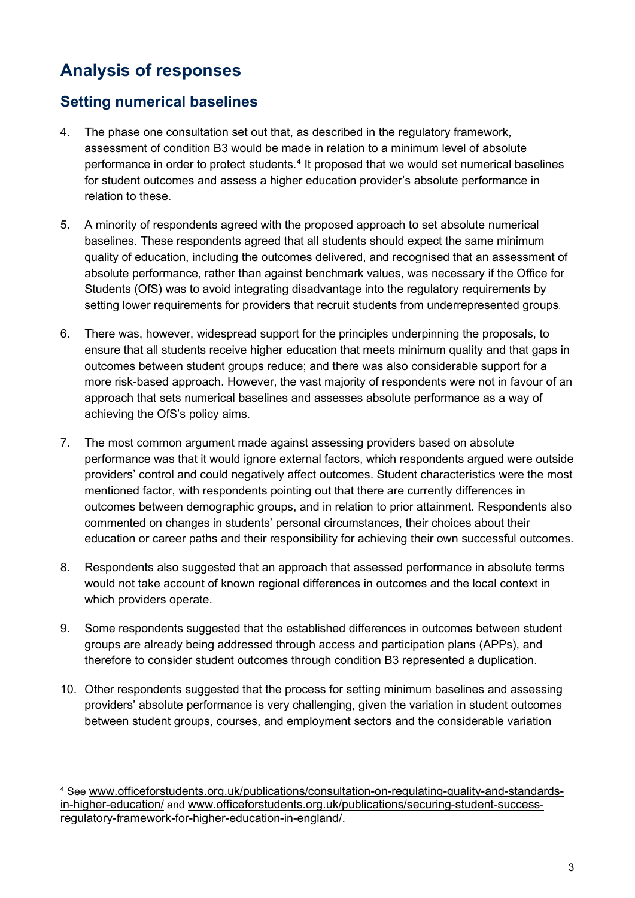# Analysis of responses

## Setting numerical baselines

4. The phase one consultation set out that, as described in the regulatory framework, assessment of condition B3 would be made in relation to a minimum level of absolute performance in order to protect students.[4] It proposed that we would set numerical baselines for student outcomes and assess a higher education provider's absolute performance in relation to these.

5. A minority of respondents agreed with the proposed approach to set absolute numerical baselines. These respondents agreed that all students should expect the same minimum quality of education, including the outcomes delivered, and recognised that an assessment of absolute performance, rather than against benchmark values, was necessary if the Office for Students (OfS) was to avoid integrating disadvantage into the regulatory requirements by setting lower requirements for providers that recruit students from underrepresented groups.

6. There was, however, widespread support for the principles underpinning the proposals, to ensure that all students receive higher education that meets minimum quality and that gaps in outcomes between student groups reduce; and there was also considerable support for a more risk-based approach. However, the vast majority of respondents were not in favour of an approach that sets numerical baselines and assesses absolute performance as a way of achieving the OfS's policy aims.

7. The most common argument made against assessing providers based on absolute performance was that it would ignore external factors, which respondents argued were outside providers' control and could negatively affect outcomes. Student characteristics were the most mentioned factor, with respondents pointing out that there are currently differences in outcomes between demographic groups, and in relation to prior attainment. Respondents also commented on changes in students' personal circumstances, their choices about their education or career paths and their responsibility for achieving their own successful outcomes.

8. Respondents also suggested that an approach that assessed performance in absolute terms would not take account of known regional differences in outcomes and the local context in which providers operate.

9. Some respondents suggested that the established differences in outcomes between student groups are already being addressed through access and participation plans (APPs), and therefore to consider student outcomes through condition B3 represented a duplication.

10. Other respondents suggested that the process for setting minimum baselines and assessing providers' absolute performance is very challenging, given the variation in student outcomes between student groups, courses, and employment sectors and the considerable variation

---

[4] See www.officeforstudents.org.uk/publications/consultation-on-regulating-quality-and-standards-in-higher-education/ and www.officeforstudents.org.uk/publications/securing-student-success-regulatory-framework-for-higher-education-in-england/.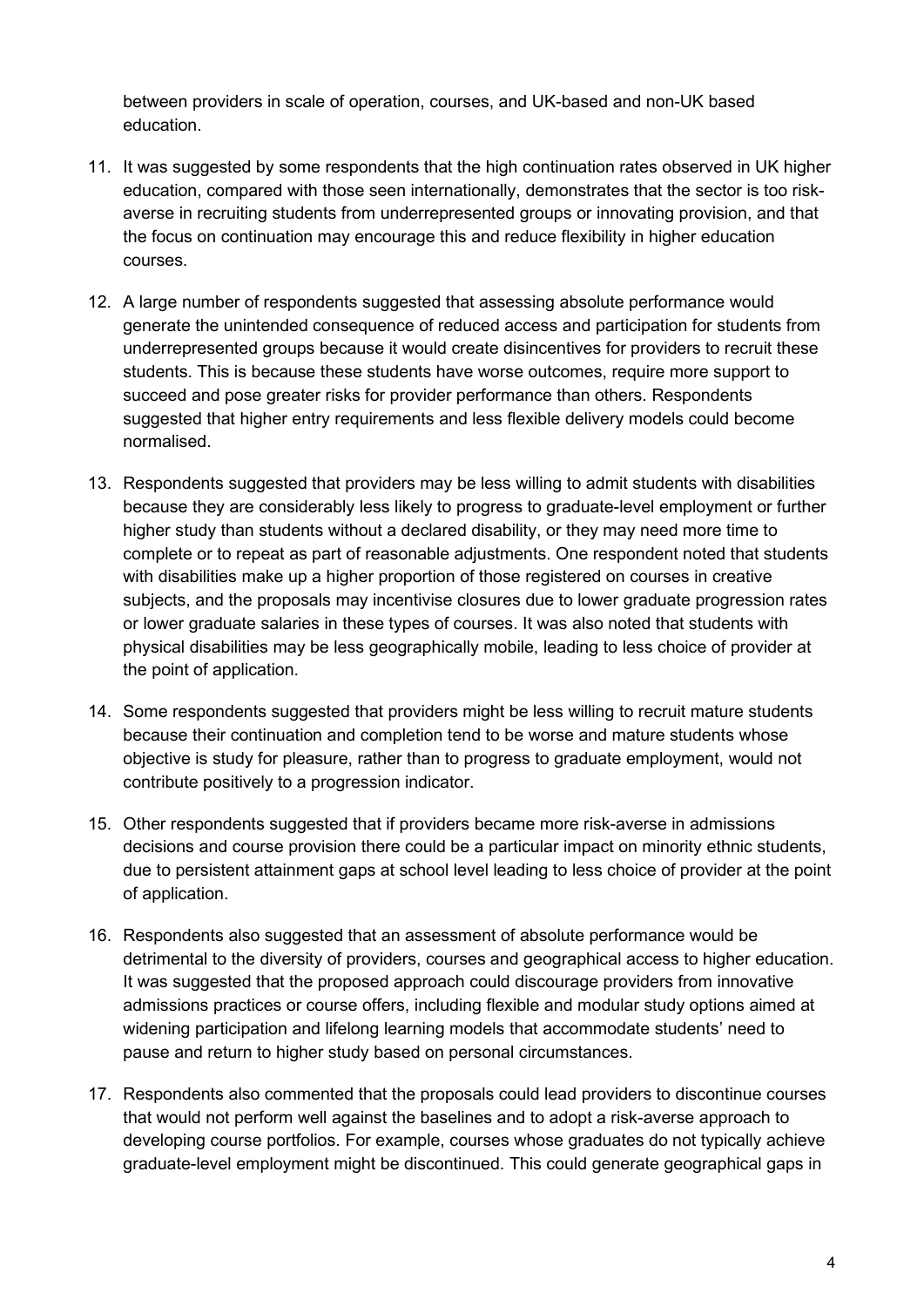between providers in scale of operation, courses, and UK-based and non-UK based education.

11. It was suggested by some respondents that the high continuation rates observed in UK higher education, compared with those seen internationally, demonstrates that the sector is too risk-averse in recruiting students from underrepresented groups or innovating provision, and that the focus on continuation may encourage this and reduce flexibility in higher education courses.

12. A large number of respondents suggested that assessing absolute performance would generate the unintended consequence of reduced access and participation for students from underrepresented groups because it would create disincentives for providers to recruit these students. This is because these students have worse outcomes, require more support to succeed and pose greater risks for provider performance than others. Respondents suggested that higher entry requirements and less flexible delivery models could become normalised.

13. Respondents suggested that providers may be less willing to admit students with disabilities because they are considerably less likely to progress to graduate-level employment or further higher study than students without a declared disability, or they may need more time to complete or to repeat as part of reasonable adjustments. One respondent noted that students with disabilities make up a higher proportion of those registered on courses in creative subjects, and the proposals may incentivise closures due to lower graduate progression rates or lower graduate salaries in these types of courses. It was also noted that students with physical disabilities may be less geographically mobile, leading to less choice of provider at the point of application.

14. Some respondents suggested that providers might be less willing to recruit mature students because their continuation and completion tend to be worse and mature students whose objective is study for pleasure, rather than to progress to graduate employment, would not contribute positively to a progression indicator.

15. Other respondents suggested that if providers became more risk-averse in admissions decisions and course provision there could be a particular impact on minority ethnic students, due to persistent attainment gaps at school level leading to less choice of provider at the point of application.

16. Respondents also suggested that an assessment of absolute performance would be detrimental to the diversity of providers, courses and geographical access to higher education. It was suggested that the proposed approach could discourage providers from innovative admissions practices or course offers, including flexible and modular study options aimed at widening participation and lifelong learning models that accommodate students' need to pause and return to higher study based on personal circumstances.

17. Respondents also commented that the proposals could lead providers to discontinue courses that would not perform well against the baselines and to adopt a risk-averse approach to developing course portfolios. For example, courses whose graduates do not typically achieve graduate-level employment might be discontinued. This could generate geographical gaps in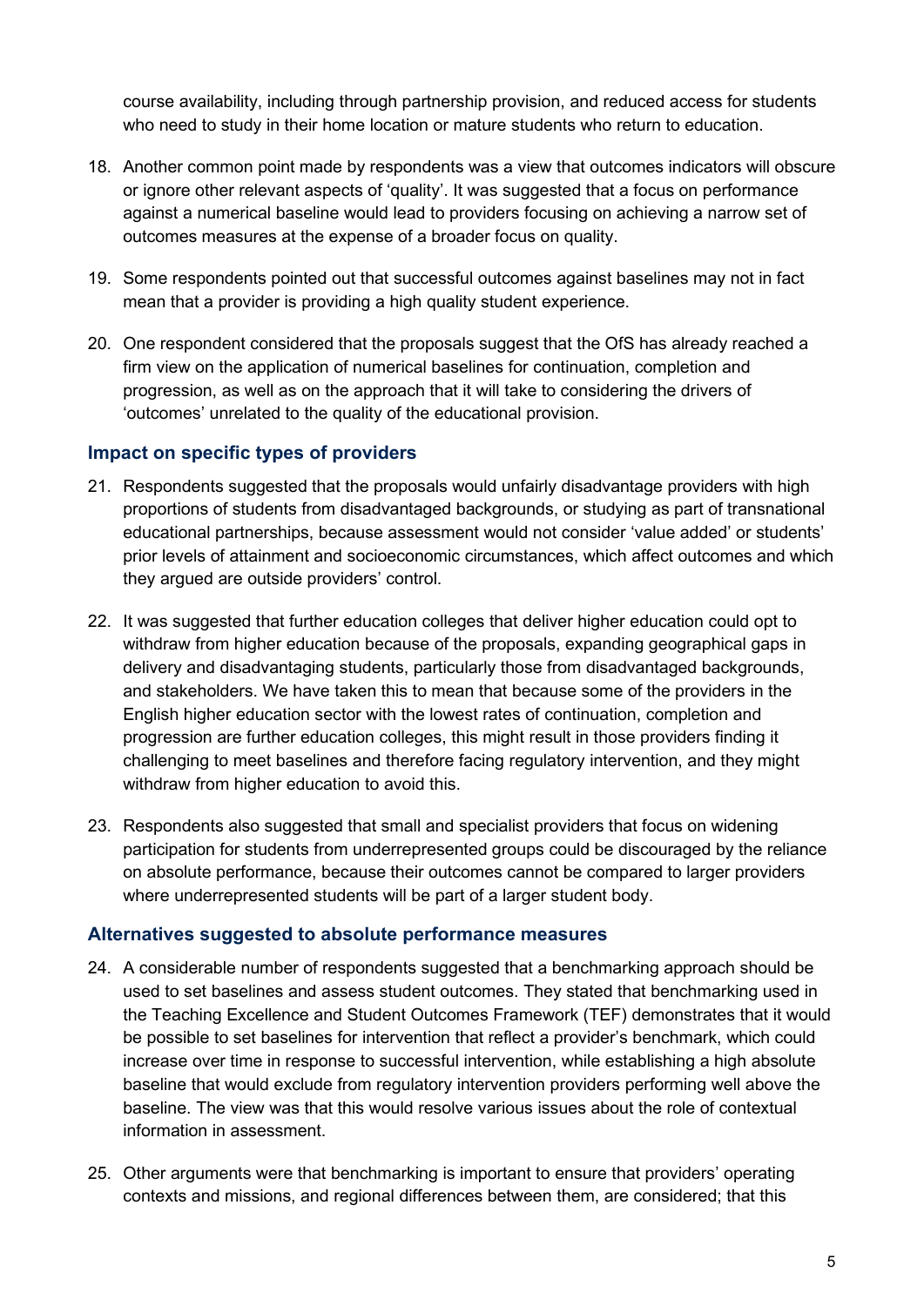course availability, including through partnership provision, and reduced access for students who need to study in their home location or mature students who return to education.

18. Another common point made by respondents was a view that outcomes indicators will obscure or ignore other relevant aspects of 'quality'. It was suggested that a focus on performance against a numerical baseline would lead to providers focusing on achieving a narrow set of outcomes measures at the expense of a broader focus on quality.

19. Some respondents pointed out that successful outcomes against baselines may not in fact mean that a provider is providing a high quality student experience.

20. One respondent considered that the proposals suggest that the OfS has already reached a firm view on the application of numerical baselines for continuation, completion and progression, as well as on the approach that it will take to considering the drivers of 'outcomes' unrelated to the quality of the educational provision.

### Impact on specific types of providers

21. Respondents suggested that the proposals would unfairly disadvantage providers with high proportions of students from disadvantaged backgrounds, or studying as part of transnational educational partnerships, because assessment would not consider 'value added' or students' prior levels of attainment and socioeconomic circumstances, which affect outcomes and which they argued are outside providers' control.

22. It was suggested that further education colleges that deliver higher education could opt to withdraw from higher education because of the proposals, expanding geographical gaps in delivery and disadvantaging students, particularly those from disadvantaged backgrounds, and stakeholders. We have taken this to mean that because some of the providers in the English higher education sector with the lowest rates of continuation, completion and progression are further education colleges, this might result in those providers finding it challenging to meet baselines and therefore facing regulatory intervention, and they might withdraw from higher education to avoid this.

23. Respondents also suggested that small and specialist providers that focus on widening participation for students from underrepresented groups could be discouraged by the reliance on absolute performance, because their outcomes cannot be compared to larger providers where underrepresented students will be part of a larger student body.

### Alternatives suggested to absolute performance measures

24. A considerable number of respondents suggested that a benchmarking approach should be used to set baselines and assess student outcomes. They stated that benchmarking used in the Teaching Excellence and Student Outcomes Framework (TEF) demonstrates that it would be possible to set baselines for intervention that reflect a provider's benchmark, which could increase over time in response to successful intervention, while establishing a high absolute baseline that would exclude from regulatory intervention providers performing well above the baseline. The view was that this would resolve various issues about the role of contextual information in assessment.

25. Other arguments were that benchmarking is important to ensure that providers' operating contexts and missions, and regional differences between them, are considered; that this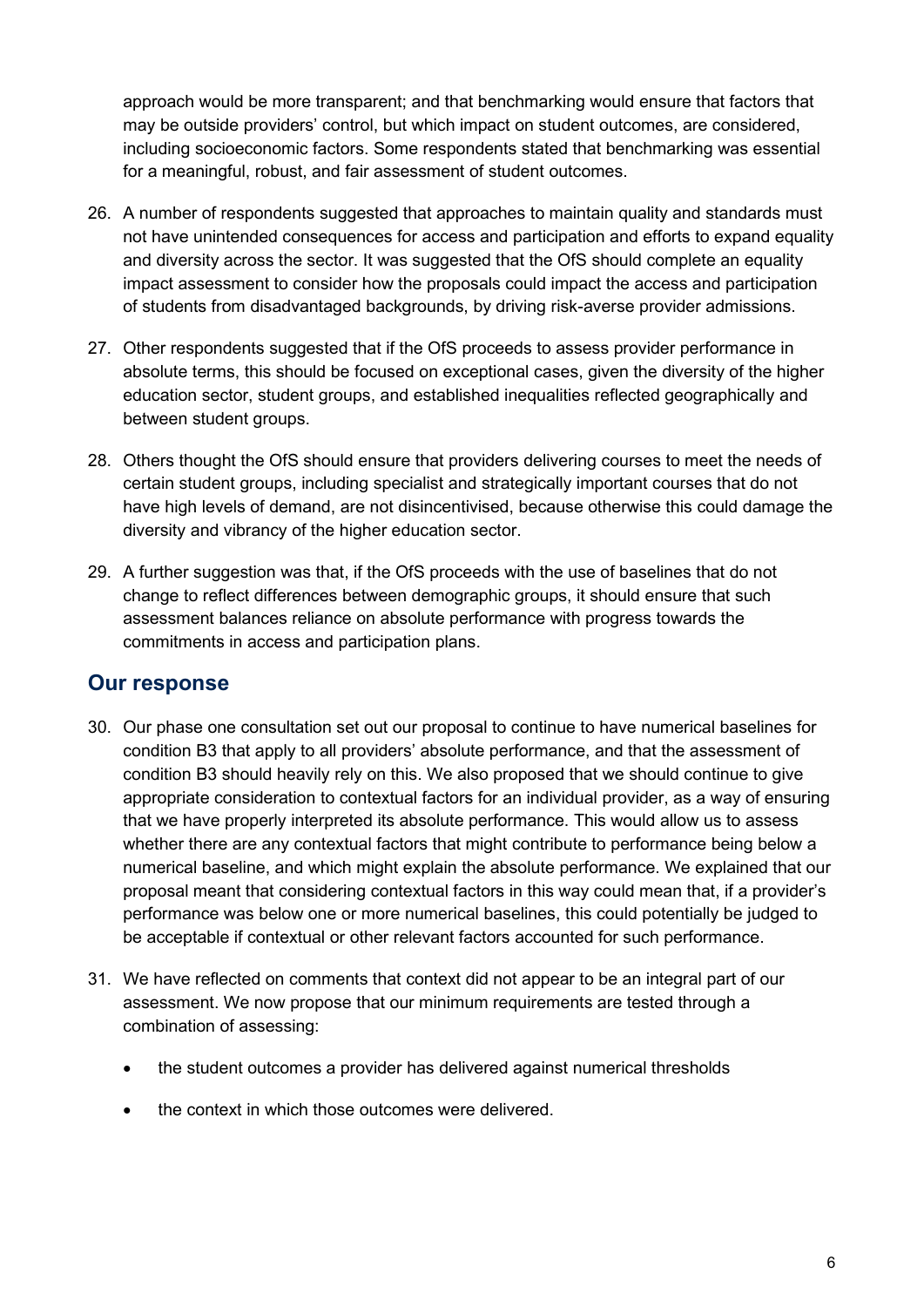approach would be more transparent; and that benchmarking would ensure that factors that may be outside providers' control, but which impact on student outcomes, are considered, including socioeconomic factors. Some respondents stated that benchmarking was essential for a meaningful, robust, and fair assessment of student outcomes.

26. A number of respondents suggested that approaches to maintain quality and standards must not have unintended consequences for access and participation and efforts to expand equality and diversity across the sector. It was suggested that the OfS should complete an equality impact assessment to consider how the proposals could impact the access and participation of students from disadvantaged backgrounds, by driving risk-averse provider admissions.

27. Other respondents suggested that if the OfS proceeds to assess provider performance in absolute terms, this should be focused on exceptional cases, given the diversity of the higher education sector, student groups, and established inequalities reflected geographically and between student groups.

28. Others thought the OfS should ensure that providers delivering courses to meet the needs of certain student groups, including specialist and strategically important courses that do not have high levels of demand, are not disincentivised, because otherwise this could damage the diversity and vibrancy of the higher education sector.

29. A further suggestion was that, if the OfS proceeds with the use of baselines that do not change to reflect differences between demographic groups, it should ensure that such assessment balances reliance on absolute performance with progress towards the commitments in access and participation plans.

## Our response

30. Our phase one consultation set out our proposal to continue to have numerical baselines for condition B3 that apply to all providers' absolute performance, and that the assessment of condition B3 should heavily rely on this. We also proposed that we should continue to give appropriate consideration to contextual factors for an individual provider, as a way of ensuring that we have properly interpreted its absolute performance. This would allow us to assess whether there are any contextual factors that might contribute to performance being below a numerical baseline, and which might explain the absolute performance. We explained that our proposal meant that considering contextual factors in this way could mean that, if a provider's performance was below one or more numerical baselines, this could potentially be judged to be acceptable if contextual or other relevant factors accounted for such performance.

31. We have reflected on comments that context did not appear to be an integral part of our assessment. We now propose that our minimum requirements are tested through a combination of assessing:

    - the student outcomes a provider has delivered against numerical thresholds
    - the context in which those outcomes were delivered.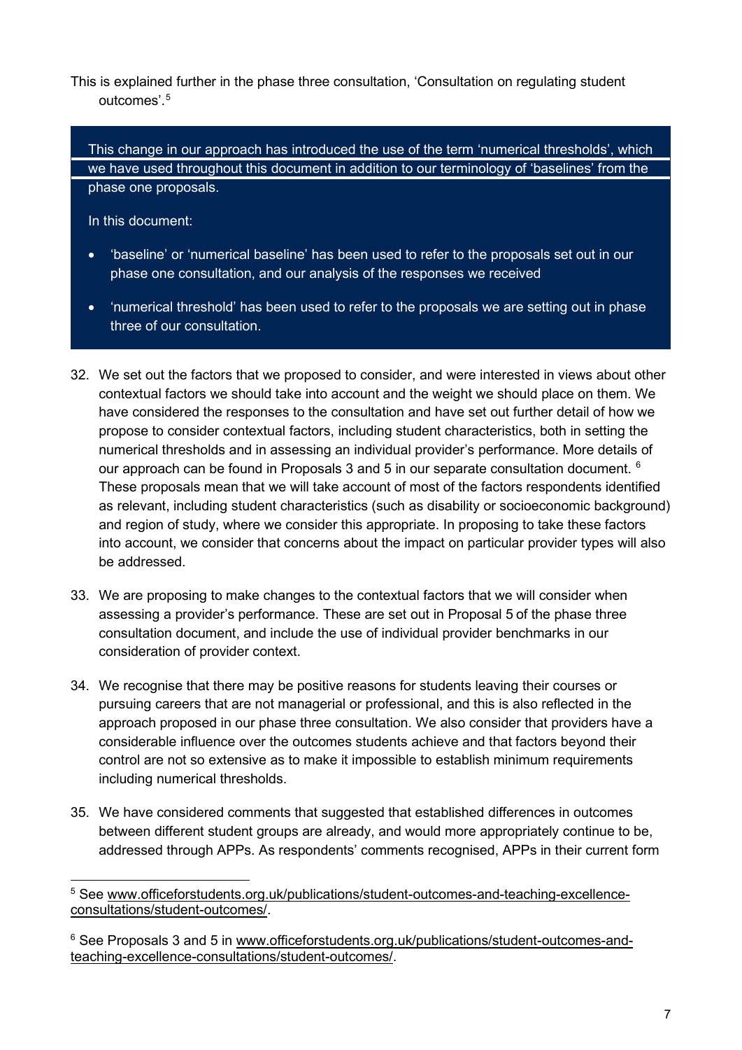This is explained further in the phase three consultation, 'Consultation on regulating student outcomes'.[5]

> This change in our approach has introduced the use of the term 'numerical thresholds', which we have used throughout this document in addition to our terminology of 'baselines' from the phase one proposals.
>
> In this document:
>
> - 'baseline' or 'numerical baseline' has been used to refer to the proposals set out in our phase one consultation, and our analysis of the responses we received
> - 'numerical threshold' has been used to refer to the proposals we are setting out in phase three of our consultation.

32. We set out the factors that we proposed to consider, and were interested in views about other contextual factors we should take into account and the weight we should place on them. We have considered the responses to the consultation and have set out further detail of how we propose to consider contextual factors, including student characteristics, both in setting the numerical thresholds and in assessing an individual provider's performance. More details of our approach can be found in Proposals 3 and 5 in our separate consultation document.[6] These proposals mean that we will take account of most of the factors respondents identified as relevant, including student characteristics (such as disability or socioeconomic background) and region of study, where we consider this appropriate. In proposing to take these factors into account, we consider that concerns about the impact on particular provider types will also be addressed.

33. We are proposing to make changes to the contextual factors that we will consider when assessing a provider's performance. These are set out in Proposal 5 of the phase three consultation document, and include the use of individual provider benchmarks in our consideration of provider context.

34. We recognise that there may be positive reasons for students leaving their courses or pursuing careers that are not managerial or professional, and this is also reflected in the approach proposed in our phase three consultation. We also consider that providers have a considerable influence over the outcomes students achieve and that factors beyond their control are not so extensive as to make it impossible to establish minimum requirements including numerical thresholds.

35. We have considered comments that suggested that established differences in outcomes between different student groups are already, and would more appropriately continue to be, addressed through APPs. As respondents' comments recognised, APPs in their current form

---

[5] See www.officeforstudents.org.uk/publications/student-outcomes-and-teaching-excellence-consultations/student-outcomes/.

[6] See Proposals 3 and 5 in www.officeforstudents.org.uk/publications/student-outcomes-and-teaching-excellence-consultations/student-outcomes/.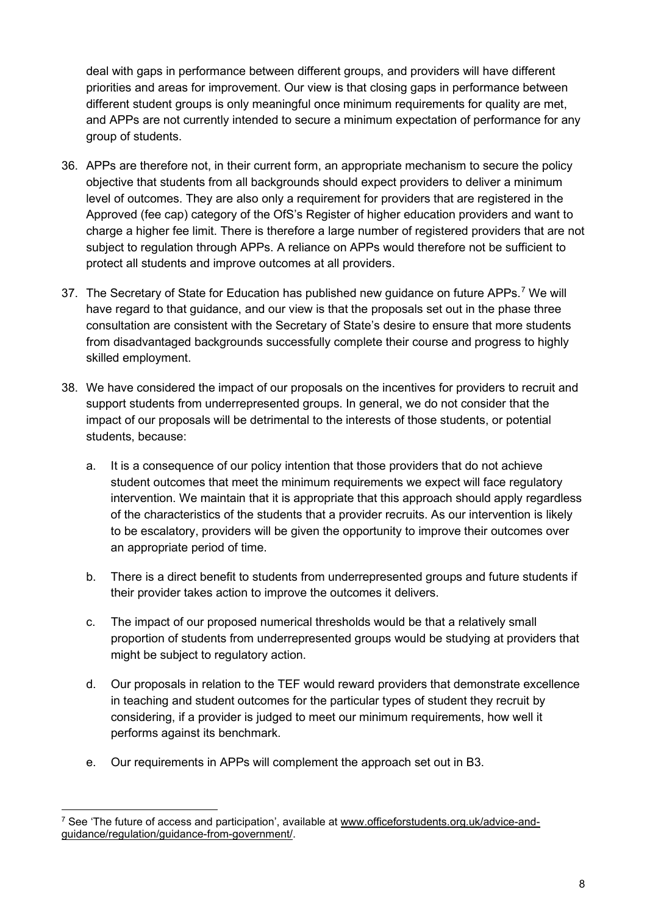deal with gaps in performance between different groups, and providers will have different priorities and areas for improvement. Our view is that closing gaps in performance between different student groups is only meaningful once minimum requirements for quality are met, and APPs are not currently intended to secure a minimum expectation of performance for any group of students.

36. APPs are therefore not, in their current form, an appropriate mechanism to secure the policy objective that students from all backgrounds should expect providers to deliver a minimum level of outcomes. They are also only a requirement for providers that are registered in the Approved (fee cap) category of the OfS's Register of higher education providers and want to charge a higher fee limit. There is therefore a large number of registered providers that are not subject to regulation through APPs. A reliance on APPs would therefore not be sufficient to protect all students and improve outcomes at all providers.

37. The Secretary of State for Education has published new guidance on future APPs.[7] We will have regard to that guidance, and our view is that the proposals set out in the phase three consultation are consistent with the Secretary of State's desire to ensure that more students from disadvantaged backgrounds successfully complete their course and progress to highly skilled employment.

38. We have considered the impact of our proposals on the incentives for providers to recruit and support students from underrepresented groups. In general, we do not consider that the impact of our proposals will be detrimental to the interests of those students, or potential students, because:

    a. It is a consequence of our policy intention that those providers that do not achieve student outcomes that meet the minimum requirements we expect will face regulatory intervention. We maintain that it is appropriate that this approach should apply regardless of the characteristics of the students that a provider recruits. As our intervention is likely to be escalatory, providers will be given the opportunity to improve their outcomes over an appropriate period of time.

    b. There is a direct benefit to students from underrepresented groups and future students if their provider takes action to improve the outcomes it delivers.

    c. The impact of our proposed numerical thresholds would be that a relatively small proportion of students from underrepresented groups would be studying at providers that might be subject to regulatory action.

    d. Our proposals in relation to the TEF would reward providers that demonstrate excellence in teaching and student outcomes for the particular types of student they recruit by considering, if a provider is judged to meet our minimum requirements, how well it performs against its benchmark.

    e. Our requirements in APPs will complement the approach set out in B3.

---

[7] See 'The future of access and participation', available at www.officeforstudents.org.uk/advice-and-guidance/regulation/guidance-from-government/.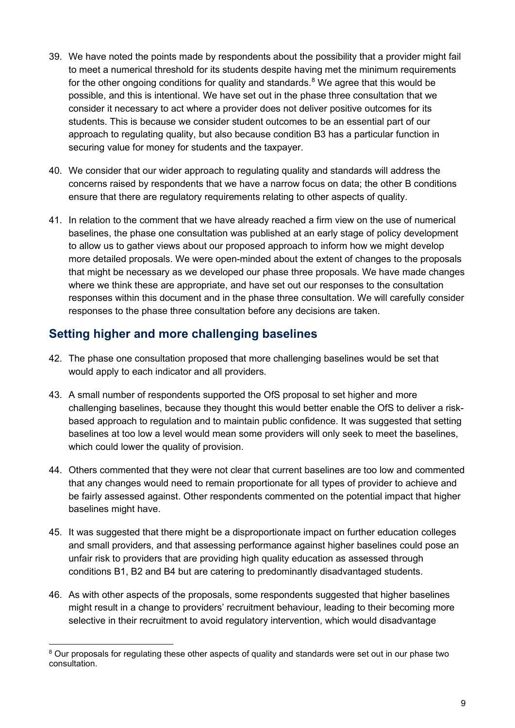39. We have noted the points made by respondents about the possibility that a provider might fail to meet a numerical threshold for its students despite having met the minimum requirements for the other ongoing conditions for quality and standards.[8] We agree that this would be possible, and this is intentional. We have set out in the phase three consultation that we consider it necessary to act where a provider does not deliver positive outcomes for its students. This is because we consider student outcomes to be an essential part of our approach to regulating quality, but also because condition B3 has a particular function in securing value for money for students and the taxpayer.

40. We consider that our wider approach to regulating quality and standards will address the concerns raised by respondents that we have a narrow focus on data; the other B conditions ensure that there are regulatory requirements relating to other aspects of quality.

41. In relation to the comment that we have already reached a firm view on the use of numerical baselines, the phase one consultation was published at an early stage of policy development to allow us to gather views about our proposed approach to inform how we might develop more detailed proposals. We were open-minded about the extent of changes to the proposals that might be necessary as we developed our phase three proposals. We have made changes where we think these are appropriate, and have set out our responses to the consultation responses within this document and in the phase three consultation. We will carefully consider responses to the phase three consultation before any decisions are taken.

## Setting higher and more challenging baselines

42. The phase one consultation proposed that more challenging baselines would be set that would apply to each indicator and all providers.

43. A small number of respondents supported the OfS proposal to set higher and more challenging baselines, because they thought this would better enable the OfS to deliver a risk-based approach to regulation and to maintain public confidence. It was suggested that setting baselines at too low a level would mean some providers will only seek to meet the baselines, which could lower the quality of provision.

44. Others commented that they were not clear that current baselines are too low and commented that any changes would need to remain proportionate for all types of provider to achieve and be fairly assessed against. Other respondents commented on the potential impact that higher baselines might have.

45. It was suggested that there might be a disproportionate impact on further education colleges and small providers, and that assessing performance against higher baselines could pose an unfair risk to providers that are providing high quality education as assessed through conditions B1, B2 and B4 but are catering to predominantly disadvantaged students.

46. As with other aspects of the proposals, some respondents suggested that higher baselines might result in a change to providers' recruitment behaviour, leading to their becoming more selective in their recruitment to avoid regulatory intervention, which would disadvantage

[8] Our proposals for regulating these other aspects of quality and standards were set out in our phase two consultation.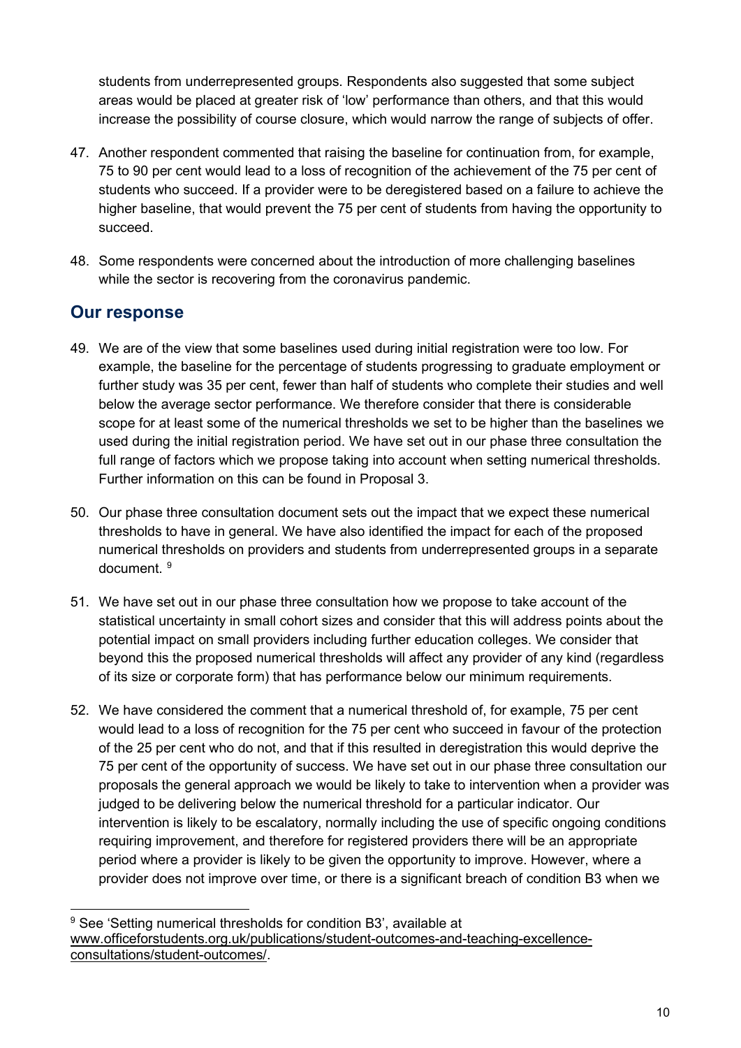students from underrepresented groups. Respondents also suggested that some subject areas would be placed at greater risk of 'low' performance than others, and that this would increase the possibility of course closure, which would narrow the range of subjects of offer.

47. Another respondent commented that raising the baseline for continuation from, for example, 75 to 90 per cent would lead to a loss of recognition of the achievement of the 75 per cent of students who succeed. If a provider were to be deregistered based on a failure to achieve the higher baseline, that would prevent the 75 per cent of students from having the opportunity to succeed.

48. Some respondents were concerned about the introduction of more challenging baselines while the sector is recovering from the coronavirus pandemic.

## Our response

49. We are of the view that some baselines used during initial registration were too low. For example, the baseline for the percentage of students progressing to graduate employment or further study was 35 per cent, fewer than half of students who complete their studies and well below the average sector performance. We therefore consider that there is considerable scope for at least some of the numerical thresholds we set to be higher than the baselines we used during the initial registration period. We have set out in our phase three consultation the full range of factors which we propose taking into account when setting numerical thresholds. Further information on this can be found in Proposal 3.

50. Our phase three consultation document sets out the impact that we expect these numerical thresholds to have in general. We have also identified the impact for each of the proposed numerical thresholds on providers and students from underrepresented groups in a separate document. [9]

51. We have set out in our phase three consultation how we propose to take account of the statistical uncertainty in small cohort sizes and consider that this will address points about the potential impact on small providers including further education colleges. We consider that beyond this the proposed numerical thresholds will affect any provider of any kind (regardless of its size or corporate form) that has performance below our minimum requirements.

52. We have considered the comment that a numerical threshold of, for example, 75 per cent would lead to a loss of recognition for the 75 per cent who succeed in favour of the protection of the 25 per cent who do not, and that if this resulted in deregistration this would deprive the 75 per cent of the opportunity of success. We have set out in our phase three consultation our proposals the general approach we would be likely to take to intervention when a provider was judged to be delivering below the numerical threshold for a particular indicator. Our intervention is likely to be escalatory, normally including the use of specific ongoing conditions requiring improvement, and therefore for registered providers there will be an appropriate period where a provider is likely to be given the opportunity to improve. However, where a provider does not improve over time, or there is a significant breach of condition B3 when we

[9] See 'Setting numerical thresholds for condition B3', available at www.officeforstudents.org.uk/publications/student-outcomes-and-teaching-excellence-consultations/student-outcomes/.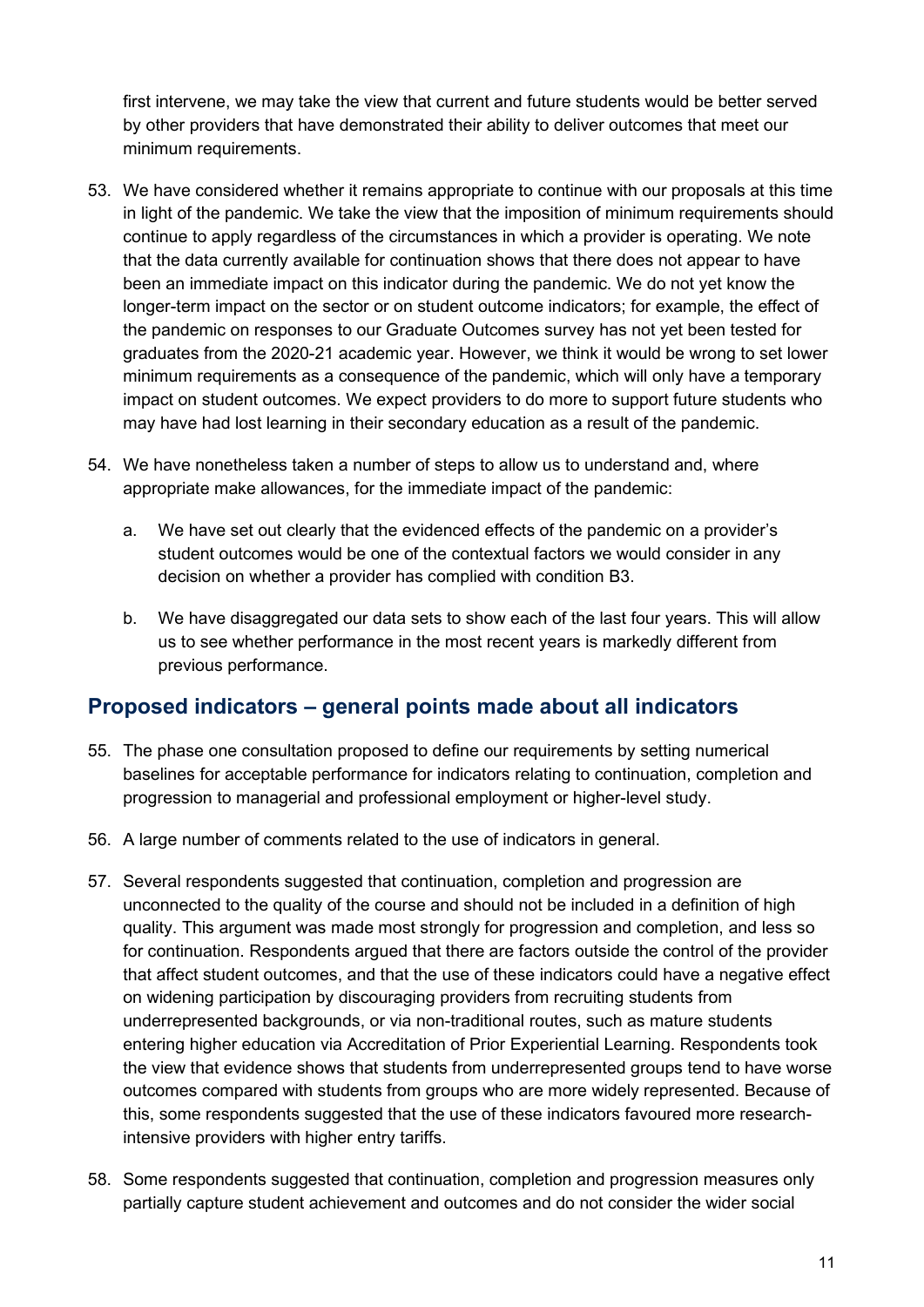first intervene, we may take the view that current and future students would be better served by other providers that have demonstrated their ability to deliver outcomes that meet our minimum requirements.

53. We have considered whether it remains appropriate to continue with our proposals at this time in light of the pandemic. We take the view that the imposition of minimum requirements should continue to apply regardless of the circumstances in which a provider is operating. We note that the data currently available for continuation shows that there does not appear to have been an immediate impact on this indicator during the pandemic. We do not yet know the longer-term impact on the sector or on student outcome indicators; for example, the effect of the pandemic on responses to our Graduate Outcomes survey has not yet been tested for graduates from the 2020-21 academic year. However, we think it would be wrong to set lower minimum requirements as a consequence of the pandemic, which will only have a temporary impact on student outcomes. We expect providers to do more to support future students who may have had lost learning in their secondary education as a result of the pandemic.

54. We have nonetheless taken a number of steps to allow us to understand and, where appropriate make allowances, for the immediate impact of the pandemic:

    a. We have set out clearly that the evidenced effects of the pandemic on a provider's student outcomes would be one of the contextual factors we would consider in any decision on whether a provider has complied with condition B3.

    b. We have disaggregated our data sets to show each of the last four years. This will allow us to see whether performance in the most recent years is markedly different from previous performance.

## Proposed indicators – general points made about all indicators

55. The phase one consultation proposed to define our requirements by setting numerical baselines for acceptable performance for indicators relating to continuation, completion and progression to managerial and professional employment or higher-level study.

56. A large number of comments related to the use of indicators in general.

57. Several respondents suggested that continuation, completion and progression are unconnected to the quality of the course and should not be included in a definition of high quality. This argument was made most strongly for progression and completion, and less so for continuation. Respondents argued that there are factors outside the control of the provider that affect student outcomes, and that the use of these indicators could have a negative effect on widening participation by discouraging providers from recruiting students from underrepresented backgrounds, or via non-traditional routes, such as mature students entering higher education via Accreditation of Prior Experiential Learning. Respondents took the view that evidence shows that students from underrepresented groups tend to have worse outcomes compared with students from groups who are more widely represented. Because of this, some respondents suggested that the use of these indicators favoured more research-intensive providers with higher entry tariffs.

58. Some respondents suggested that continuation, completion and progression measures only partially capture student achievement and outcomes and do not consider the wider social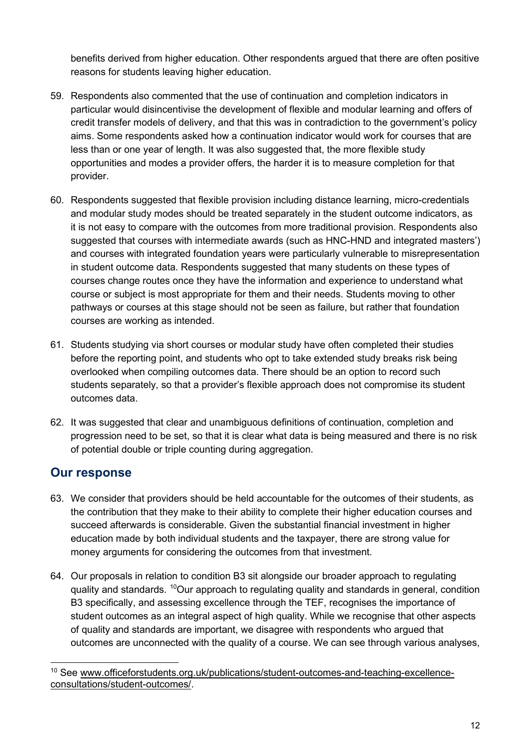benefits derived from higher education. Other respondents argued that there are often positive reasons for students leaving higher education.

59. Respondents also commented that the use of continuation and completion indicators in particular would disincentivise the development of flexible and modular learning and offers of credit transfer models of delivery, and that this was in contradiction to the government's policy aims. Some respondents asked how a continuation indicator would work for courses that are less than or one year of length. It was also suggested that, the more flexible study opportunities and modes a provider offers, the harder it is to measure completion for that provider.

60. Respondents suggested that flexible provision including distance learning, micro-credentials and modular study modes should be treated separately in the student outcome indicators, as it is not easy to compare with the outcomes from more traditional provision. Respondents also suggested that courses with intermediate awards (such as HNC-HND and integrated masters') and courses with integrated foundation years were particularly vulnerable to misrepresentation in student outcome data. Respondents suggested that many students on these types of courses change routes once they have the information and experience to understand what course or subject is most appropriate for them and their needs. Students moving to other pathways or courses at this stage should not be seen as failure, but rather that foundation courses are working as intended.

61. Students studying via short courses or modular study have often completed their studies before the reporting point, and students who opt to take extended study breaks risk being overlooked when compiling outcomes data. There should be an option to record such students separately, so that a provider's flexible approach does not compromise its student outcomes data.

62. It was suggested that clear and unambiguous definitions of continuation, completion and progression need to be set, so that it is clear what data is being measured and there is no risk of potential double or triple counting during aggregation.

## Our response

63. We consider that providers should be held accountable for the outcomes of their students, as the contribution that they make to their ability to complete their higher education courses and succeed afterwards is considerable. Given the substantial financial investment in higher education made by both individual students and the taxpayer, there are strong value for money arguments for considering the outcomes from that investment.

64. Our proposals in relation to condition B3 sit alongside our broader approach to regulating quality and standards. [10]Our approach to regulating quality and standards in general, condition B3 specifically, and assessing excellence through the TEF, recognises the importance of student outcomes as an integral aspect of high quality. While we recognise that other aspects of quality and standards are important, we disagree with respondents who argued that outcomes are unconnected with the quality of a course. We can see through various analyses,

[10] See www.officeforstudents.org.uk/publications/student-outcomes-and-teaching-excellence-consultations/student-outcomes/.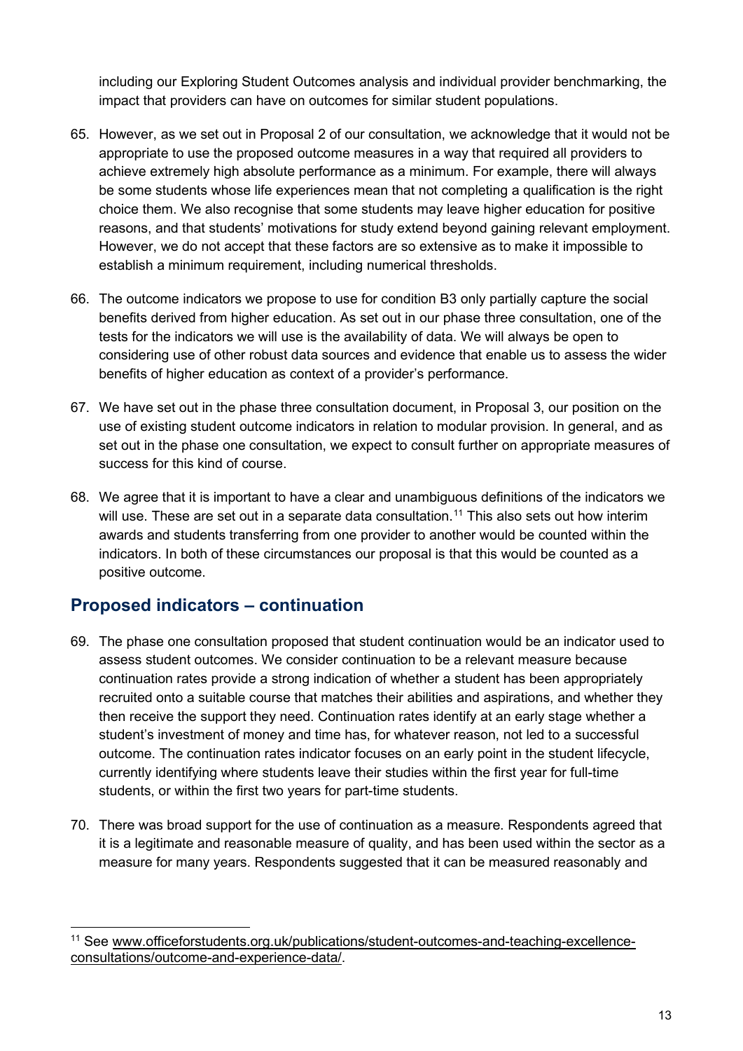including our Exploring Student Outcomes analysis and individual provider benchmarking, the impact that providers can have on outcomes for similar student populations.

65. However, as we set out in Proposal 2 of our consultation, we acknowledge that it would not be appropriate to use the proposed outcome measures in a way that required all providers to achieve extremely high absolute performance as a minimum. For example, there will always be some students whose life experiences mean that not completing a qualification is the right choice them. We also recognise that some students may leave higher education for positive reasons, and that students' motivations for study extend beyond gaining relevant employment. However, we do not accept that these factors are so extensive as to make it impossible to establish a minimum requirement, including numerical thresholds.

66. The outcome indicators we propose to use for condition B3 only partially capture the social benefits derived from higher education. As set out in our phase three consultation, one of the tests for the indicators we will use is the availability of data. We will always be open to considering use of other robust data sources and evidence that enable us to assess the wider benefits of higher education as context of a provider's performance.

67. We have set out in the phase three consultation document, in Proposal 3, our position on the use of existing student outcome indicators in relation to modular provision. In general, and as set out in the phase one consultation, we expect to consult further on appropriate measures of success for this kind of course.

68. We agree that it is important to have a clear and unambiguous definitions of the indicators we will use. These are set out in a separate data consultation.[11] This also sets out how interim awards and students transferring from one provider to another would be counted within the indicators. In both of these circumstances our proposal is that this would be counted as a positive outcome.

## Proposed indicators – continuation

69. The phase one consultation proposed that student continuation would be an indicator used to assess student outcomes. We consider continuation to be a relevant measure because continuation rates provide a strong indication of whether a student has been appropriately recruited onto a suitable course that matches their abilities and aspirations, and whether they then receive the support they need. Continuation rates identify at an early stage whether a student's investment of money and time has, for whatever reason, not led to a successful outcome. The continuation rates indicator focuses on an early point in the student lifecycle, currently identifying where students leave their studies within the first year for full-time students, or within the first two years for part-time students.

70. There was broad support for the use of continuation as a measure. Respondents agreed that it is a legitimate and reasonable measure of quality, and has been used within the sector as a measure for many years. Respondents suggested that it can be measured reasonably and

---

[11] See www.officeforstudents.org.uk/publications/student-outcomes-and-teaching-excellence-consultations/outcome-and-experience-data/.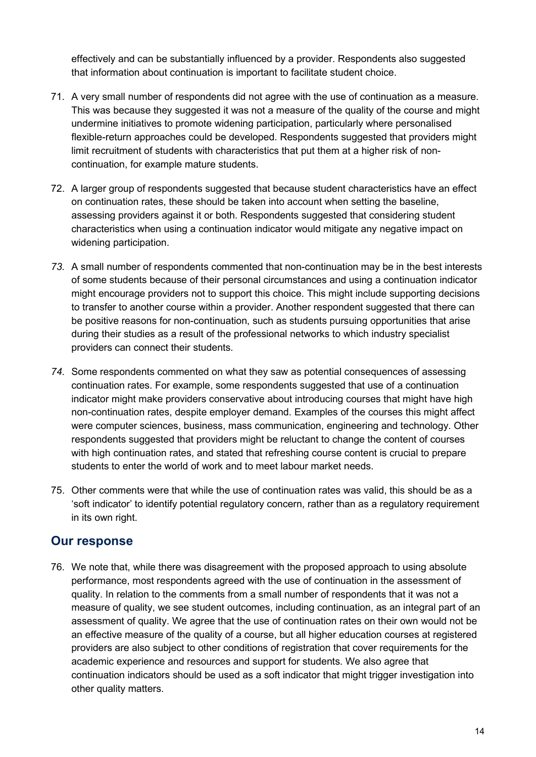effectively and can be substantially influenced by a provider. Respondents also suggested that information about continuation is important to facilitate student choice.

71. A very small number of respondents did not agree with the use of continuation as a measure. This was because they suggested it was not a measure of the quality of the course and might undermine initiatives to promote widening participation, particularly where personalised flexible-return approaches could be developed. Respondents suggested that providers might limit recruitment of students with characteristics that put them at a higher risk of non-continuation, for example mature students.

72. A larger group of respondents suggested that because student characteristics have an effect on continuation rates, these should be taken into account when setting the baseline, assessing providers against it or both. Respondents suggested that considering student characteristics when using a continuation indicator would mitigate any negative impact on widening participation.

73. A small number of respondents commented that non-continuation may be in the best interests of some students because of their personal circumstances and using a continuation indicator might encourage providers not to support this choice. This might include supporting decisions to transfer to another course within a provider. Another respondent suggested that there can be positive reasons for non-continuation, such as students pursuing opportunities that arise during their studies as a result of the professional networks to which industry specialist providers can connect their students.

74. Some respondents commented on what they saw as potential consequences of assessing continuation rates. For example, some respondents suggested that use of a continuation indicator might make providers conservative about introducing courses that might have high non-continuation rates, despite employer demand. Examples of the courses this might affect were computer sciences, business, mass communication, engineering and technology. Other respondents suggested that providers might be reluctant to change the content of courses with high continuation rates, and stated that refreshing course content is crucial to prepare students to enter the world of work and to meet labour market needs.

75. Other comments were that while the use of continuation rates was valid, this should be as a 'soft indicator' to identify potential regulatory concern, rather than as a regulatory requirement in its own right.

## Our response

76. We note that, while there was disagreement with the proposed approach to using absolute performance, most respondents agreed with the use of continuation in the assessment of quality. In relation to the comments from a small number of respondents that it was not a measure of quality, we see student outcomes, including continuation, as an integral part of an assessment of quality. We agree that the use of continuation rates on their own would not be an effective measure of the quality of a course, but all higher education courses at registered providers are also subject to other conditions of registration that cover requirements for the academic experience and resources and support for students. We also agree that continuation indicators should be used as a soft indicator that might trigger investigation into other quality matters.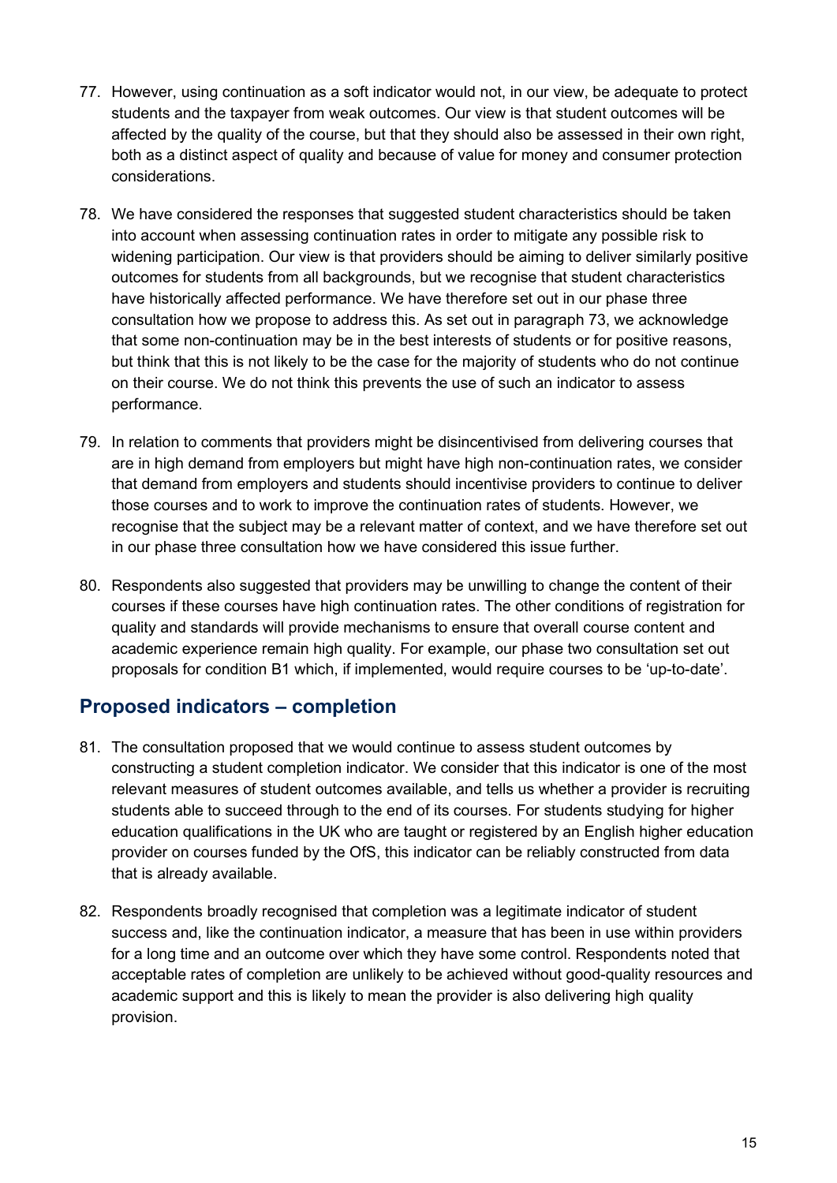77. However, using continuation as a soft indicator would not, in our view, be adequate to protect students and the taxpayer from weak outcomes. Our view is that student outcomes will be affected by the quality of the course, but that they should also be assessed in their own right, both as a distinct aspect of quality and because of value for money and consumer protection considerations.

78. We have considered the responses that suggested student characteristics should be taken into account when assessing continuation rates in order to mitigate any possible risk to widening participation. Our view is that providers should be aiming to deliver similarly positive outcomes for students from all backgrounds, but we recognise that student characteristics have historically affected performance. We have therefore set out in our phase three consultation how we propose to address this. As set out in paragraph 73, we acknowledge that some non-continuation may be in the best interests of students or for positive reasons, but think that this is not likely to be the case for the majority of students who do not continue on their course. We do not think this prevents the use of such an indicator to assess performance.

79. In relation to comments that providers might be disincentivised from delivering courses that are in high demand from employers but might have high non-continuation rates, we consider that demand from employers and students should incentivise providers to continue to deliver those courses and to work to improve the continuation rates of students. However, we recognise that the subject may be a relevant matter of context, and we have therefore set out in our phase three consultation how we have considered this issue further.

80. Respondents also suggested that providers may be unwilling to change the content of their courses if these courses have high continuation rates. The other conditions of registration for quality and standards will provide mechanisms to ensure that overall course content and academic experience remain high quality. For example, our phase two consultation set out proposals for condition B1 which, if implemented, would require courses to be 'up-to-date'.

## Proposed indicators – completion

81. The consultation proposed that we would continue to assess student outcomes by constructing a student completion indicator. We consider that this indicator is one of the most relevant measures of student outcomes available, and tells us whether a provider is recruiting students able to succeed through to the end of its courses. For students studying for higher education qualifications in the UK who are taught or registered by an English higher education provider on courses funded by the OfS, this indicator can be reliably constructed from data that is already available.

82. Respondents broadly recognised that completion was a legitimate indicator of student success and, like the continuation indicator, a measure that has been in use within providers for a long time and an outcome over which they have some control. Respondents noted that acceptable rates of completion are unlikely to be achieved without good-quality resources and academic support and this is likely to mean the provider is also delivering high quality provision.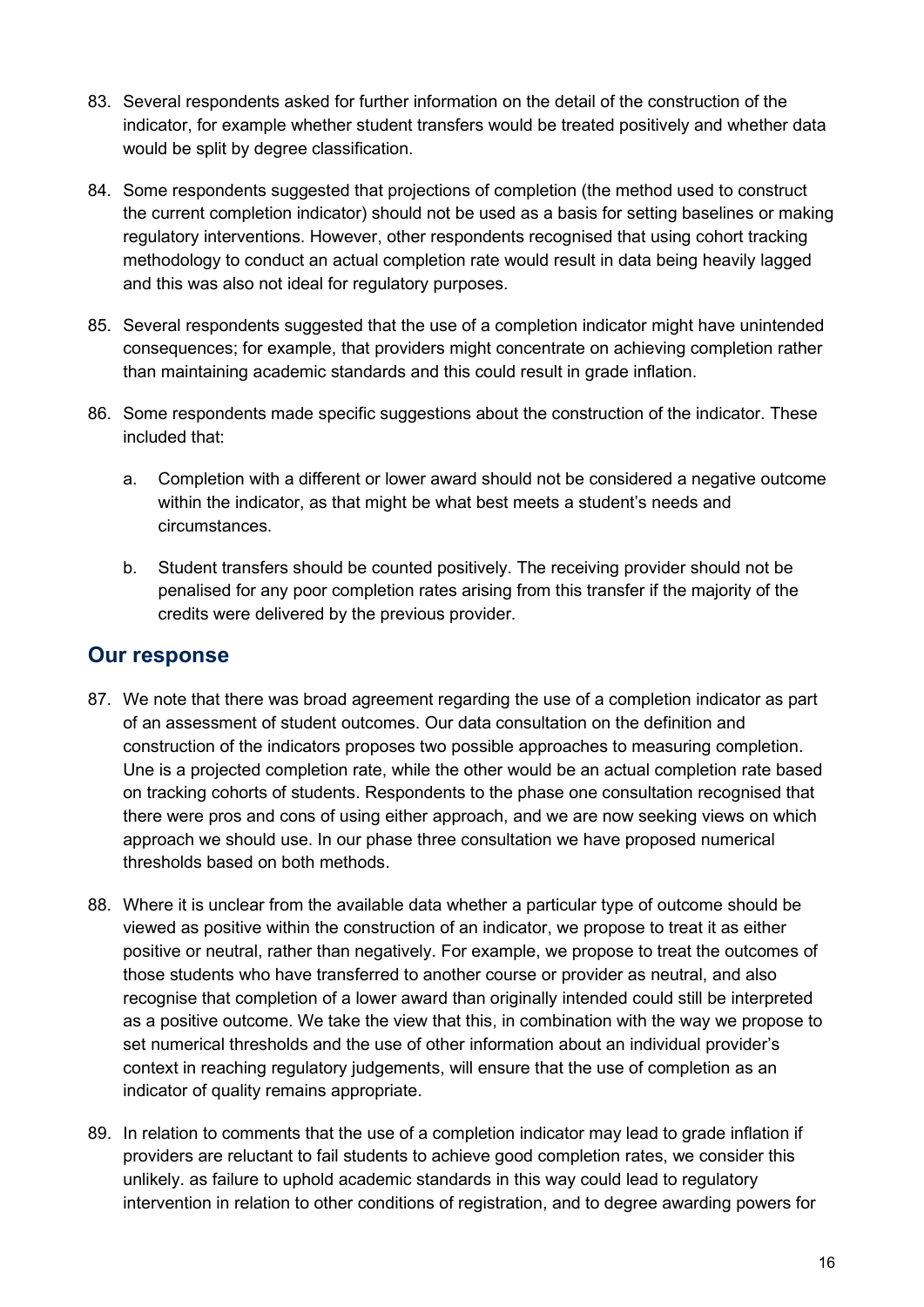83. Several respondents asked for further information on the detail of the construction of the indicator, for example whether student transfers would be treated positively and whether data would be split by degree classification.

84. Some respondents suggested that projections of completion (the method used to construct the current completion indicator) should not be used as a basis for setting baselines or making regulatory interventions. However, other respondents recognised that using cohort tracking methodology to conduct an actual completion rate would result in data being heavily lagged and this was also not ideal for regulatory purposes.

85. Several respondents suggested that the use of a completion indicator might have unintended consequences; for example, that providers might concentrate on achieving completion rather than maintaining academic standards and this could result in grade inflation.

86. Some respondents made specific suggestions about the construction of the indicator. These included that:

    a. Completion with a different or lower award should not be considered a negative outcome within the indicator, as that might be what best meets a student's needs and circumstances.

    b. Student transfers should be counted positively. The receiving provider should not be penalised for any poor completion rates arising from this transfer if the majority of the credits were delivered by the previous provider.

## Our response

87. We note that there was broad agreement regarding the use of a completion indicator as part of an assessment of student outcomes. Our data consultation on the definition and construction of the indicators proposes two possible approaches to measuring completion. Une is a projected completion rate, while the other would be an actual completion rate based on tracking cohorts of students. Respondents to the phase one consultation recognised that there were pros and cons of using either approach, and we are now seeking views on which approach we should use. In our phase three consultation we have proposed numerical thresholds based on both methods.

88. Where it is unclear from the available data whether a particular type of outcome should be viewed as positive within the construction of an indicator, we propose to treat it as either positive or neutral, rather than negatively. For example, we propose to treat the outcomes of those students who have transferred to another course or provider as neutral, and also recognise that completion of a lower award than originally intended could still be interpreted as a positive outcome. We take the view that this, in combination with the way we propose to set numerical thresholds and the use of other information about an individual provider's context in reaching regulatory judgements, will ensure that the use of completion as an indicator of quality remains appropriate.

89. In relation to comments that the use of a completion indicator may lead to grade inflation if providers are reluctant to fail students to achieve good completion rates, we consider this unlikely. as failure to uphold academic standards in this way could lead to regulatory intervention in relation to other conditions of registration, and to degree awarding powers for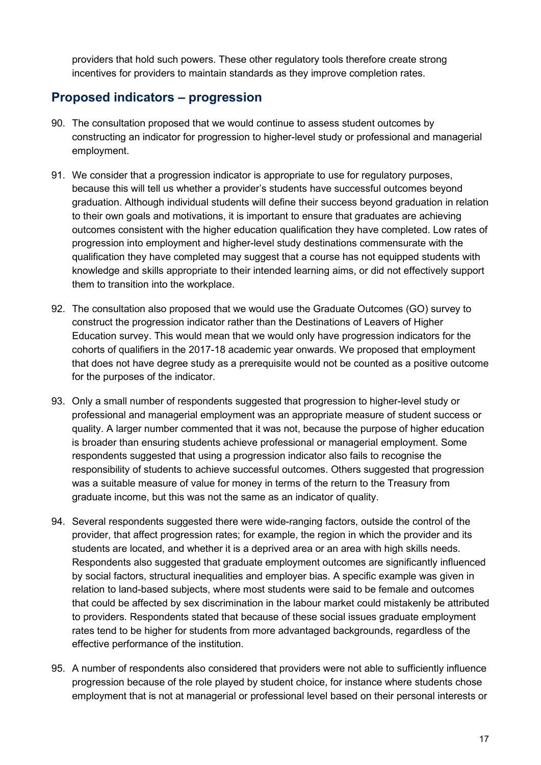providers that hold such powers. These other regulatory tools therefore create strong incentives for providers to maintain standards as they improve completion rates.

## Proposed indicators – progression

90. The consultation proposed that we would continue to assess student outcomes by constructing an indicator for progression to higher-level study or professional and managerial employment.

91. We consider that a progression indicator is appropriate to use for regulatory purposes, because this will tell us whether a provider's students have successful outcomes beyond graduation. Although individual students will define their success beyond graduation in relation to their own goals and motivations, it is important to ensure that graduates are achieving outcomes consistent with the higher education qualification they have completed. Low rates of progression into employment and higher-level study destinations commensurate with the qualification they have completed may suggest that a course has not equipped students with knowledge and skills appropriate to their intended learning aims, or did not effectively support them to transition into the workplace.

92. The consultation also proposed that we would use the Graduate Outcomes (GO) survey to construct the progression indicator rather than the Destinations of Leavers of Higher Education survey. This would mean that we would only have progression indicators for the cohorts of qualifiers in the 2017-18 academic year onwards. We proposed that employment that does not have degree study as a prerequisite would not be counted as a positive outcome for the purposes of the indicator.

93. Only a small number of respondents suggested that progression to higher-level study or professional and managerial employment was an appropriate measure of student success or quality. A larger number commented that it was not, because the purpose of higher education is broader than ensuring students achieve professional or managerial employment. Some respondents suggested that using a progression indicator also fails to recognise the responsibility of students to achieve successful outcomes. Others suggested that progression was a suitable measure of value for money in terms of the return to the Treasury from graduate income, but this was not the same as an indicator of quality.

94. Several respondents suggested there were wide-ranging factors, outside the control of the provider, that affect progression rates; for example, the region in which the provider and its students are located, and whether it is a deprived area or an area with high skills needs. Respondents also suggested that graduate employment outcomes are significantly influenced by social factors, structural inequalities and employer bias. A specific example was given in relation to land-based subjects, where most students were said to be female and outcomes that could be affected by sex discrimination in the labour market could mistakenly be attributed to providers. Respondents stated that because of these social issues graduate employment rates tend to be higher for students from more advantaged backgrounds, regardless of the effective performance of the institution.

95. A number of respondents also considered that providers were not able to sufficiently influence progression because of the role played by student choice, for instance where students chose employment that is not at managerial or professional level based on their personal interests or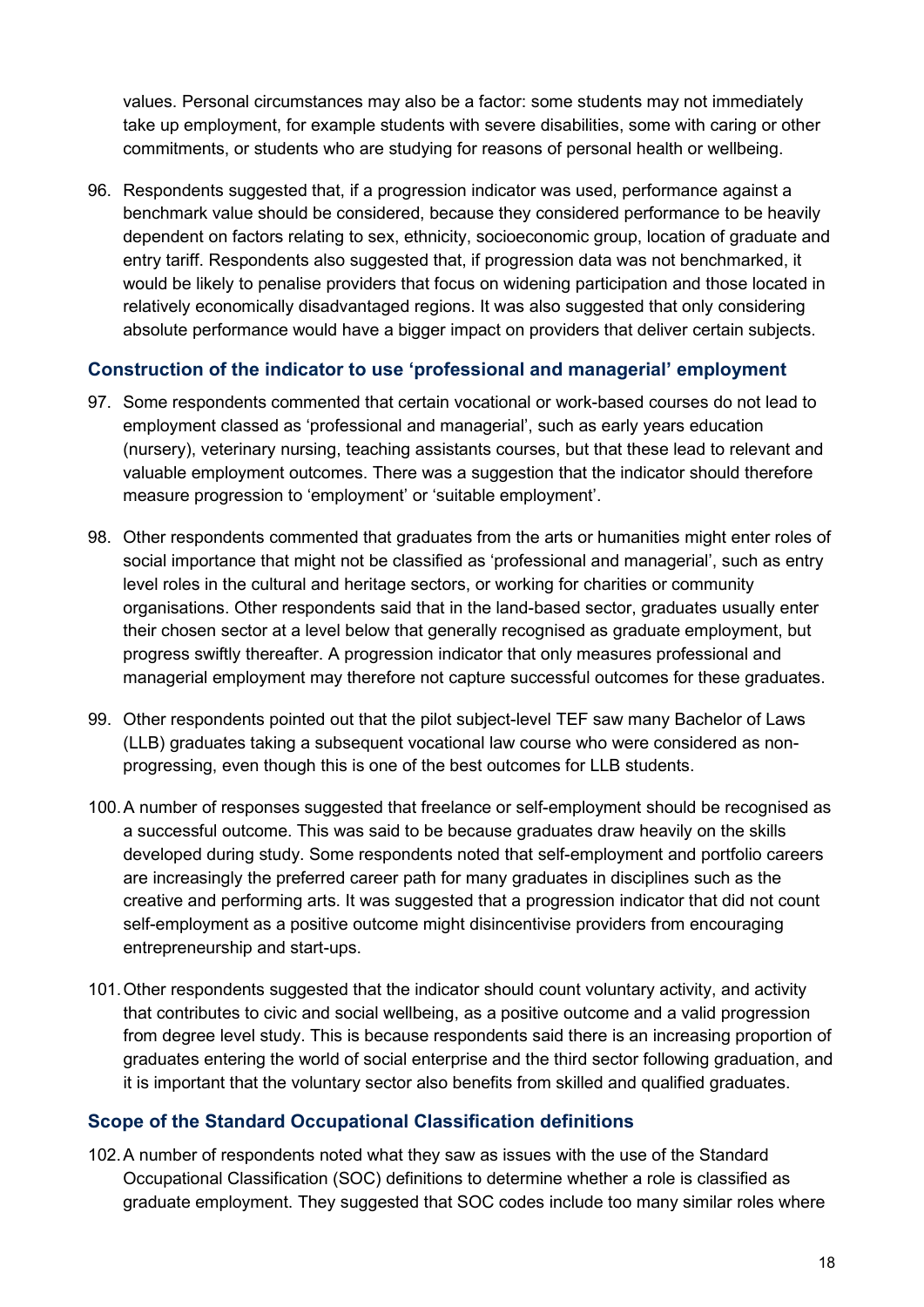values. Personal circumstances may also be a factor: some students may not immediately take up employment, for example students with severe disabilities, some with caring or other commitments, or students who are studying for reasons of personal health or wellbeing.

96. Respondents suggested that, if a progression indicator was used, performance against a benchmark value should be considered, because they considered performance to be heavily dependent on factors relating to sex, ethnicity, socioeconomic group, location of graduate and entry tariff. Respondents also suggested that, if progression data was not benchmarked, it would be likely to penalise providers that focus on widening participation and those located in relatively economically disadvantaged regions. It was also suggested that only considering absolute performance would have a bigger impact on providers that deliver certain subjects.

### Construction of the indicator to use 'professional and managerial' employment

97. Some respondents commented that certain vocational or work-based courses do not lead to employment classed as 'professional and managerial', such as early years education (nursery), veterinary nursing, teaching assistants courses, but that these lead to relevant and valuable employment outcomes. There was a suggestion that the indicator should therefore measure progression to 'employment' or 'suitable employment'.

98. Other respondents commented that graduates from the arts or humanities might enter roles of social importance that might not be classified as 'professional and managerial', such as entry level roles in the cultural and heritage sectors, or working for charities or community organisations. Other respondents said that in the land-based sector, graduates usually enter their chosen sector at a level below that generally recognised as graduate employment, but progress swiftly thereafter. A progression indicator that only measures professional and managerial employment may therefore not capture successful outcomes for these graduates.

99. Other respondents pointed out that the pilot subject-level TEF saw many Bachelor of Laws (LLB) graduates taking a subsequent vocational law course who were considered as non-progressing, even though this is one of the best outcomes for LLB students.

100. A number of responses suggested that freelance or self-employment should be recognised as a successful outcome. This was said to be because graduates draw heavily on the skills developed during study. Some respondents noted that self-employment and portfolio careers are increasingly the preferred career path for many graduates in disciplines such as the creative and performing arts. It was suggested that a progression indicator that did not count self-employment as a positive outcome might disincentivise providers from encouraging entrepreneurship and start-ups.

101. Other respondents suggested that the indicator should count voluntary activity, and activity that contributes to civic and social wellbeing, as a positive outcome and a valid progression from degree level study. This is because respondents said there is an increasing proportion of graduates entering the world of social enterprise and the third sector following graduation, and it is important that the voluntary sector also benefits from skilled and qualified graduates.

### Scope of the Standard Occupational Classification definitions

102. A number of respondents noted what they saw as issues with the use of the Standard Occupational Classification (SOC) definitions to determine whether a role is classified as graduate employment. They suggested that SOC codes include too many similar roles where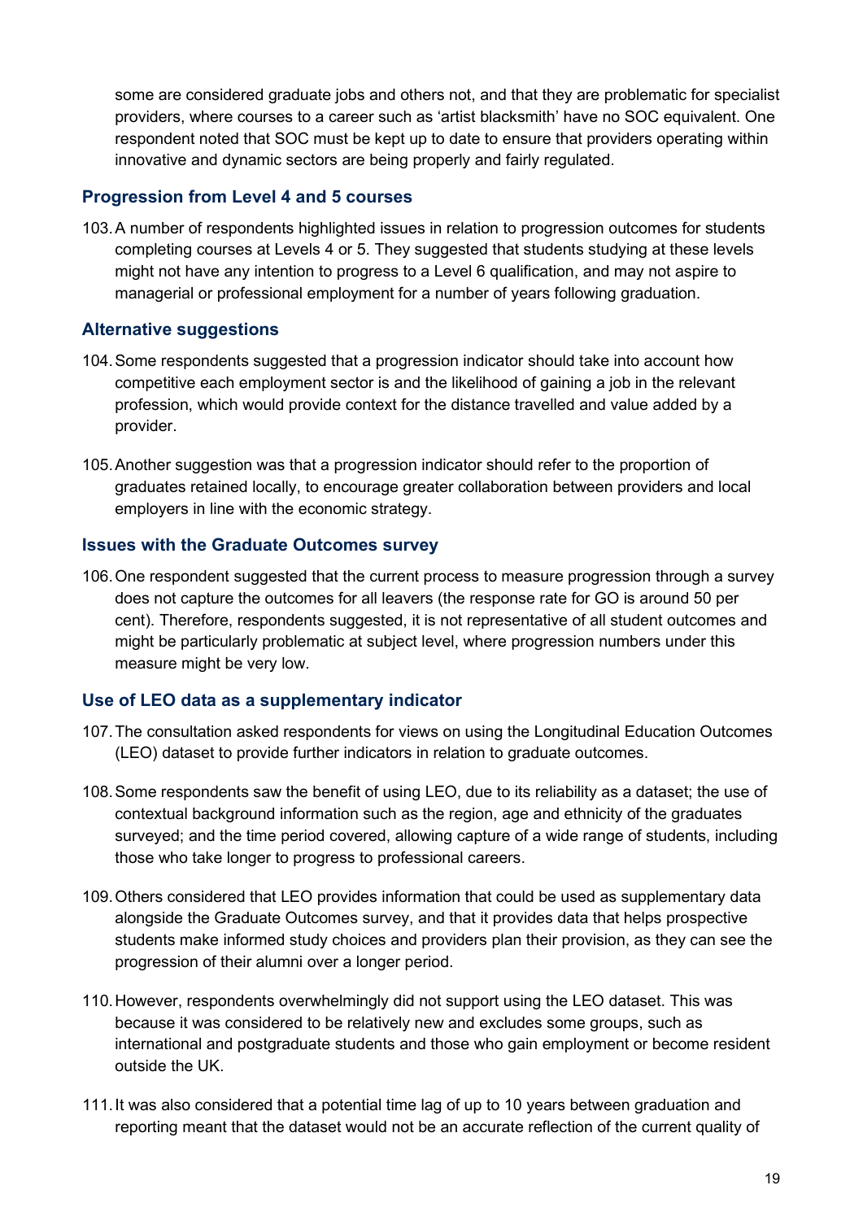some are considered graduate jobs and others not, and that they are problematic for specialist providers, where courses to a career such as 'artist blacksmith' have no SOC equivalent. One respondent noted that SOC must be kept up to date to ensure that providers operating within innovative and dynamic sectors are being properly and fairly regulated.

### Progression from Level 4 and 5 courses

103. A number of respondents highlighted issues in relation to progression outcomes for students completing courses at Levels 4 or 5. They suggested that students studying at these levels might not have any intention to progress to a Level 6 qualification, and may not aspire to managerial or professional employment for a number of years following graduation.

### Alternative suggestions

104. Some respondents suggested that a progression indicator should take into account how competitive each employment sector is and the likelihood of gaining a job in the relevant profession, which would provide context for the distance travelled and value added by a provider.

105. Another suggestion was that a progression indicator should refer to the proportion of graduates retained locally, to encourage greater collaboration between providers and local employers in line with the economic strategy.

### Issues with the Graduate Outcomes survey

106. One respondent suggested that the current process to measure progression through a survey does not capture the outcomes for all leavers (the response rate for GO is around 50 per cent). Therefore, respondents suggested, it is not representative of all student outcomes and might be particularly problematic at subject level, where progression numbers under this measure might be very low.

### Use of LEO data as a supplementary indicator

107. The consultation asked respondents for views on using the Longitudinal Education Outcomes (LEO) dataset to provide further indicators in relation to graduate outcomes.

108. Some respondents saw the benefit of using LEO, due to its reliability as a dataset; the use of contextual background information such as the region, age and ethnicity of the graduates surveyed; and the time period covered, allowing capture of a wide range of students, including those who take longer to progress to professional careers.

109. Others considered that LEO provides information that could be used as supplementary data alongside the Graduate Outcomes survey, and that it provides data that helps prospective students make informed study choices and providers plan their provision, as they can see the progression of their alumni over a longer period.

110. However, respondents overwhelmingly did not support using the LEO dataset. This was because it was considered to be relatively new and excludes some groups, such as international and postgraduate students and those who gain employment or become resident outside the UK.

111. It was also considered that a potential time lag of up to 10 years between graduation and reporting meant that the dataset would not be an accurate reflection of the current quality of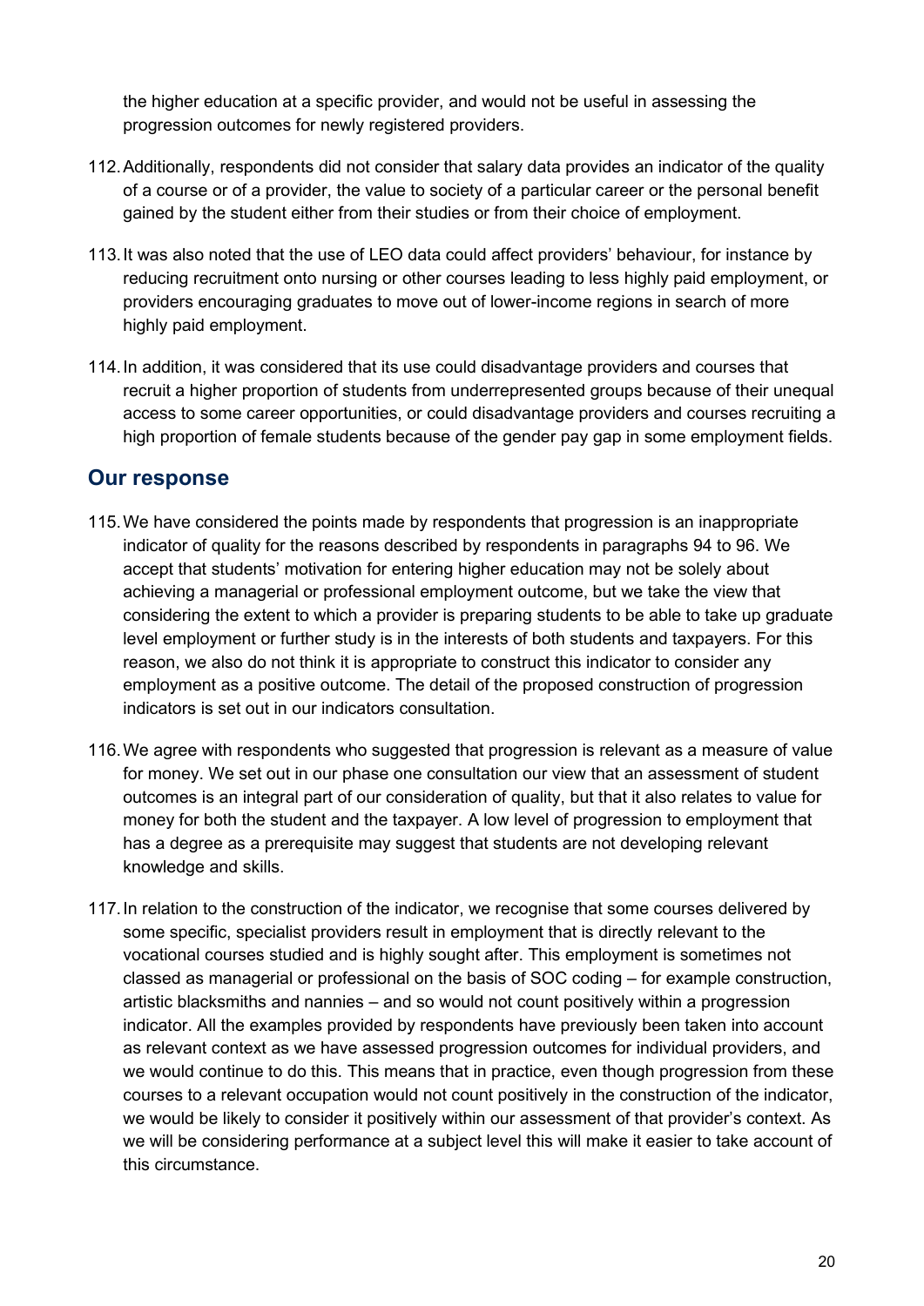the higher education at a specific provider, and would not be useful in assessing the progression outcomes for newly registered providers.

112. Additionally, respondents did not consider that salary data provides an indicator of the quality of a course or of a provider, the value to society of a particular career or the personal benefit gained by the student either from their studies or from their choice of employment.

113. It was also noted that the use of LEO data could affect providers' behaviour, for instance by reducing recruitment onto nursing or other courses leading to less highly paid employment, or providers encouraging graduates to move out of lower-income regions in search of more highly paid employment.

114. In addition, it was considered that its use could disadvantage providers and courses that recruit a higher proportion of students from underrepresented groups because of their unequal access to some career opportunities, or could disadvantage providers and courses recruiting a high proportion of female students because of the gender pay gap in some employment fields.

## Our response

115. We have considered the points made by respondents that progression is an inappropriate indicator of quality for the reasons described by respondents in paragraphs 94 to 96. We accept that students' motivation for entering higher education may not be solely about achieving a managerial or professional employment outcome, but we take the view that considering the extent to which a provider is preparing students to be able to take up graduate level employment or further study is in the interests of both students and taxpayers. For this reason, we also do not think it is appropriate to construct this indicator to consider any employment as a positive outcome. The detail of the proposed construction of progression indicators is set out in our indicators consultation.

116. We agree with respondents who suggested that progression is relevant as a measure of value for money. We set out in our phase one consultation our view that an assessment of student outcomes is an integral part of our consideration of quality, but that it also relates to value for money for both the student and the taxpayer. A low level of progression to employment that has a degree as a prerequisite may suggest that students are not developing relevant knowledge and skills.

117. In relation to the construction of the indicator, we recognise that some courses delivered by some specific, specialist providers result in employment that is directly relevant to the vocational courses studied and is highly sought after. This employment is sometimes not classed as managerial or professional on the basis of SOC coding – for example construction, artistic blacksmiths and nannies – and so would not count positively within a progression indicator. All the examples provided by respondents have previously been taken into account as relevant context as we have assessed progression outcomes for individual providers, and we would continue to do this. This means that in practice, even though progression from these courses to a relevant occupation would not count positively in the construction of the indicator, we would be likely to consider it positively within our assessment of that provider's context. As we will be considering performance at a subject level this will make it easier to take account of this circumstance.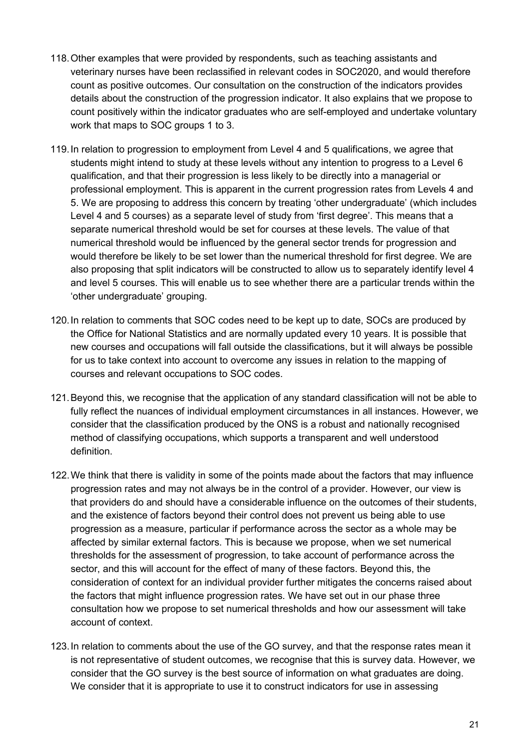118. Other examples that were provided by respondents, such as teaching assistants and veterinary nurses have been reclassified in relevant codes in SOC2020, and would therefore count as positive outcomes. Our consultation on the construction of the indicators provides details about the construction of the progression indicator. It also explains that we propose to count positively within the indicator graduates who are self-employed and undertake voluntary work that maps to SOC groups 1 to 3.

119. In relation to progression to employment from Level 4 and 5 qualifications, we agree that students might intend to study at these levels without any intention to progress to a Level 6 qualification, and that their progression is less likely to be directly into a managerial or professional employment. This is apparent in the current progression rates from Levels 4 and 5. We are proposing to address this concern by treating 'other undergraduate' (which includes Level 4 and 5 courses) as a separate level of study from 'first degree'. This means that a separate numerical threshold would be set for courses at these levels. The value of that numerical threshold would be influenced by the general sector trends for progression and would therefore be likely to be set lower than the numerical threshold for first degree. We are also proposing that split indicators will be constructed to allow us to separately identify level 4 and level 5 courses. This will enable us to see whether there are a particular trends within the 'other undergraduate' grouping.

120. In relation to comments that SOC codes need to be kept up to date, SOCs are produced by the Office for National Statistics and are normally updated every 10 years. It is possible that new courses and occupations will fall outside the classifications, but it will always be possible for us to take context into account to overcome any issues in relation to the mapping of courses and relevant occupations to SOC codes.

121. Beyond this, we recognise that the application of any standard classification will not be able to fully reflect the nuances of individual employment circumstances in all instances. However, we consider that the classification produced by the ONS is a robust and nationally recognised method of classifying occupations, which supports a transparent and well understood definition.

122. We think that there is validity in some of the points made about the factors that may influence progression rates and may not always be in the control of a provider. However, our view is that providers do and should have a considerable influence on the outcomes of their students, and the existence of factors beyond their control does not prevent us being able to use progression as a measure, particular if performance across the sector as a whole may be affected by similar external factors. This is because we propose, when we set numerical thresholds for the assessment of progression, to take account of performance across the sector, and this will account for the effect of many of these factors. Beyond this, the consideration of context for an individual provider further mitigates the concerns raised about the factors that might influence progression rates. We have set out in our phase three consultation how we propose to set numerical thresholds and how our assessment will take account of context.

123. In relation to comments about the use of the GO survey, and that the response rates mean it is not representative of student outcomes, we recognise that this is survey data. However, we consider that the GO survey is the best source of information on what graduates are doing. We consider that it is appropriate to use it to construct indicators for use in assessing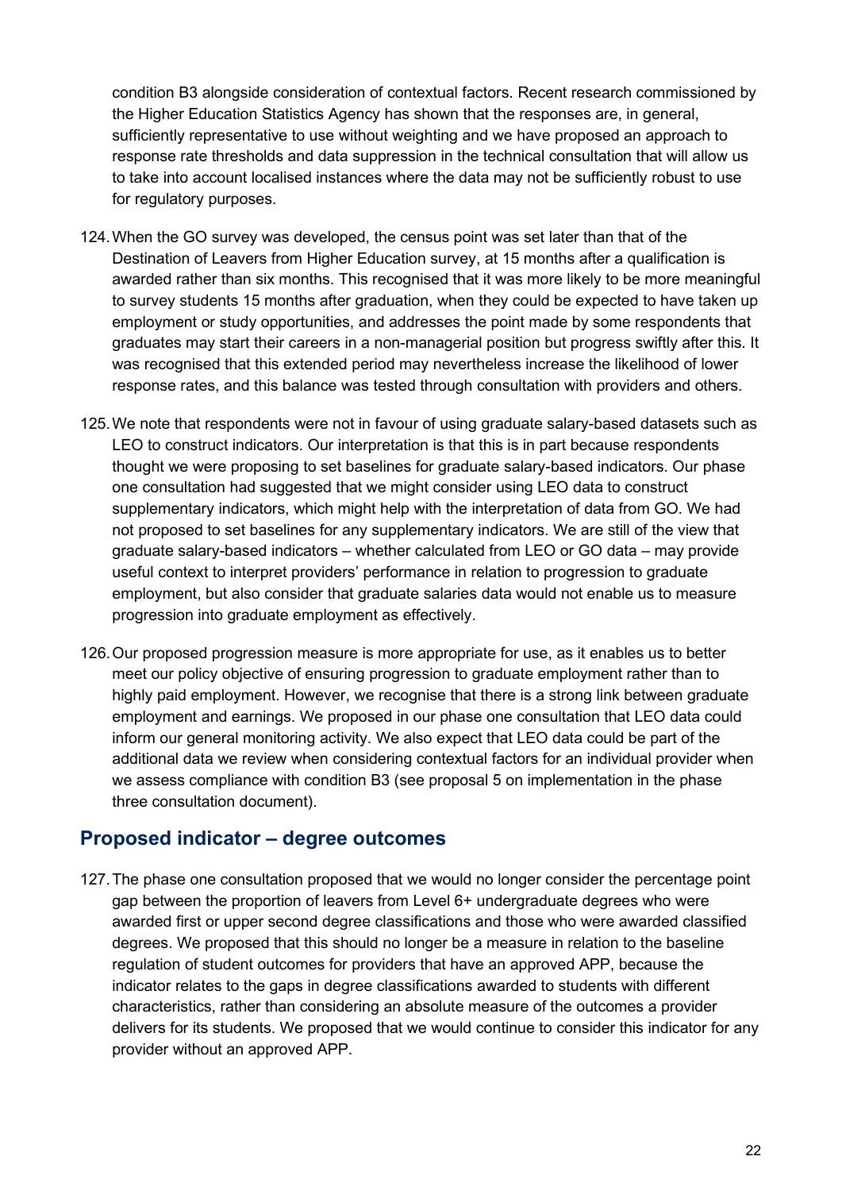condition B3 alongside consideration of contextual factors. Recent research commissioned by the Higher Education Statistics Agency has shown that the responses are, in general, sufficiently representative to use without weighting and we have proposed an approach to response rate thresholds and data suppression in the technical consultation that will allow us to take into account localised instances where the data may not be sufficiently robust to use for regulatory purposes.

124. When the GO survey was developed, the census point was set later than that of the Destination of Leavers from Higher Education survey, at 15 months after a qualification is awarded rather than six months. This recognised that it was more likely to be more meaningful to survey students 15 months after graduation, when they could be expected to have taken up employment or study opportunities, and addresses the point made by some respondents that graduates may start their careers in a non-managerial position but progress swiftly after this. It was recognised that this extended period may nevertheless increase the likelihood of lower response rates, and this balance was tested through consultation with providers and others.

125. We note that respondents were not in favour of using graduate salary-based datasets such as LEO to construct indicators. Our interpretation is that this is in part because respondents thought we were proposing to set baselines for graduate salary-based indicators. Our phase one consultation had suggested that we might consider using LEO data to construct supplementary indicators, which might help with the interpretation of data from GO. We had not proposed to set baselines for any supplementary indicators. We are still of the view that graduate salary-based indicators – whether calculated from LEO or GO data – may provide useful context to interpret providers' performance in relation to progression to graduate employment, but also consider that graduate salaries data would not enable us to measure progression into graduate employment as effectively.

126. Our proposed progression measure is more appropriate for use, as it enables us to better meet our policy objective of ensuring progression to graduate employment rather than to highly paid employment. However, we recognise that there is a strong link between graduate employment and earnings. We proposed in our phase one consultation that LEO data could inform our general monitoring activity. We also expect that LEO data could be part of the additional data we review when considering contextual factors for an individual provider when we assess compliance with condition B3 (see proposal 5 on implementation in the phase three consultation document).

## Proposed indicator – degree outcomes

127. The phase one consultation proposed that we would no longer consider the percentage point gap between the proportion of leavers from Level 6+ undergraduate degrees who were awarded first or upper second degree classifications and those who were awarded classified degrees. We proposed that this should no longer be a measure in relation to the baseline regulation of student outcomes for providers that have an approved APP, because the indicator relates to the gaps in degree classifications awarded to students with different characteristics, rather than considering an absolute measure of the outcomes a provider delivers for its students. We proposed that we would continue to consider this indicator for any provider without an approved APP.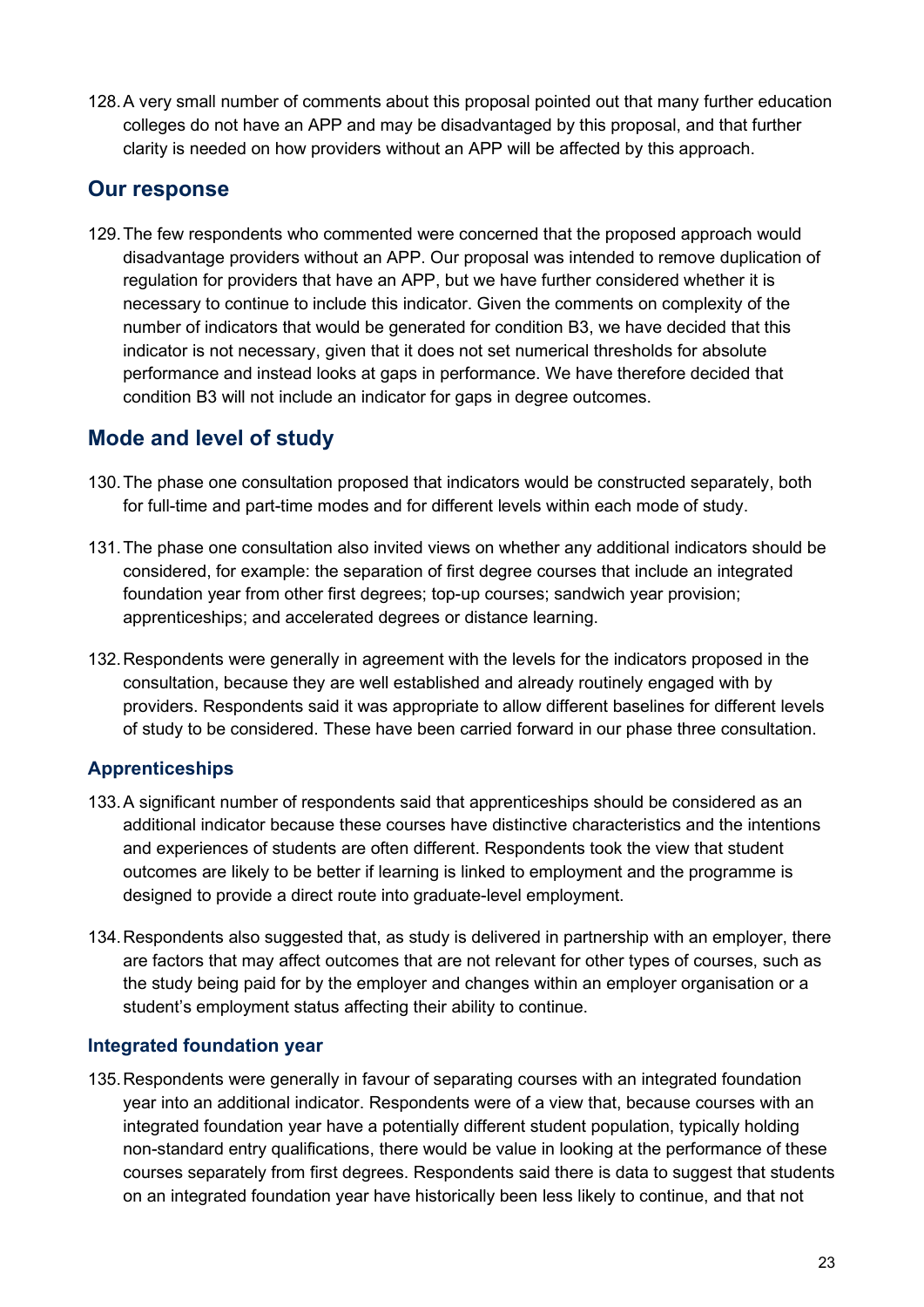128. A very small number of comments about this proposal pointed out that many further education colleges do not have an APP and may be disadvantaged by this proposal, and that further clarity is needed on how providers without an APP will be affected by this approach.

## Our response

129. The few respondents who commented were concerned that the proposed approach would disadvantage providers without an APP. Our proposal was intended to remove duplication of regulation for providers that have an APP, but we have further considered whether it is necessary to continue to include this indicator. Given the comments on complexity of the number of indicators that would be generated for condition B3, we have decided that this indicator is not necessary, given that it does not set numerical thresholds for absolute performance and instead looks at gaps in performance. We have therefore decided that condition B3 will not include an indicator for gaps in degree outcomes.

## Mode and level of study

130. The phase one consultation proposed that indicators would be constructed separately, both for full-time and part-time modes and for different levels within each mode of study.

131. The phase one consultation also invited views on whether any additional indicators should be considered, for example: the separation of first degree courses that include an integrated foundation year from other first degrees; top-up courses; sandwich year provision; apprenticeships; and accelerated degrees or distance learning.

132. Respondents were generally in agreement with the levels for the indicators proposed in the consultation, because they are well established and already routinely engaged with by providers. Respondents said it was appropriate to allow different baselines for different levels of study to be considered. These have been carried forward in our phase three consultation.

### Apprenticeships

133. A significant number of respondents said that apprenticeships should be considered as an additional indicator because these courses have distinctive characteristics and the intentions and experiences of students are often different. Respondents took the view that student outcomes are likely to be better if learning is linked to employment and the programme is designed to provide a direct route into graduate-level employment.

134. Respondents also suggested that, as study is delivered in partnership with an employer, there are factors that may affect outcomes that are not relevant for other types of courses, such as the study being paid for by the employer and changes within an employer organisation or a student's employment status affecting their ability to continue.

### Integrated foundation year

135. Respondents were generally in favour of separating courses with an integrated foundation year into an additional indicator. Respondents were of a view that, because courses with an integrated foundation year have a potentially different student population, typically holding non-standard entry qualifications, there would be value in looking at the performance of these courses separately from first degrees. Respondents said there is data to suggest that students on an integrated foundation year have historically been less likely to continue, and that not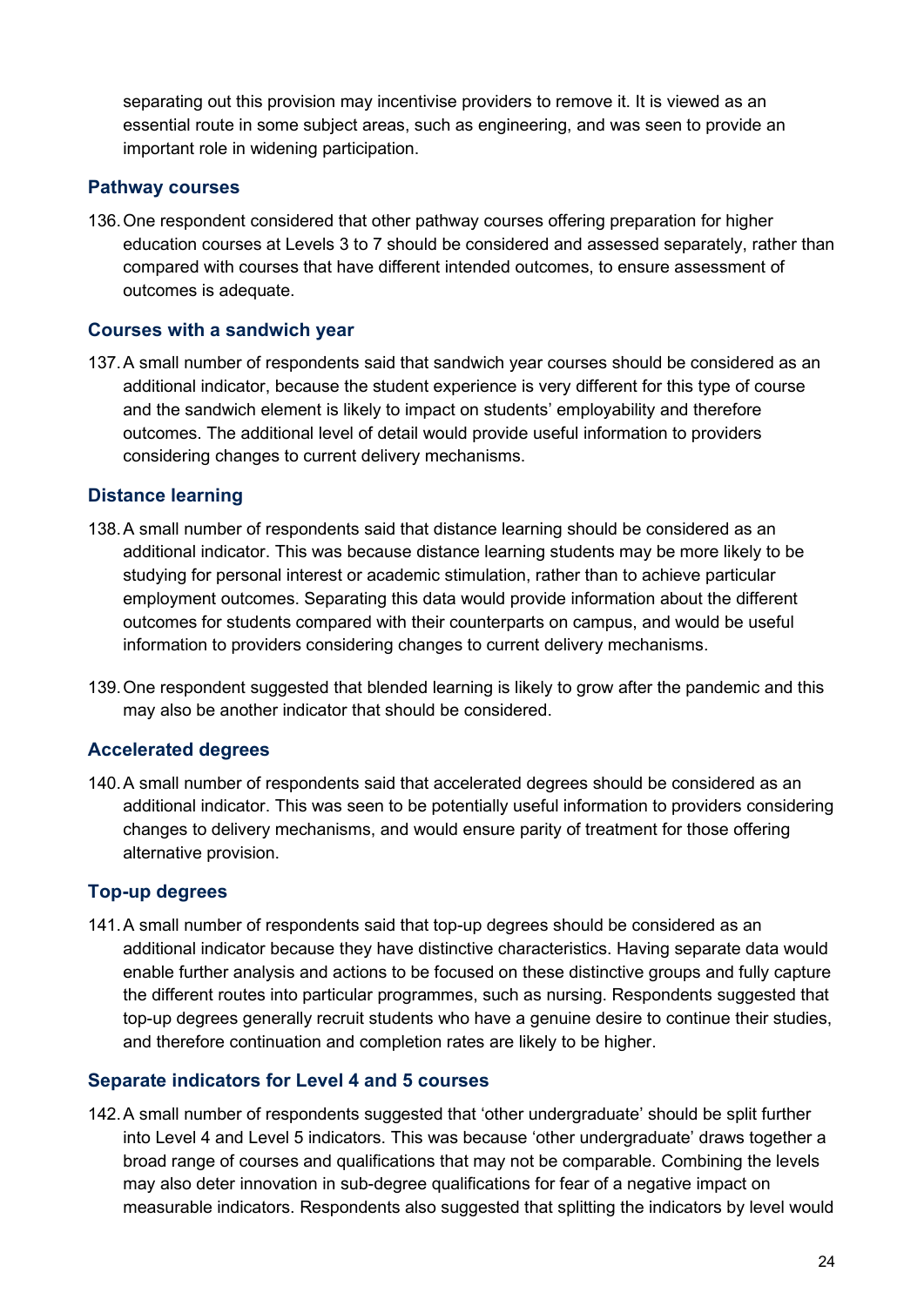separating out this provision may incentivise providers to remove it. It is viewed as an essential route in some subject areas, such as engineering, and was seen to provide an important role in widening participation.

### Pathway courses

136. One respondent considered that other pathway courses offering preparation for higher education courses at Levels 3 to 7 should be considered and assessed separately, rather than compared with courses that have different intended outcomes, to ensure assessment of outcomes is adequate.

### Courses with a sandwich year

137. A small number of respondents said that sandwich year courses should be considered as an additional indicator, because the student experience is very different for this type of course and the sandwich element is likely to impact on students' employability and therefore outcomes. The additional level of detail would provide useful information to providers considering changes to current delivery mechanisms.

### Distance learning

138. A small number of respondents said that distance learning should be considered as an additional indicator. This was because distance learning students may be more likely to be studying for personal interest or academic stimulation, rather than to achieve particular employment outcomes. Separating this data would provide information about the different outcomes for students compared with their counterparts on campus, and would be useful information to providers considering changes to current delivery mechanisms.

139. One respondent suggested that blended learning is likely to grow after the pandemic and this may also be another indicator that should be considered.

### Accelerated degrees

140. A small number of respondents said that accelerated degrees should be considered as an additional indicator. This was seen to be potentially useful information to providers considering changes to delivery mechanisms, and would ensure parity of treatment for those offering alternative provision.

### Top-up degrees

141. A small number of respondents said that top-up degrees should be considered as an additional indicator because they have distinctive characteristics. Having separate data would enable further analysis and actions to be focused on these distinctive groups and fully capture the different routes into particular programmes, such as nursing. Respondents suggested that top-up degrees generally recruit students who have a genuine desire to continue their studies, and therefore continuation and completion rates are likely to be higher.

### Separate indicators for Level 4 and 5 courses

142. A small number of respondents suggested that 'other undergraduate' should be split further into Level 4 and Level 5 indicators. This was because 'other undergraduate' draws together a broad range of courses and qualifications that may not be comparable. Combining the levels may also deter innovation in sub-degree qualifications for fear of a negative impact on measurable indicators. Respondents also suggested that splitting the indicators by level would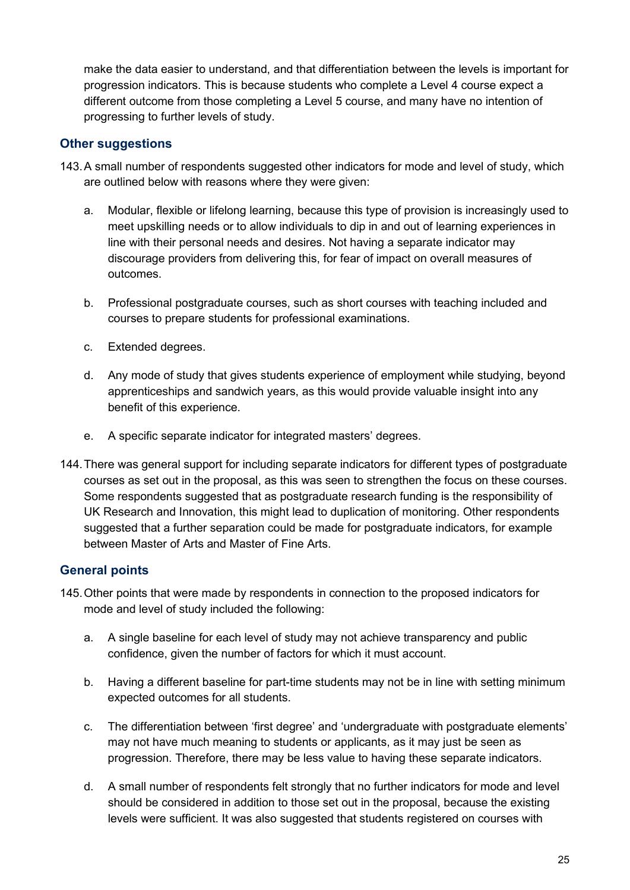make the data easier to understand, and that differentiation between the levels is important for progression indicators. This is because students who complete a Level 4 course expect a different outcome from those completing a Level 5 course, and many have no intention of progressing to further levels of study.

### Other suggestions

143. A small number of respondents suggested other indicators for mode and level of study, which are outlined below with reasons where they were given:

   a. Modular, flexible or lifelong learning, because this type of provision is increasingly used to meet upskilling needs or to allow individuals to dip in and out of learning experiences in line with their personal needs and desires. Not having a separate indicator may discourage providers from delivering this, for fear of impact on overall measures of outcomes.

   b. Professional postgraduate courses, such as short courses with teaching included and courses to prepare students for professional examinations.

   c. Extended degrees.

   d. Any mode of study that gives students experience of employment while studying, beyond apprenticeships and sandwich years, as this would provide valuable insight into any benefit of this experience.

   e. A specific separate indicator for integrated masters' degrees.

144. There was general support for including separate indicators for different types of postgraduate courses as set out in the proposal, as this was seen to strengthen the focus on these courses. Some respondents suggested that as postgraduate research funding is the responsibility of UK Research and Innovation, this might lead to duplication of monitoring. Other respondents suggested that a further separation could be made for postgraduate indicators, for example between Master of Arts and Master of Fine Arts.

### General points

145. Other points that were made by respondents in connection to the proposed indicators for mode and level of study included the following:

   a. A single baseline for each level of study may not achieve transparency and public confidence, given the number of factors for which it must account.

   b. Having a different baseline for part-time students may not be in line with setting minimum expected outcomes for all students.

   c. The differentiation between 'first degree' and 'undergraduate with postgraduate elements' may not have much meaning to students or applicants, as it may just be seen as progression. Therefore, there may be less value to having these separate indicators.

   d. A small number of respondents felt strongly that no further indicators for mode and level should be considered in addition to those set out in the proposal, because the existing levels were sufficient. It was also suggested that students registered on courses with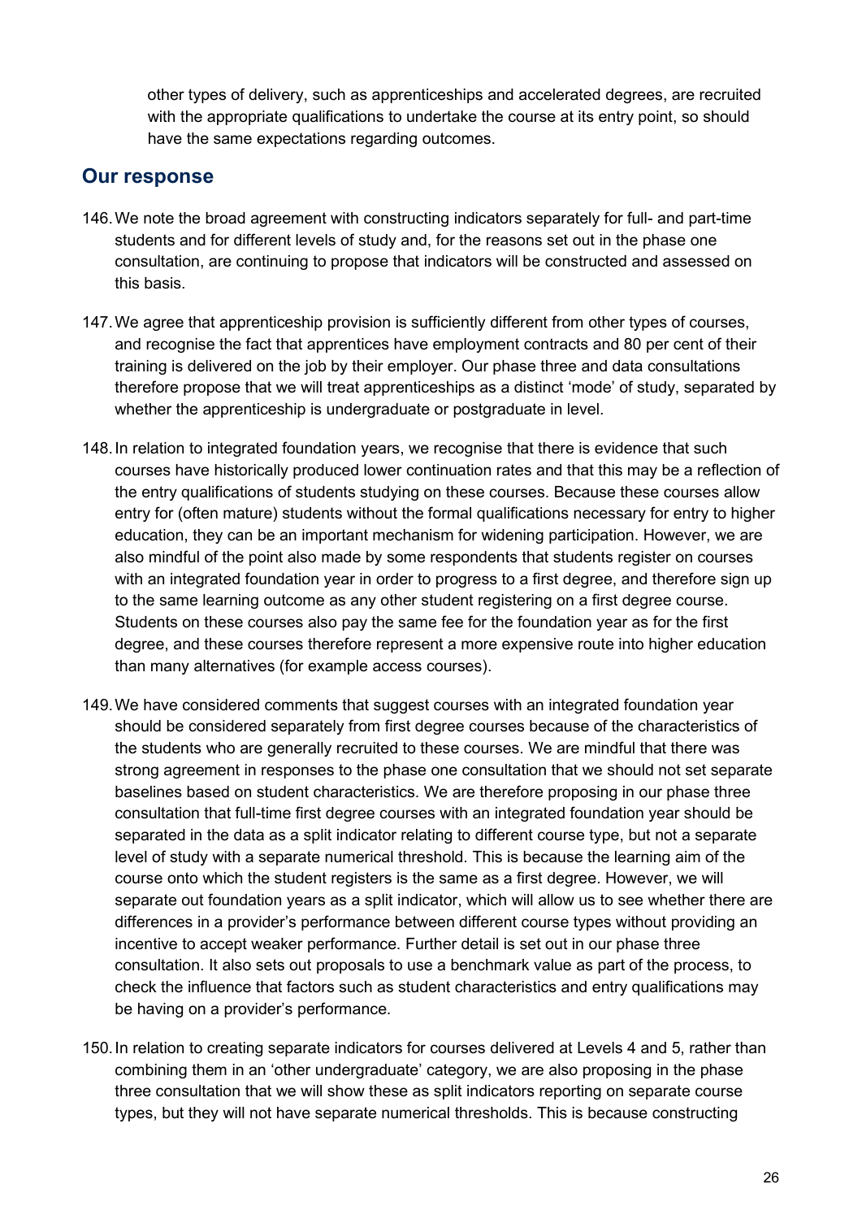other types of delivery, such as apprenticeships and accelerated degrees, are recruited with the appropriate qualifications to undertake the course at its entry point, so should have the same expectations regarding outcomes.

## Our response

146. We note the broad agreement with constructing indicators separately for full- and part-time students and for different levels of study and, for the reasons set out in the phase one consultation, are continuing to propose that indicators will be constructed and assessed on this basis.

147. We agree that apprenticeship provision is sufficiently different from other types of courses, and recognise the fact that apprentices have employment contracts and 80 per cent of their training is delivered on the job by their employer. Our phase three and data consultations therefore propose that we will treat apprenticeships as a distinct 'mode' of study, separated by whether the apprenticeship is undergraduate or postgraduate in level.

148. In relation to integrated foundation years, we recognise that there is evidence that such courses have historically produced lower continuation rates and that this may be a reflection of the entry qualifications of students studying on these courses. Because these courses allow entry for (often mature) students without the formal qualifications necessary for entry to higher education, they can be an important mechanism for widening participation. However, we are also mindful of the point also made by some respondents that students register on courses with an integrated foundation year in order to progress to a first degree, and therefore sign up to the same learning outcome as any other student registering on a first degree course. Students on these courses also pay the same fee for the foundation year as for the first degree, and these courses therefore represent a more expensive route into higher education than many alternatives (for example access courses).

149. We have considered comments that suggest courses with an integrated foundation year should be considered separately from first degree courses because of the characteristics of the students who are generally recruited to these courses. We are mindful that there was strong agreement in responses to the phase one consultation that we should not set separate baselines based on student characteristics. We are therefore proposing in our phase three consultation that full-time first degree courses with an integrated foundation year should be separated in the data as a split indicator relating to different course type, but not a separate level of study with a separate numerical threshold. This is because the learning aim of the course onto which the student registers is the same as a first degree. However, we will separate out foundation years as a split indicator, which will allow us to see whether there are differences in a provider's performance between different course types without providing an incentive to accept weaker performance. Further detail is set out in our phase three consultation. It also sets out proposals to use a benchmark value as part of the process, to check the influence that factors such as student characteristics and entry qualifications may be having on a provider's performance.

150. In relation to creating separate indicators for courses delivered at Levels 4 and 5, rather than combining them in an 'other undergraduate' category, we are also proposing in the phase three consultation that we will show these as split indicators reporting on separate course types, but they will not have separate numerical thresholds. This is because constructing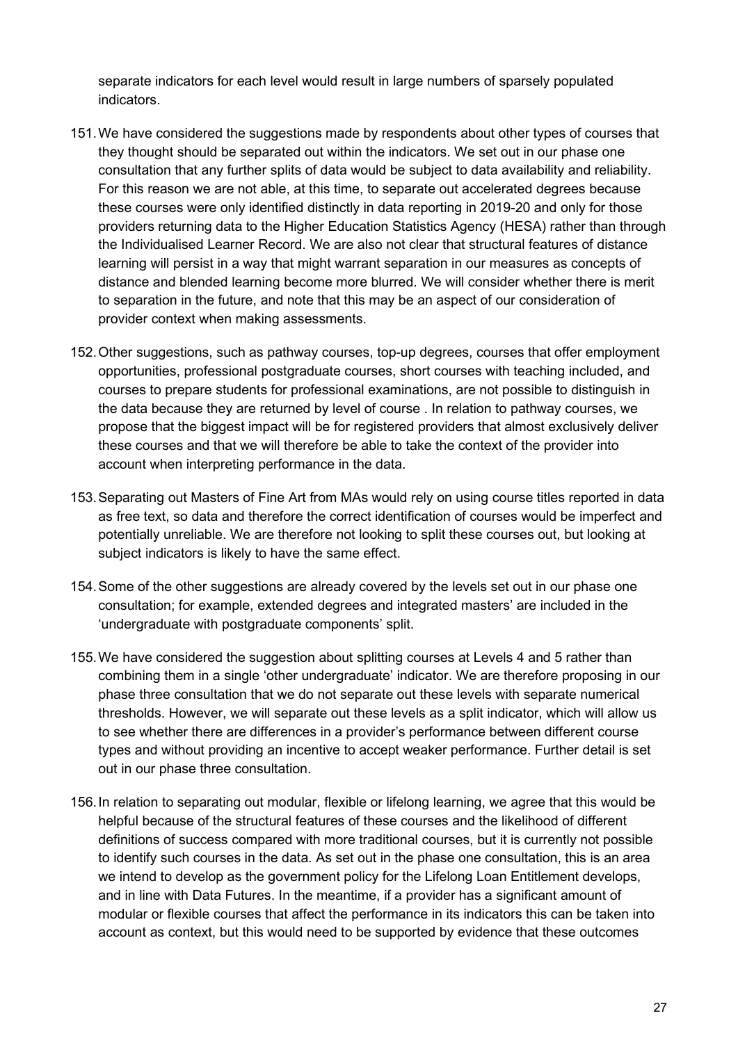separate indicators for each level would result in large numbers of sparsely populated indicators.

151. We have considered the suggestions made by respondents about other types of courses that they thought should be separated out within the indicators. We set out in our phase one consultation that any further splits of data would be subject to data availability and reliability. For this reason we are not able, at this time, to separate out accelerated degrees because these courses were only identified distinctly in data reporting in 2019-20 and only for those providers returning data to the Higher Education Statistics Agency (HESA) rather than through the Individualised Learner Record. We are also not clear that structural features of distance learning will persist in a way that might warrant separation in our measures as concepts of distance and blended learning become more blurred. We will consider whether there is merit to separation in the future, and note that this may be an aspect of our consideration of provider context when making assessments.

152. Other suggestions, such as pathway courses, top-up degrees, courses that offer employment opportunities, professional postgraduate courses, short courses with teaching included, and courses to prepare students for professional examinations, are not possible to distinguish in the data because they are returned by level of course . In relation to pathway courses, we propose that the biggest impact will be for registered providers that almost exclusively deliver these courses and that we will therefore be able to take the context of the provider into account when interpreting performance in the data.

153. Separating out Masters of Fine Art from MAs would rely on using course titles reported in data as free text, so data and therefore the correct identification of courses would be imperfect and potentially unreliable. We are therefore not looking to split these courses out, but looking at subject indicators is likely to have the same effect.

154. Some of the other suggestions are already covered by the levels set out in our phase one consultation; for example, extended degrees and integrated masters' are included in the 'undergraduate with postgraduate components' split.

155. We have considered the suggestion about splitting courses at Levels 4 and 5 rather than combining them in a single 'other undergraduate' indicator. We are therefore proposing in our phase three consultation that we do not separate out these levels with separate numerical thresholds. However, we will separate out these levels as a split indicator, which will allow us to see whether there are differences in a provider's performance between different course types and without providing an incentive to accept weaker performance. Further detail is set out in our phase three consultation.

156. In relation to separating out modular, flexible or lifelong learning, we agree that this would be helpful because of the structural features of these courses and the likelihood of different definitions of success compared with more traditional courses, but it is currently not possible to identify such courses in the data. As set out in the phase one consultation, this is an area we intend to develop as the government policy for the Lifelong Loan Entitlement develops, and in line with Data Futures. In the meantime, if a provider has a significant amount of modular or flexible courses that affect the performance in its indicators this can be taken into account as context, but this would need to be supported by evidence that these outcomes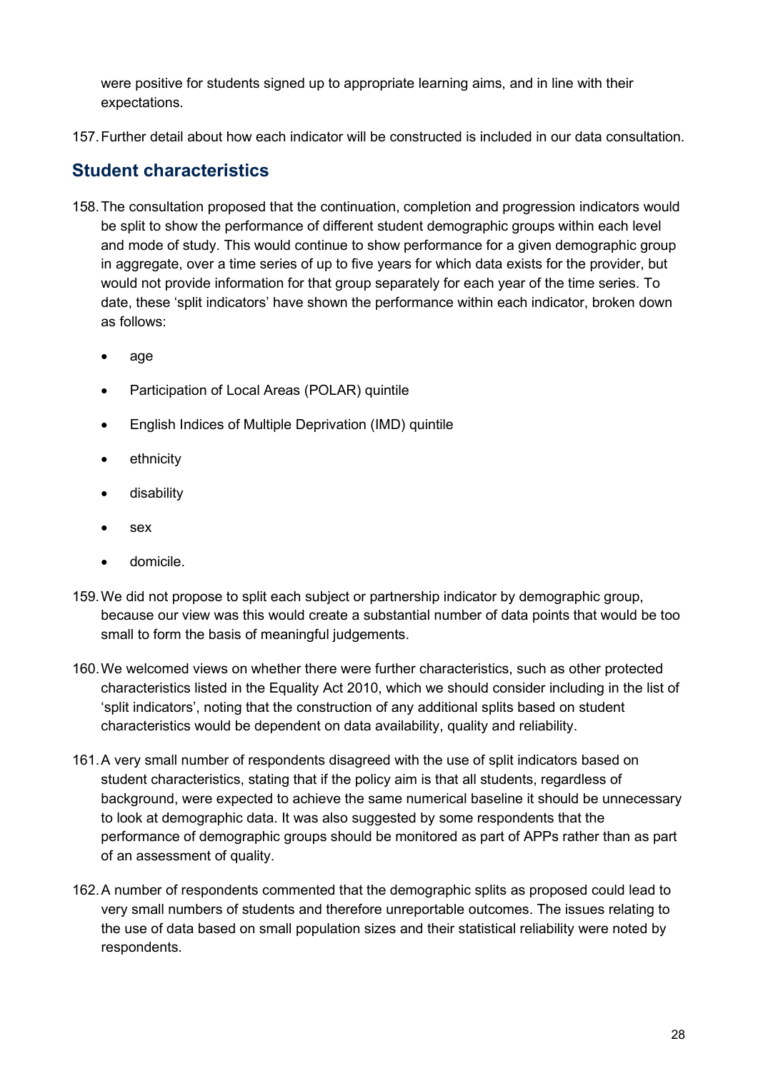were positive for students signed up to appropriate learning aims, and in line with their expectations.

157. Further detail about how each indicator will be constructed is included in our data consultation.

## Student characteristics

158. The consultation proposed that the continuation, completion and progression indicators would be split to show the performance of different student demographic groups within each level and mode of study. This would continue to show performance for a given demographic group in aggregate, over a time series of up to five years for which data exists for the provider, but would not provide information for that group separately for each year of the time series. To date, these 'split indicators' have shown the performance within each indicator, broken down as follows:

   - age
   - Participation of Local Areas (POLAR) quintile
   - English Indices of Multiple Deprivation (IMD) quintile
   - ethnicity
   - disability
   - sex
   - domicile.

159. We did not propose to split each subject or partnership indicator by demographic group, because our view was this would create a substantial number of data points that would be too small to form the basis of meaningful judgements.

160. We welcomed views on whether there were further characteristics, such as other protected characteristics listed in the Equality Act 2010, which we should consider including in the list of 'split indicators', noting that the construction of any additional splits based on student characteristics would be dependent on data availability, quality and reliability.

161. A very small number of respondents disagreed with the use of split indicators based on student characteristics, stating that if the policy aim is that all students, regardless of background, were expected to achieve the same numerical baseline it should be unnecessary to look at demographic data. It was also suggested by some respondents that the performance of demographic groups should be monitored as part of APPs rather than as part of an assessment of quality.

162. A number of respondents commented that the demographic splits as proposed could lead to very small numbers of students and therefore unreportable outcomes. The issues relating to the use of data based on small population sizes and their statistical reliability were noted by respondents.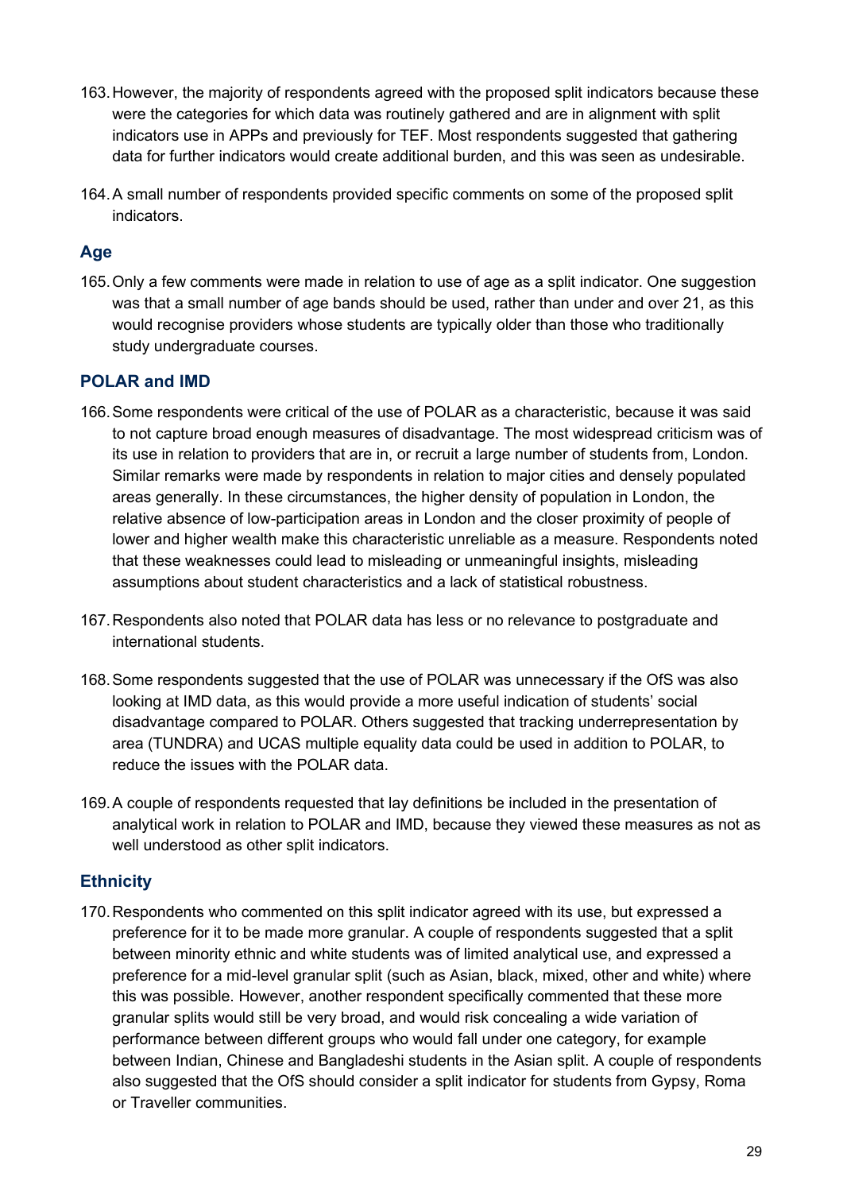163. However, the majority of respondents agreed with the proposed split indicators because these were the categories for which data was routinely gathered and are in alignment with split indicators use in APPs and previously for TEF. Most respondents suggested that gathering data for further indicators would create additional burden, and this was seen as undesirable.

164. A small number of respondents provided specific comments on some of the proposed split indicators.

### Age

165. Only a few comments were made in relation to use of age as a split indicator. One suggestion was that a small number of age bands should be used, rather than under and over 21, as this would recognise providers whose students are typically older than those who traditionally study undergraduate courses.

### POLAR and IMD

166. Some respondents were critical of the use of POLAR as a characteristic, because it was said to not capture broad enough measures of disadvantage. The most widespread criticism was of its use in relation to providers that are in, or recruit a large number of students from, London. Similar remarks were made by respondents in relation to major cities and densely populated areas generally. In these circumstances, the higher density of population in London, the relative absence of low-participation areas in London and the closer proximity of people of lower and higher wealth make this characteristic unreliable as a measure. Respondents noted that these weaknesses could lead to misleading or unmeaningful insights, misleading assumptions about student characteristics and a lack of statistical robustness.

167. Respondents also noted that POLAR data has less or no relevance to postgraduate and international students.

168. Some respondents suggested that the use of POLAR was unnecessary if the OfS was also looking at IMD data, as this would provide a more useful indication of students' social disadvantage compared to POLAR. Others suggested that tracking underrepresentation by area (TUNDRA) and UCAS multiple equality data could be used in addition to POLAR, to reduce the issues with the POLAR data.

169. A couple of respondents requested that lay definitions be included in the presentation of analytical work in relation to POLAR and IMD, because they viewed these measures as not as well understood as other split indicators.

### Ethnicity

170. Respondents who commented on this split indicator agreed with its use, but expressed a preference for it to be made more granular. A couple of respondents suggested that a split between minority ethnic and white students was of limited analytical use, and expressed a preference for a mid-level granular split (such as Asian, black, mixed, other and white) where this was possible. However, another respondent specifically commented that these more granular splits would still be very broad, and would risk concealing a wide variation of performance between different groups who would fall under one category, for example between Indian, Chinese and Bangladeshi students in the Asian split. A couple of respondents also suggested that the OfS should consider a split indicator for students from Gypsy, Roma or Traveller communities.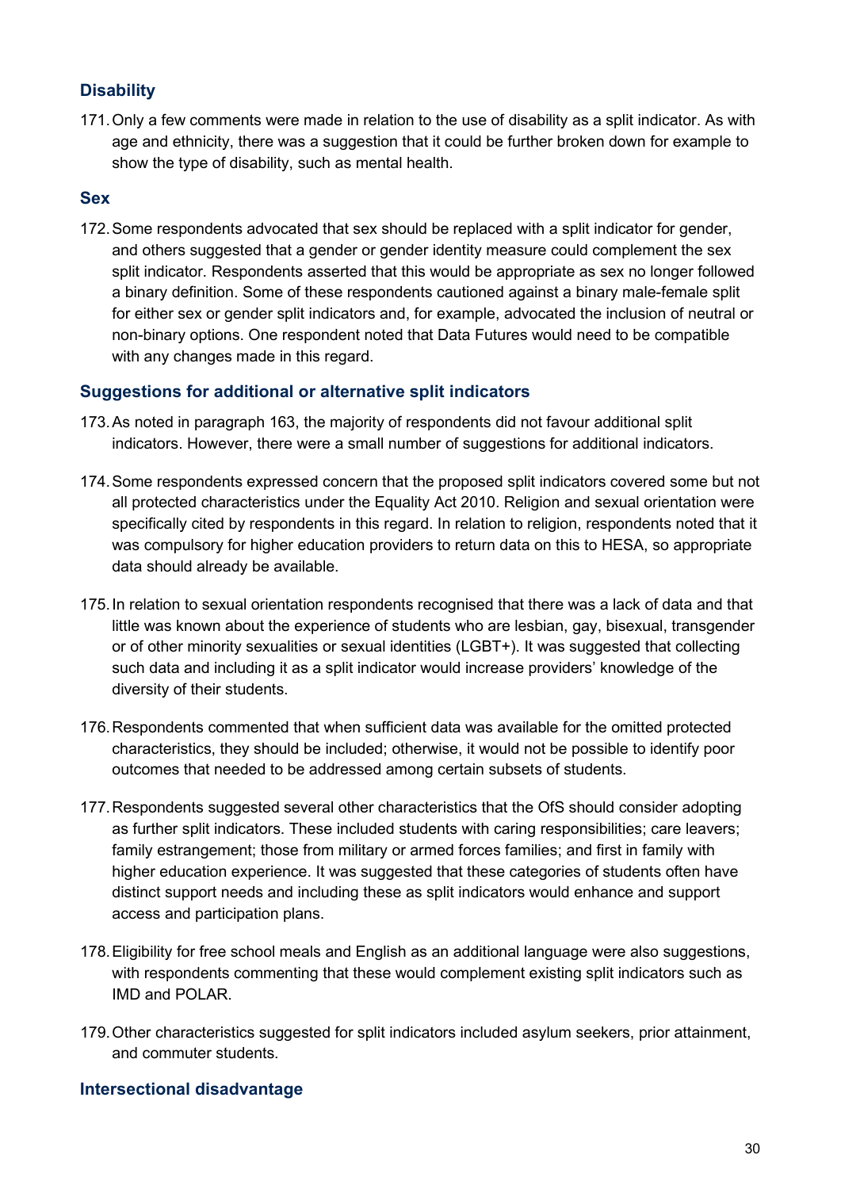### Disability

171. Only a few comments were made in relation to the use of disability as a split indicator. As with age and ethnicity, there was a suggestion that it could be further broken down for example to show the type of disability, such as mental health.

### Sex

172. Some respondents advocated that sex should be replaced with a split indicator for gender, and others suggested that a gender or gender identity measure could complement the sex split indicator. Respondents asserted that this would be appropriate as sex no longer followed a binary definition. Some of these respondents cautioned against a binary male-female split for either sex or gender split indicators and, for example, advocated the inclusion of neutral or non-binary options. One respondent noted that Data Futures would need to be compatible with any changes made in this regard.

### Suggestions for additional or alternative split indicators

173. As noted in paragraph 163, the majority of respondents did not favour additional split indicators. However, there were a small number of suggestions for additional indicators.

174. Some respondents expressed concern that the proposed split indicators covered some but not all protected characteristics under the Equality Act 2010. Religion and sexual orientation were specifically cited by respondents in this regard. In relation to religion, respondents noted that it was compulsory for higher education providers to return data on this to HESA, so appropriate data should already be available.

175. In relation to sexual orientation respondents recognised that there was a lack of data and that little was known about the experience of students who are lesbian, gay, bisexual, transgender or of other minority sexualities or sexual identities (LGBT+). It was suggested that collecting such data and including it as a split indicator would increase providers' knowledge of the diversity of their students.

176. Respondents commented that when sufficient data was available for the omitted protected characteristics, they should be included; otherwise, it would not be possible to identify poor outcomes that needed to be addressed among certain subsets of students.

177. Respondents suggested several other characteristics that the OfS should consider adopting as further split indicators. These included students with caring responsibilities; care leavers; family estrangement; those from military or armed forces families; and first in family with higher education experience. It was suggested that these categories of students often have distinct support needs and including these as split indicators would enhance and support access and participation plans.

178. Eligibility for free school meals and English as an additional language were also suggestions, with respondents commenting that these would complement existing split indicators such as IMD and POLAR.

179. Other characteristics suggested for split indicators included asylum seekers, prior attainment, and commuter students.

### Intersectional disadvantage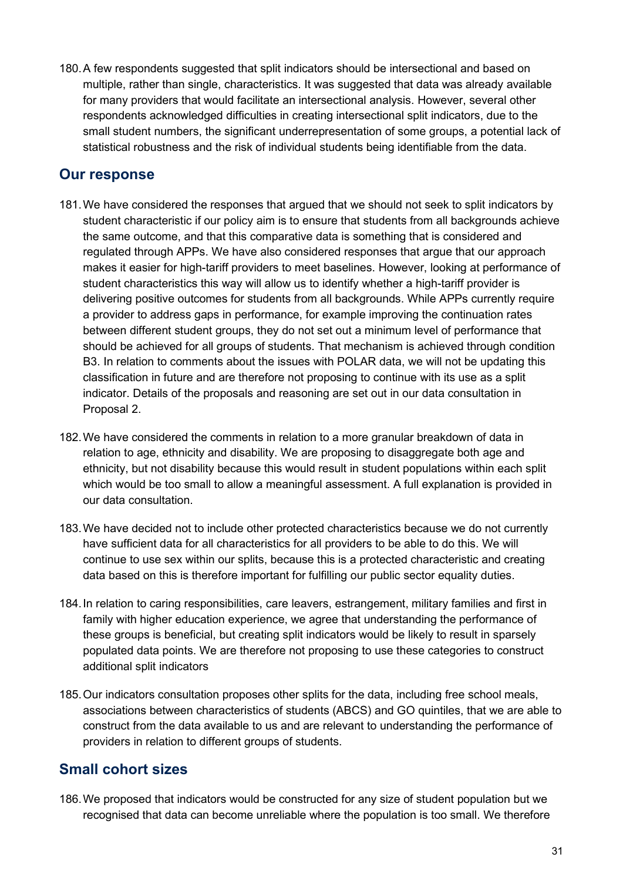180. A few respondents suggested that split indicators should be intersectional and based on multiple, rather than single, characteristics. It was suggested that data was already available for many providers that would facilitate an intersectional analysis. However, several other respondents acknowledged difficulties in creating intersectional split indicators, due to the small student numbers, the significant underrepresentation of some groups, a potential lack of statistical robustness and the risk of individual students being identifiable from the data.

## Our response

181. We have considered the responses that argued that we should not seek to split indicators by student characteristic if our policy aim is to ensure that students from all backgrounds achieve the same outcome, and that this comparative data is something that is considered and regulated through APPs. We have also considered responses that argue that our approach makes it easier for high-tariff providers to meet baselines. However, looking at performance of student characteristics this way will allow us to identify whether a high-tariff provider is delivering positive outcomes for students from all backgrounds. While APPs currently require a provider to address gaps in performance, for example improving the continuation rates between different student groups, they do not set out a minimum level of performance that should be achieved for all groups of students. That mechanism is achieved through condition B3. In relation to comments about the issues with POLAR data, we will not be updating this classification in future and are therefore not proposing to continue with its use as a split indicator. Details of the proposals and reasoning are set out in our data consultation in Proposal 2.

182. We have considered the comments in relation to a more granular breakdown of data in relation to age, ethnicity and disability. We are proposing to disaggregate both age and ethnicity, but not disability because this would result in student populations within each split which would be too small to allow a meaningful assessment. A full explanation is provided in our data consultation.

183. We have decided not to include other protected characteristics because we do not currently have sufficient data for all characteristics for all providers to be able to do this. We will continue to use sex within our splits, because this is a protected characteristic and creating data based on this is therefore important for fulfilling our public sector equality duties.

184. In relation to caring responsibilities, care leavers, estrangement, military families and first in family with higher education experience, we agree that understanding the performance of these groups is beneficial, but creating split indicators would be likely to result in sparsely populated data points. We are therefore not proposing to use these categories to construct additional split indicators

185. Our indicators consultation proposes other splits for the data, including free school meals, associations between characteristics of students (ABCS) and GO quintiles, that we are able to construct from the data available to us and are relevant to understanding the performance of providers in relation to different groups of students.

## Small cohort sizes

186. We proposed that indicators would be constructed for any size of student population but we recognised that data can become unreliable where the population is too small. We therefore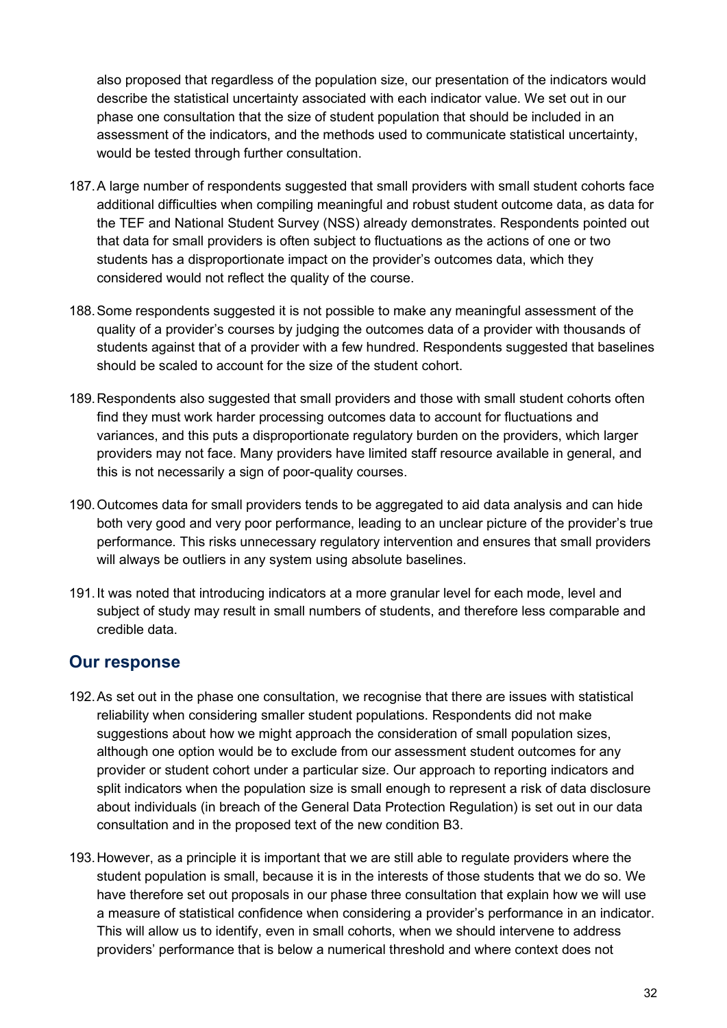also proposed that regardless of the population size, our presentation of the indicators would describe the statistical uncertainty associated with each indicator value. We set out in our phase one consultation that the size of student population that should be included in an assessment of the indicators, and the methods used to communicate statistical uncertainty, would be tested through further consultation.

187. A large number of respondents suggested that small providers with small student cohorts face additional difficulties when compiling meaningful and robust student outcome data, as data for the TEF and National Student Survey (NSS) already demonstrates. Respondents pointed out that data for small providers is often subject to fluctuations as the actions of one or two students has a disproportionate impact on the provider's outcomes data, which they considered would not reflect the quality of the course.

188. Some respondents suggested it is not possible to make any meaningful assessment of the quality of a provider's courses by judging the outcomes data of a provider with thousands of students against that of a provider with a few hundred. Respondents suggested that baselines should be scaled to account for the size of the student cohort.

189. Respondents also suggested that small providers and those with small student cohorts often find they must work harder processing outcomes data to account for fluctuations and variances, and this puts a disproportionate regulatory burden on the providers, which larger providers may not face. Many providers have limited staff resource available in general, and this is not necessarily a sign of poor-quality courses.

190. Outcomes data for small providers tends to be aggregated to aid data analysis and can hide both very good and very poor performance, leading to an unclear picture of the provider's true performance. This risks unnecessary regulatory intervention and ensures that small providers will always be outliers in any system using absolute baselines.

191. It was noted that introducing indicators at a more granular level for each mode, level and subject of study may result in small numbers of students, and therefore less comparable and credible data.

## Our response

192. As set out in the phase one consultation, we recognise that there are issues with statistical reliability when considering smaller student populations. Respondents did not make suggestions about how we might approach the consideration of small population sizes, although one option would be to exclude from our assessment student outcomes for any provider or student cohort under a particular size. Our approach to reporting indicators and split indicators when the population size is small enough to represent a risk of data disclosure about individuals (in breach of the General Data Protection Regulation) is set out in our data consultation and in the proposed text of the new condition B3.

193. However, as a principle it is important that we are still able to regulate providers where the student population is small, because it is in the interests of those students that we do so. We have therefore set out proposals in our phase three consultation that explain how we will use a measure of statistical confidence when considering a provider's performance in an indicator. This will allow us to identify, even in small cohorts, when we should intervene to address providers' performance that is below a numerical threshold and where context does not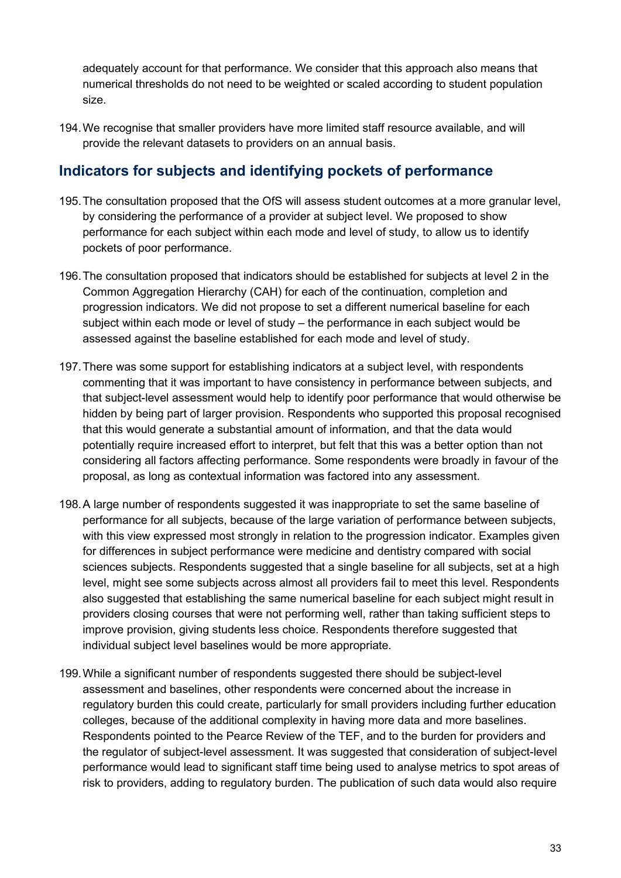adequately account for that performance. We consider that this approach also means that numerical thresholds do not need to be weighted or scaled according to student population size.

194. We recognise that smaller providers have more limited staff resource available, and will provide the relevant datasets to providers on an annual basis.

## Indicators for subjects and identifying pockets of performance

195. The consultation proposed that the OfS will assess student outcomes at a more granular level, by considering the performance of a provider at subject level. We proposed to show performance for each subject within each mode and level of study, to allow us to identify pockets of poor performance.

196. The consultation proposed that indicators should be established for subjects at level 2 in the Common Aggregation Hierarchy (CAH) for each of the continuation, completion and progression indicators. We did not propose to set a different numerical baseline for each subject within each mode or level of study – the performance in each subject would be assessed against the baseline established for each mode and level of study.

197. There was some support for establishing indicators at a subject level, with respondents commenting that it was important to have consistency in performance between subjects, and that subject-level assessment would help to identify poor performance that would otherwise be hidden by being part of larger provision. Respondents who supported this proposal recognised that this would generate a substantial amount of information, and that the data would potentially require increased effort to interpret, but felt that this was a better option than not considering all factors affecting performance. Some respondents were broadly in favour of the proposal, as long as contextual information was factored into any assessment.

198. A large number of respondents suggested it was inappropriate to set the same baseline of performance for all subjects, because of the large variation of performance between subjects, with this view expressed most strongly in relation to the progression indicator. Examples given for differences in subject performance were medicine and dentistry compared with social sciences subjects. Respondents suggested that a single baseline for all subjects, set at a high level, might see some subjects across almost all providers fail to meet this level. Respondents also suggested that establishing the same numerical baseline for each subject might result in providers closing courses that were not performing well, rather than taking sufficient steps to improve provision, giving students less choice. Respondents therefore suggested that individual subject level baselines would be more appropriate.

199. While a significant number of respondents suggested there should be subject-level assessment and baselines, other respondents were concerned about the increase in regulatory burden this could create, particularly for small providers including further education colleges, because of the additional complexity in having more data and more baselines. Respondents pointed to the Pearce Review of the TEF, and to the burden for providers and the regulator of subject-level assessment. It was suggested that consideration of subject-level performance would lead to significant staff time being used to analyse metrics to spot areas of risk to providers, adding to regulatory burden. The publication of such data would also require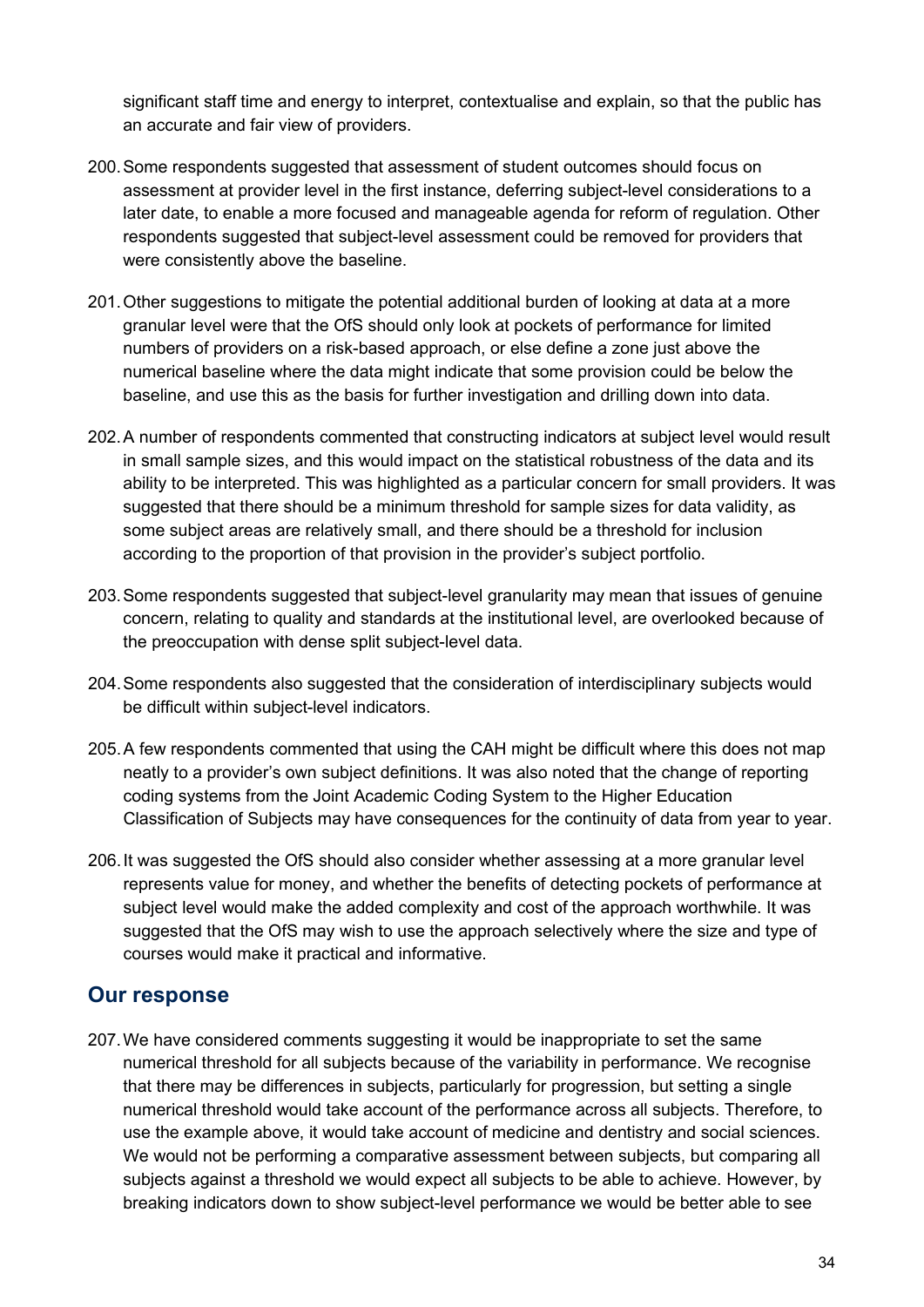significant staff time and energy to interpret, contextualise and explain, so that the public has an accurate and fair view of providers.

200. Some respondents suggested that assessment of student outcomes should focus on assessment at provider level in the first instance, deferring subject-level considerations to a later date, to enable a more focused and manageable agenda for reform of regulation. Other respondents suggested that subject-level assessment could be removed for providers that were consistently above the baseline.

201. Other suggestions to mitigate the potential additional burden of looking at data at a more granular level were that the OfS should only look at pockets of performance for limited numbers of providers on a risk-based approach, or else define a zone just above the numerical baseline where the data might indicate that some provision could be below the baseline, and use this as the basis for further investigation and drilling down into data.

202. A number of respondents commented that constructing indicators at subject level would result in small sample sizes, and this would impact on the statistical robustness of the data and its ability to be interpreted. This was highlighted as a particular concern for small providers. It was suggested that there should be a minimum threshold for sample sizes for data validity, as some subject areas are relatively small, and there should be a threshold for inclusion according to the proportion of that provision in the provider's subject portfolio.

203. Some respondents suggested that subject-level granularity may mean that issues of genuine concern, relating to quality and standards at the institutional level, are overlooked because of the preoccupation with dense split subject-level data.

204. Some respondents also suggested that the consideration of interdisciplinary subjects would be difficult within subject-level indicators.

205. A few respondents commented that using the CAH might be difficult where this does not map neatly to a provider's own subject definitions. It was also noted that the change of reporting coding systems from the Joint Academic Coding System to the Higher Education Classification of Subjects may have consequences for the continuity of data from year to year.

206. It was suggested the OfS should also consider whether assessing at a more granular level represents value for money, and whether the benefits of detecting pockets of performance at subject level would make the added complexity and cost of the approach worthwhile. It was suggested that the OfS may wish to use the approach selectively where the size and type of courses would make it practical and informative.

## Our response

207. We have considered comments suggesting it would be inappropriate to set the same numerical threshold for all subjects because of the variability in performance. We recognise that there may be differences in subjects, particularly for progression, but setting a single numerical threshold would take account of the performance across all subjects. Therefore, to use the example above, it would take account of medicine and dentistry and social sciences. We would not be performing a comparative assessment between subjects, but comparing all subjects against a threshold we would expect all subjects to be able to achieve. However, by breaking indicators down to show subject-level performance we would be better able to see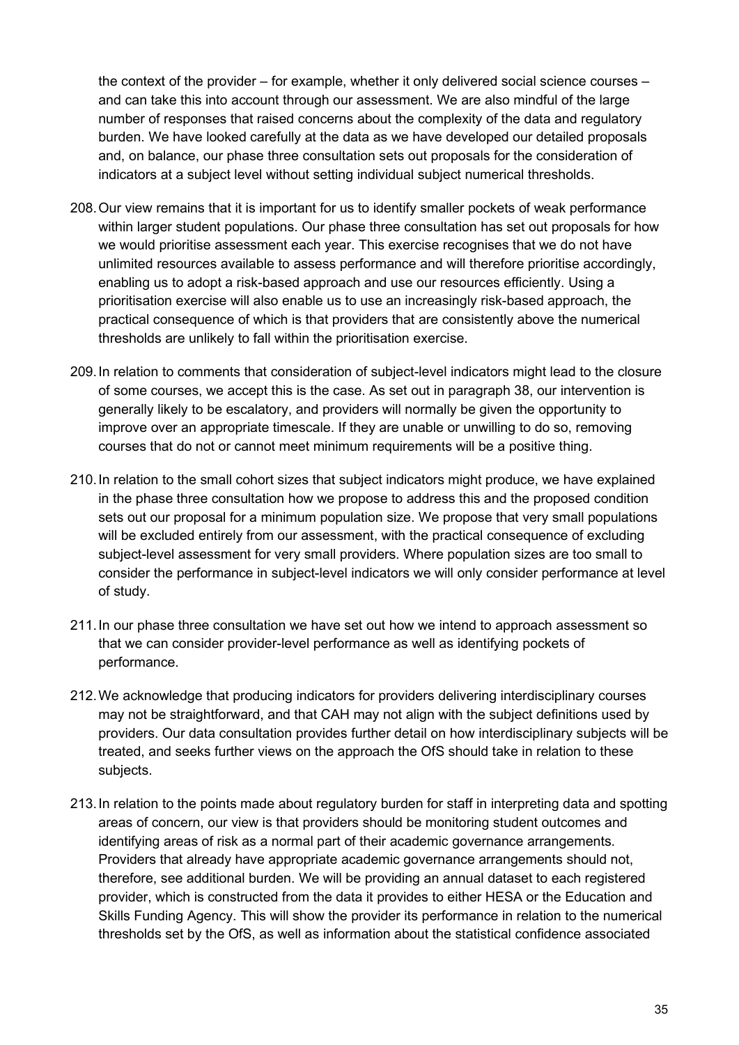the context of the provider – for example, whether it only delivered social science courses – and can take this into account through our assessment. We are also mindful of the large number of responses that raised concerns about the complexity of the data and regulatory burden. We have looked carefully at the data as we have developed our detailed proposals and, on balance, our phase three consultation sets out proposals for the consideration of indicators at a subject level without setting individual subject numerical thresholds.

208. Our view remains that it is important for us to identify smaller pockets of weak performance within larger student populations. Our phase three consultation has set out proposals for how we would prioritise assessment each year. This exercise recognises that we do not have unlimited resources available to assess performance and will therefore prioritise accordingly, enabling us to adopt a risk-based approach and use our resources efficiently. Using a prioritisation exercise will also enable us to use an increasingly risk-based approach, the practical consequence of which is that providers that are consistently above the numerical thresholds are unlikely to fall within the prioritisation exercise.

209. In relation to comments that consideration of subject-level indicators might lead to the closure of some courses, we accept this is the case. As set out in paragraph 38, our intervention is generally likely to be escalatory, and providers will normally be given the opportunity to improve over an appropriate timescale. If they are unable or unwilling to do so, removing courses that do not or cannot meet minimum requirements will be a positive thing.

210. In relation to the small cohort sizes that subject indicators might produce, we have explained in the phase three consultation how we propose to address this and the proposed condition sets out our proposal for a minimum population size. We propose that very small populations will be excluded entirely from our assessment, with the practical consequence of excluding subject-level assessment for very small providers. Where population sizes are too small to consider the performance in subject-level indicators we will only consider performance at level of study.

211. In our phase three consultation we have set out how we intend to approach assessment so that we can consider provider-level performance as well as identifying pockets of performance.

212. We acknowledge that producing indicators for providers delivering interdisciplinary courses may not be straightforward, and that CAH may not align with the subject definitions used by providers. Our data consultation provides further detail on how interdisciplinary subjects will be treated, and seeks further views on the approach the OfS should take in relation to these subjects.

213. In relation to the points made about regulatory burden for staff in interpreting data and spotting areas of concern, our view is that providers should be monitoring student outcomes and identifying areas of risk as a normal part of their academic governance arrangements. Providers that already have appropriate academic governance arrangements should not, therefore, see additional burden. We will be providing an annual dataset to each registered provider, which is constructed from the data it provides to either HESA or the Education and Skills Funding Agency. This will show the provider its performance in relation to the numerical thresholds set by the OfS, as well as information about the statistical confidence associated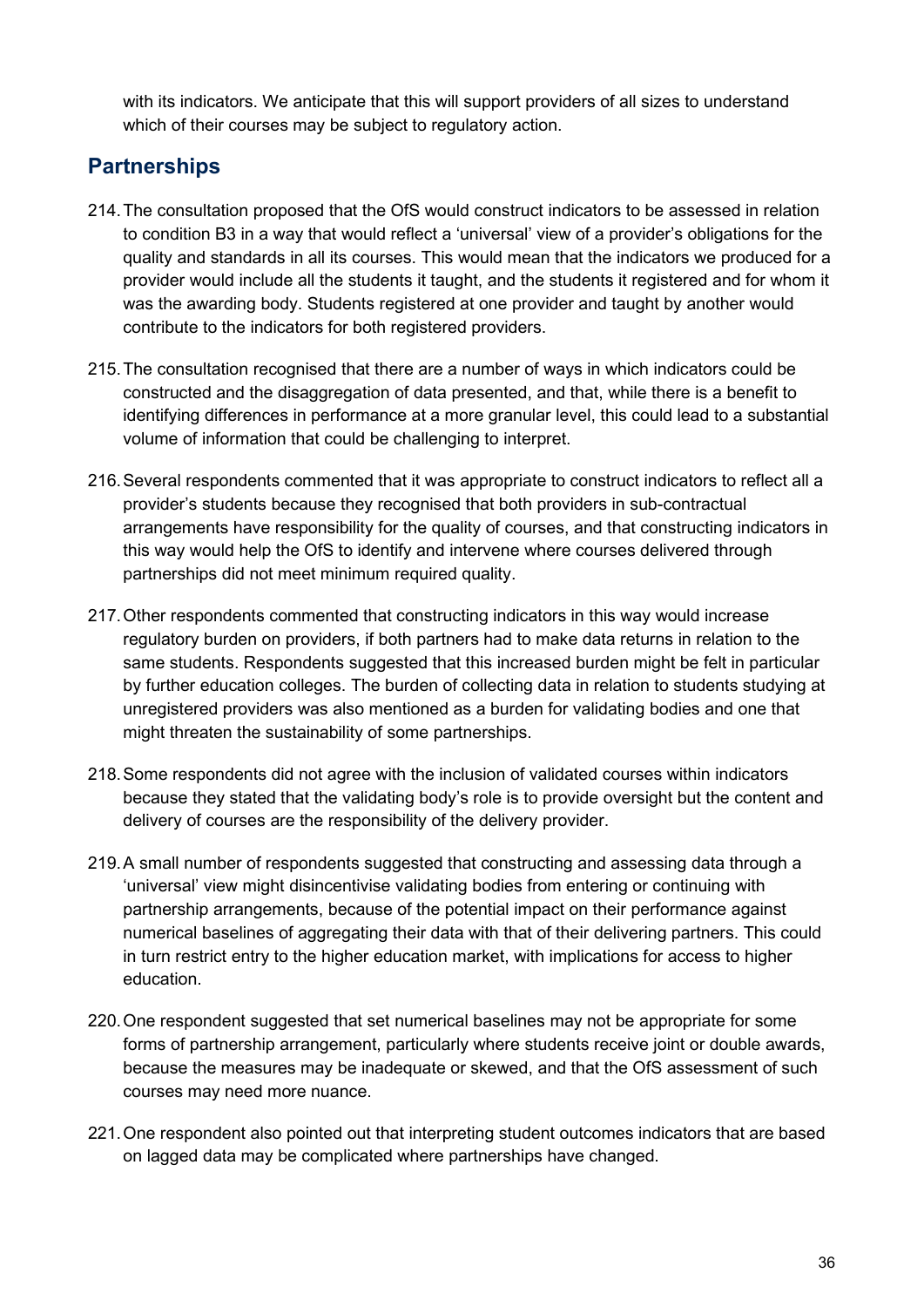with its indicators. We anticipate that this will support providers of all sizes to understand which of their courses may be subject to regulatory action.

## Partnerships

214. The consultation proposed that the OfS would construct indicators to be assessed in relation to condition B3 in a way that would reflect a 'universal' view of a provider's obligations for the quality and standards in all its courses. This would mean that the indicators we produced for a provider would include all the students it taught, and the students it registered and for whom it was the awarding body. Students registered at one provider and taught by another would contribute to the indicators for both registered providers.

215. The consultation recognised that there are a number of ways in which indicators could be constructed and the disaggregation of data presented, and that, while there is a benefit to identifying differences in performance at a more granular level, this could lead to a substantial volume of information that could be challenging to interpret.

216. Several respondents commented that it was appropriate to construct indicators to reflect all a provider's students because they recognised that both providers in sub-contractual arrangements have responsibility for the quality of courses, and that constructing indicators in this way would help the OfS to identify and intervene where courses delivered through partnerships did not meet minimum required quality.

217. Other respondents commented that constructing indicators in this way would increase regulatory burden on providers, if both partners had to make data returns in relation to the same students. Respondents suggested that this increased burden might be felt in particular by further education colleges. The burden of collecting data in relation to students studying at unregistered providers was also mentioned as a burden for validating bodies and one that might threaten the sustainability of some partnerships.

218. Some respondents did not agree with the inclusion of validated courses within indicators because they stated that the validating body's role is to provide oversight but the content and delivery of courses are the responsibility of the delivery provider.

219. A small number of respondents suggested that constructing and assessing data through a 'universal' view might disincentivise validating bodies from entering or continuing with partnership arrangements, because of the potential impact on their performance against numerical baselines of aggregating their data with that of their delivering partners. This could in turn restrict entry to the higher education market, with implications for access to higher education.

220. One respondent suggested that set numerical baselines may not be appropriate for some forms of partnership arrangement, particularly where students receive joint or double awards, because the measures may be inadequate or skewed, and that the OfS assessment of such courses may need more nuance.

221. One respondent also pointed out that interpreting student outcomes indicators that are based on lagged data may be complicated where partnerships have changed.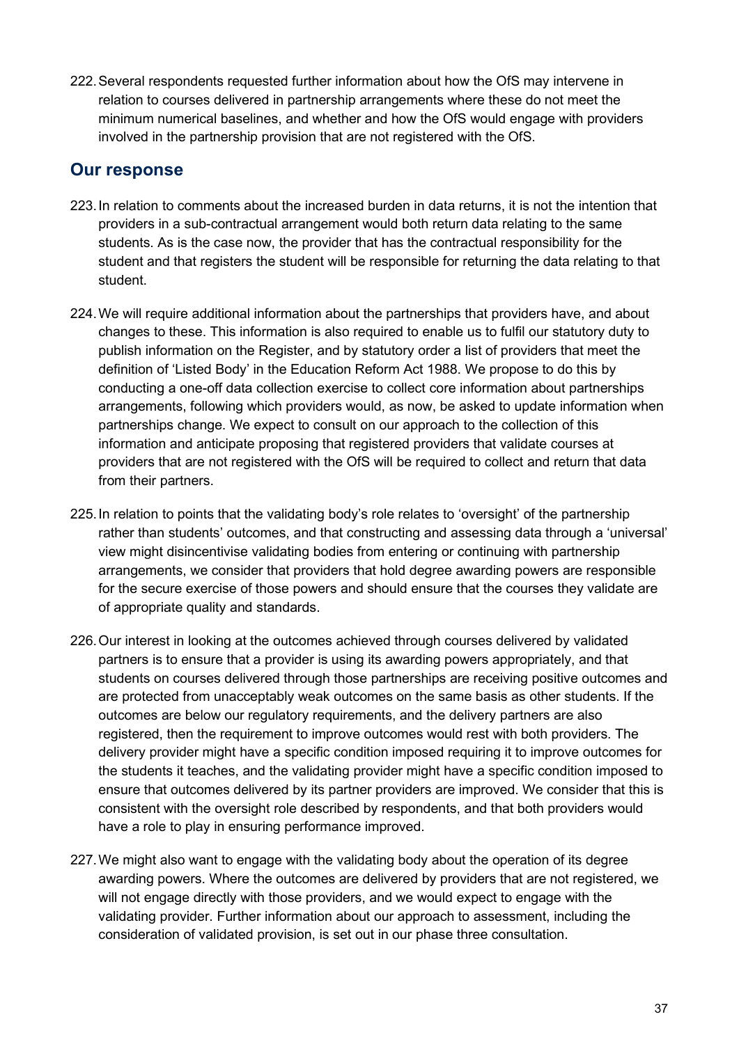222. Several respondents requested further information about how the OfS may intervene in relation to courses delivered in partnership arrangements where these do not meet the minimum numerical baselines, and whether and how the OfS would engage with providers involved in the partnership provision that are not registered with the OfS.

## Our response

223. In relation to comments about the increased burden in data returns, it is not the intention that providers in a sub-contractual arrangement would both return data relating to the same students. As is the case now, the provider that has the contractual responsibility for the student and that registers the student will be responsible for returning the data relating to that student.

224. We will require additional information about the partnerships that providers have, and about changes to these. This information is also required to enable us to fulfil our statutory duty to publish information on the Register, and by statutory order a list of providers that meet the definition of 'Listed Body' in the Education Reform Act 1988. We propose to do this by conducting a one-off data collection exercise to collect core information about partnerships arrangements, following which providers would, as now, be asked to update information when partnerships change. We expect to consult on our approach to the collection of this information and anticipate proposing that registered providers that validate courses at providers that are not registered with the OfS will be required to collect and return that data from their partners.

225. In relation to points that the validating body's role relates to 'oversight' of the partnership rather than students' outcomes, and that constructing and assessing data through a 'universal' view might disincentivise validating bodies from entering or continuing with partnership arrangements, we consider that providers that hold degree awarding powers are responsible for the secure exercise of those powers and should ensure that the courses they validate are of appropriate quality and standards.

226. Our interest in looking at the outcomes achieved through courses delivered by validated partners is to ensure that a provider is using its awarding powers appropriately, and that students on courses delivered through those partnerships are receiving positive outcomes and are protected from unacceptably weak outcomes on the same basis as other students. If the outcomes are below our regulatory requirements, and the delivery partners are also registered, then the requirement to improve outcomes would rest with both providers. The delivery provider might have a specific condition imposed requiring it to improve outcomes for the students it teaches, and the validating provider might have a specific condition imposed to ensure that outcomes delivered by its partner providers are improved. We consider that this is consistent with the oversight role described by respondents, and that both providers would have a role to play in ensuring performance improved.

227. We might also want to engage with the validating body about the operation of its degree awarding powers. Where the outcomes are delivered by providers that are not registered, we will not engage directly with those providers, and we would expect to engage with the validating provider. Further information about our approach to assessment, including the consideration of validated provision, is set out in our phase three consultation.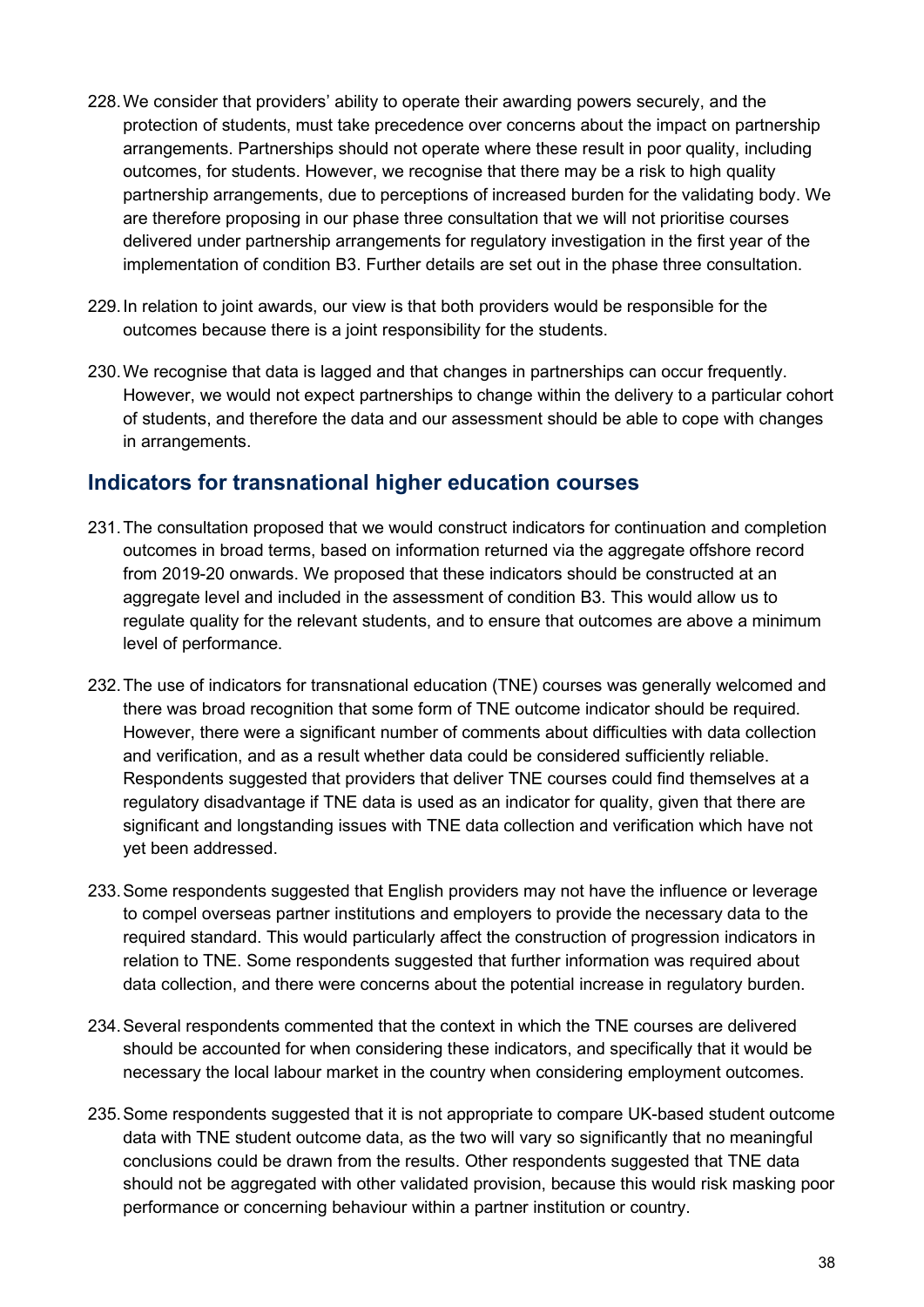228. We consider that providers' ability to operate their awarding powers securely, and the protection of students, must take precedence over concerns about the impact on partnership arrangements. Partnerships should not operate where these result in poor quality, including outcomes, for students. However, we recognise that there may be a risk to high quality partnership arrangements, due to perceptions of increased burden for the validating body. We are therefore proposing in our phase three consultation that we will not prioritise courses delivered under partnership arrangements for regulatory investigation in the first year of the implementation of condition B3. Further details are set out in the phase three consultation.

229. In relation to joint awards, our view is that both providers would be responsible for the outcomes because there is a joint responsibility for the students.

230. We recognise that data is lagged and that changes in partnerships can occur frequently. However, we would not expect partnerships to change within the delivery to a particular cohort of students, and therefore the data and our assessment should be able to cope with changes in arrangements.

## Indicators for transnational higher education courses

231. The consultation proposed that we would construct indicators for continuation and completion outcomes in broad terms, based on information returned via the aggregate offshore record from 2019-20 onwards. We proposed that these indicators should be constructed at an aggregate level and included in the assessment of condition B3. This would allow us to regulate quality for the relevant students, and to ensure that outcomes are above a minimum level of performance.

232. The use of indicators for transnational education (TNE) courses was generally welcomed and there was broad recognition that some form of TNE outcome indicator should be required. However, there were a significant number of comments about difficulties with data collection and verification, and as a result whether data could be considered sufficiently reliable. Respondents suggested that providers that deliver TNE courses could find themselves at a regulatory disadvantage if TNE data is used as an indicator for quality, given that there are significant and longstanding issues with TNE data collection and verification which have not yet been addressed.

233. Some respondents suggested that English providers may not have the influence or leverage to compel overseas partner institutions and employers to provide the necessary data to the required standard. This would particularly affect the construction of progression indicators in relation to TNE. Some respondents suggested that further information was required about data collection, and there were concerns about the potential increase in regulatory burden.

234. Several respondents commented that the context in which the TNE courses are delivered should be accounted for when considering these indicators, and specifically that it would be necessary the local labour market in the country when considering employment outcomes.

235. Some respondents suggested that it is not appropriate to compare UK-based student outcome data with TNE student outcome data, as the two will vary so significantly that no meaningful conclusions could be drawn from the results. Other respondents suggested that TNE data should not be aggregated with other validated provision, because this would risk masking poor performance or concerning behaviour within a partner institution or country.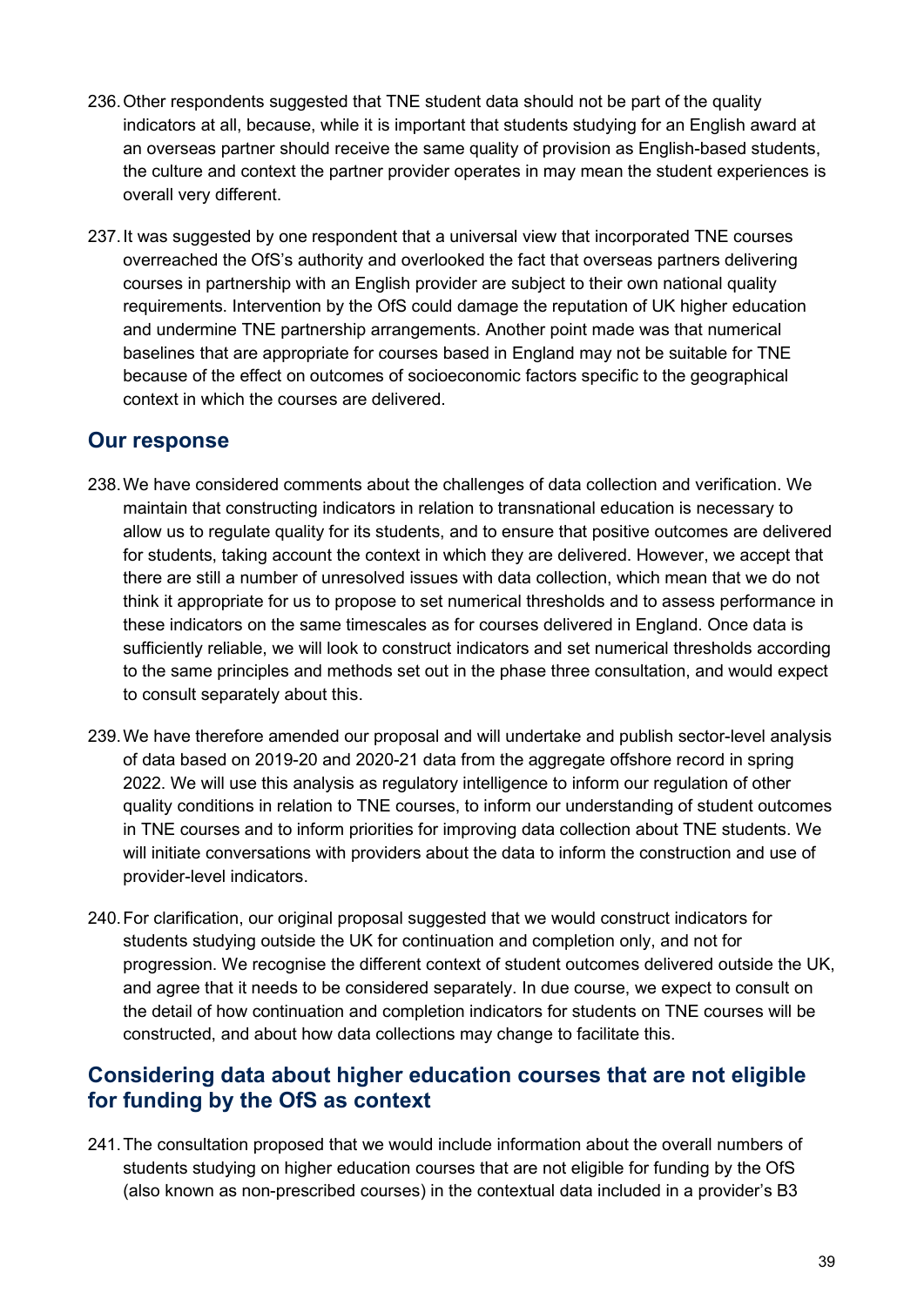236. Other respondents suggested that TNE student data should not be part of the quality indicators at all, because, while it is important that students studying for an English award at an overseas partner should receive the same quality of provision as English-based students, the culture and context the partner provider operates in may mean the student experiences is overall very different.

237. It was suggested by one respondent that a universal view that incorporated TNE courses overreached the OfS's authority and overlooked the fact that overseas partners delivering courses in partnership with an English provider are subject to their own national quality requirements. Intervention by the OfS could damage the reputation of UK higher education and undermine TNE partnership arrangements. Another point made was that numerical baselines that are appropriate for courses based in England may not be suitable for TNE because of the effect on outcomes of socioeconomic factors specific to the geographical context in which the courses are delivered.

## Our response

238. We have considered comments about the challenges of data collection and verification. We maintain that constructing indicators in relation to transnational education is necessary to allow us to regulate quality for its students, and to ensure that positive outcomes are delivered for students, taking account the context in which they are delivered. However, we accept that there are still a number of unresolved issues with data collection, which mean that we do not think it appropriate for us to propose to set numerical thresholds and to assess performance in these indicators on the same timescales as for courses delivered in England. Once data is sufficiently reliable, we will look to construct indicators and set numerical thresholds according to the same principles and methods set out in the phase three consultation, and would expect to consult separately about this.

239. We have therefore amended our proposal and will undertake and publish sector-level analysis of data based on 2019-20 and 2020-21 data from the aggregate offshore record in spring 2022. We will use this analysis as regulatory intelligence to inform our regulation of other quality conditions in relation to TNE courses, to inform our understanding of student outcomes in TNE courses and to inform priorities for improving data collection about TNE students. We will initiate conversations with providers about the data to inform the construction and use of provider-level indicators.

240. For clarification, our original proposal suggested that we would construct indicators for students studying outside the UK for continuation and completion only, and not for progression. We recognise the different context of student outcomes delivered outside the UK, and agree that it needs to be considered separately. In due course, we expect to consult on the detail of how continuation and completion indicators for students on TNE courses will be constructed, and about how data collections may change to facilitate this.

## Considering data about higher education courses that are not eligible for funding by the OfS as context

241. The consultation proposed that we would include information about the overall numbers of students studying on higher education courses that are not eligible for funding by the OfS (also known as non-prescribed courses) in the contextual data included in a provider's B3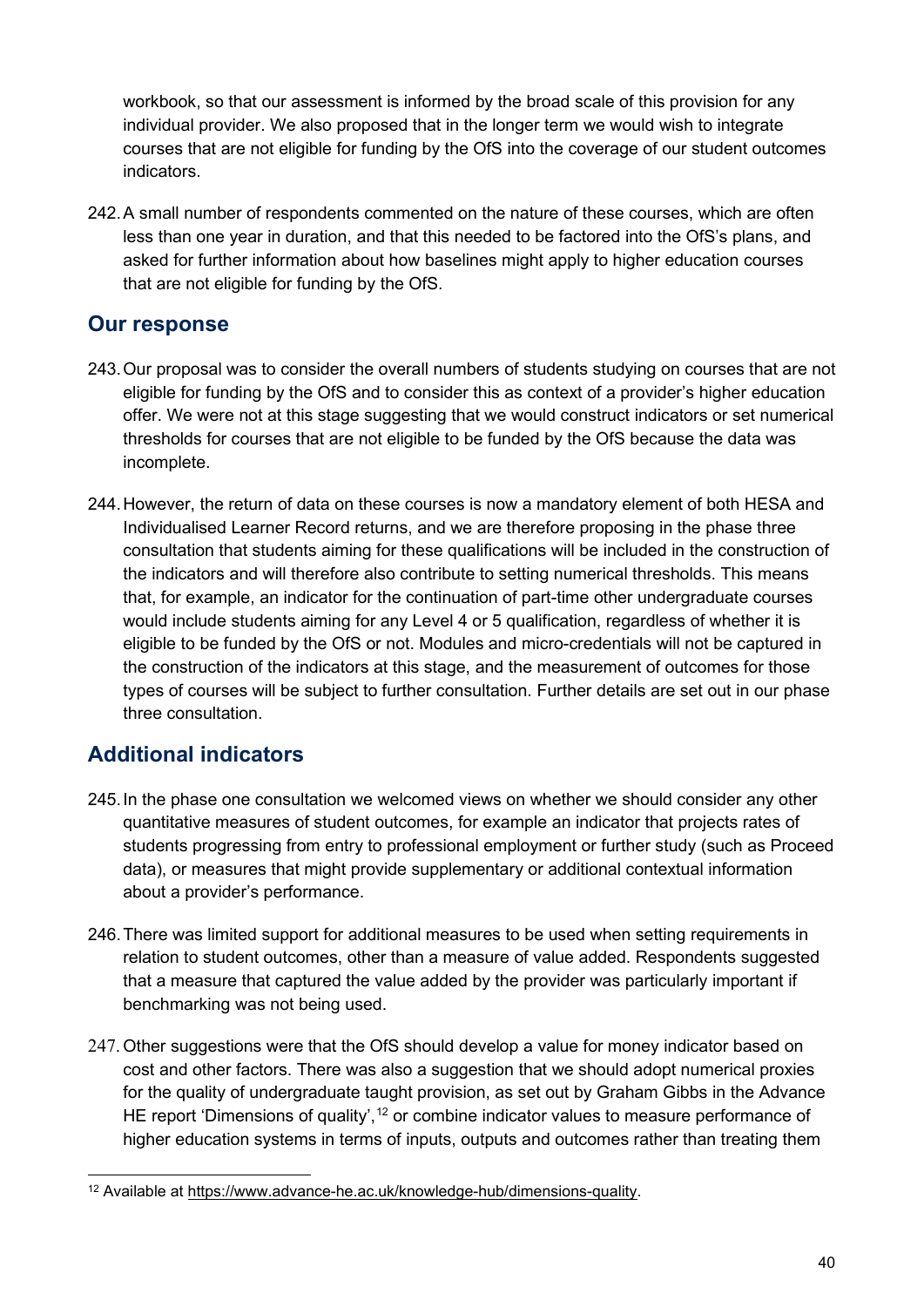workbook, so that our assessment is informed by the broad scale of this provision for any individual provider. We also proposed that in the longer term we would wish to integrate courses that are not eligible for funding by the OfS into the coverage of our student outcomes indicators.

242. A small number of respondents commented on the nature of these courses, which are often less than one year in duration, and that this needed to be factored into the OfS's plans, and asked for further information about how baselines might apply to higher education courses that are not eligible for funding by the OfS.

## Our response

243. Our proposal was to consider the overall numbers of students studying on courses that are not eligible for funding by the OfS and to consider this as context of a provider's higher education offer. We were not at this stage suggesting that we would construct indicators or set numerical thresholds for courses that are not eligible to be funded by the OfS because the data was incomplete.

244. However, the return of data on these courses is now a mandatory element of both HESA and Individualised Learner Record returns, and we are therefore proposing in the phase three consultation that students aiming for these qualifications will be included in the construction of the indicators and will therefore also contribute to setting numerical thresholds. This means that, for example, an indicator for the continuation of part-time other undergraduate courses would include students aiming for any Level 4 or 5 qualification, regardless of whether it is eligible to be funded by the OfS or not. Modules and micro-credentials will not be captured in the construction of the indicators at this stage, and the measurement of outcomes for those types of courses will be subject to further consultation. Further details are set out in our phase three consultation.

## Additional indicators

245. In the phase one consultation we welcomed views on whether we should consider any other quantitative measures of student outcomes, for example an indicator that projects rates of students progressing from entry to professional employment or further study (such as Proceed data), or measures that might provide supplementary or additional contextual information about a provider's performance.

246. There was limited support for additional measures to be used when setting requirements in relation to student outcomes, other than a measure of value added. Respondents suggested that a measure that captured the value added by the provider was particularly important if benchmarking was not being used.

247. Other suggestions were that the OfS should develop a value for money indicator based on cost and other factors. There was also a suggestion that we should adopt numerical proxies for the quality of undergraduate taught provision, as set out by Graham Gibbs in the Advance HE report 'Dimensions of quality',[12] or combine indicator values to measure performance of higher education systems in terms of inputs, outputs and outcomes rather than treating them

---

[12] Available at https://www.advance-he.ac.uk/knowledge-hub/dimensions-quality.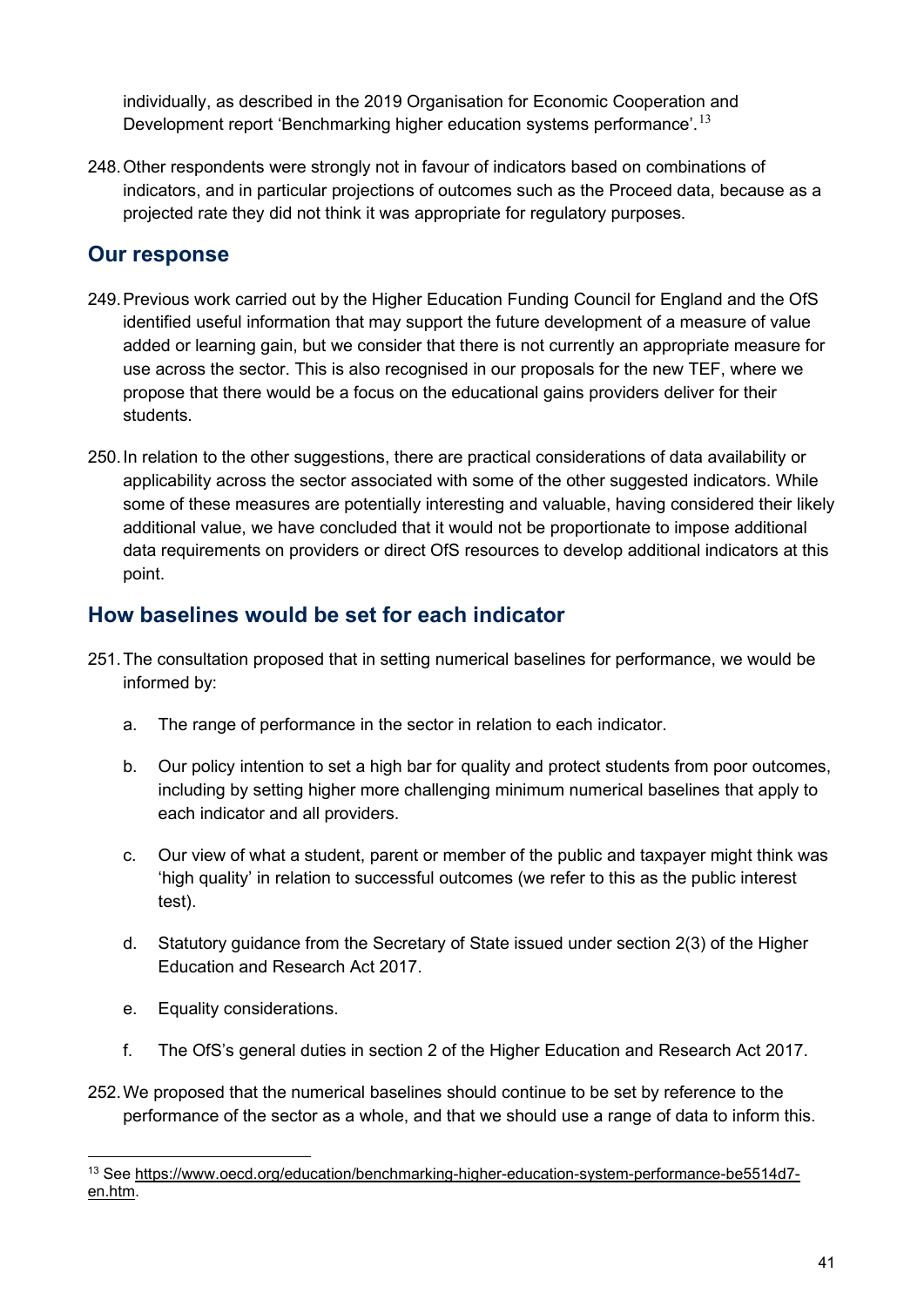individually, as described in the 2019 Organisation for Economic Cooperation and Development report 'Benchmarking higher education systems performance'.[13]

248. Other respondents were strongly not in favour of indicators based on combinations of indicators, and in particular projections of outcomes such as the Proceed data, because as a projected rate they did not think it was appropriate for regulatory purposes.

## Our response

249. Previous work carried out by the Higher Education Funding Council for England and the OfS identified useful information that may support the future development of a measure of value added or learning gain, but we consider that there is not currently an appropriate measure for use across the sector. This is also recognised in our proposals for the new TEF, where we propose that there would be a focus on the educational gains providers deliver for their students.

250. In relation to the other suggestions, there are practical considerations of data availability or applicability across the sector associated with some of the other suggested indicators. While some of these measures are potentially interesting and valuable, having considered their likely additional value, we have concluded that it would not be proportionate to impose additional data requirements on providers or direct OfS resources to develop additional indicators at this point.

## How baselines would be set for each indicator

251. The consultation proposed that in setting numerical baselines for performance, we would be informed by:

   a. The range of performance in the sector in relation to each indicator.

   b. Our policy intention to set a high bar for quality and protect students from poor outcomes, including by setting higher more challenging minimum numerical baselines that apply to each indicator and all providers.

   c. Our view of what a student, parent or member of the public and taxpayer might think was 'high quality' in relation to successful outcomes (we refer to this as the public interest test).

   d. Statutory guidance from the Secretary of State issued under section 2(3) of the Higher Education and Research Act 2017.

   e. Equality considerations.

   f. The OfS's general duties in section 2 of the Higher Education and Research Act 2017.

252. We proposed that the numerical baselines should continue to be set by reference to the performance of the sector as a whole, and that we should use a range of data to inform this.

[13] See https://www.oecd.org/education/benchmarking-higher-education-system-performance-be5514d7-en.htm.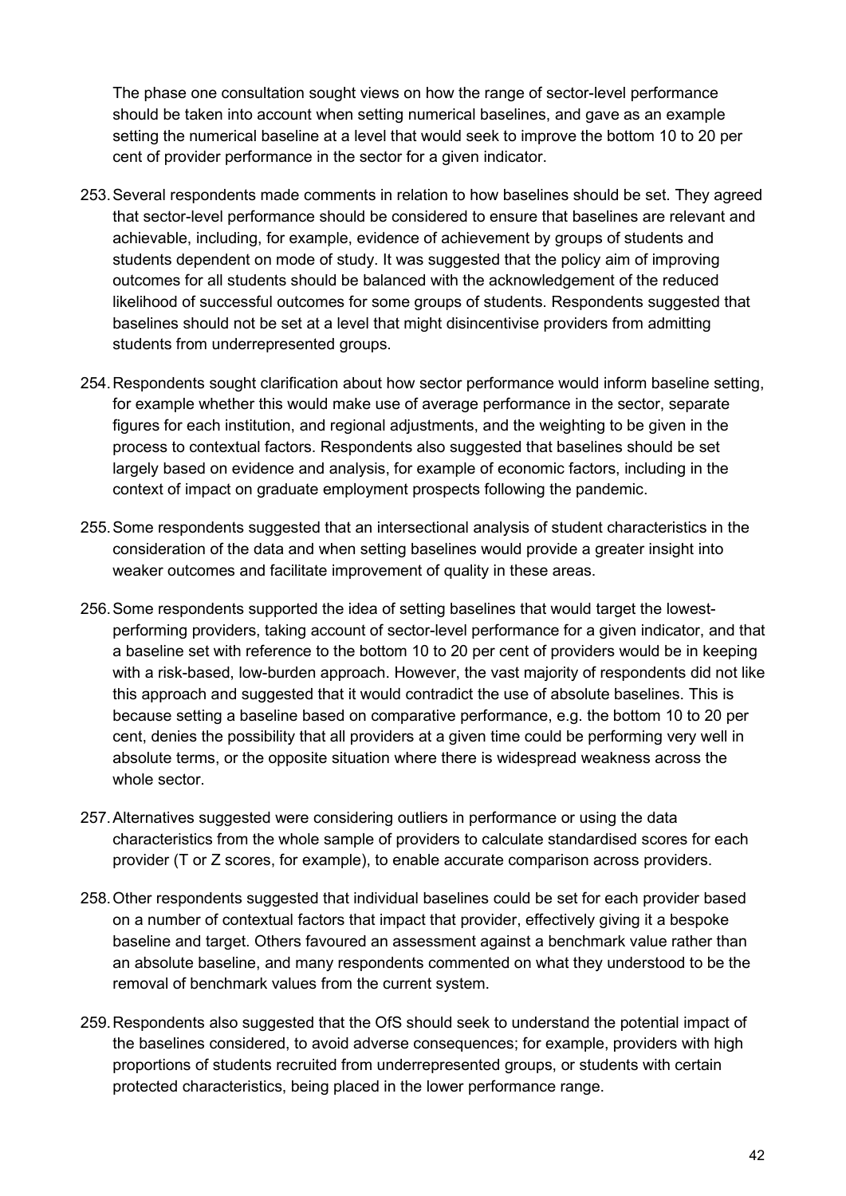The phase one consultation sought views on how the range of sector-level performance should be taken into account when setting numerical baselines, and gave as an example setting the numerical baseline at a level that would seek to improve the bottom 10 to 20 per cent of provider performance in the sector for a given indicator.

253. Several respondents made comments in relation to how baselines should be set. They agreed that sector-level performance should be considered to ensure that baselines are relevant and achievable, including, for example, evidence of achievement by groups of students and students dependent on mode of study. It was suggested that the policy aim of improving outcomes for all students should be balanced with the acknowledgement of the reduced likelihood of successful outcomes for some groups of students. Respondents suggested that baselines should not be set at a level that might disincentivise providers from admitting students from underrepresented groups.

254. Respondents sought clarification about how sector performance would inform baseline setting, for example whether this would make use of average performance in the sector, separate figures for each institution, and regional adjustments, and the weighting to be given in the process to contextual factors. Respondents also suggested that baselines should be set largely based on evidence and analysis, for example of economic factors, including in the context of impact on graduate employment prospects following the pandemic.

255. Some respondents suggested that an intersectional analysis of student characteristics in the consideration of the data and when setting baselines would provide a greater insight into weaker outcomes and facilitate improvement of quality in these areas.

256. Some respondents supported the idea of setting baselines that would target the lowest-performing providers, taking account of sector-level performance for a given indicator, and that a baseline set with reference to the bottom 10 to 20 per cent of providers would be in keeping with a risk-based, low-burden approach. However, the vast majority of respondents did not like this approach and suggested that it would contradict the use of absolute baselines. This is because setting a baseline based on comparative performance, e.g. the bottom 10 to 20 per cent, denies the possibility that all providers at a given time could be performing very well in absolute terms, or the opposite situation where there is widespread weakness across the whole sector.

257. Alternatives suggested were considering outliers in performance or using the data characteristics from the whole sample of providers to calculate standardised scores for each provider (T or Z scores, for example), to enable accurate comparison across providers.

258. Other respondents suggested that individual baselines could be set for each provider based on a number of contextual factors that impact that provider, effectively giving it a bespoke baseline and target. Others favoured an assessment against a benchmark value rather than an absolute baseline, and many respondents commented on what they understood to be the removal of benchmark values from the current system.

259. Respondents also suggested that the OfS should seek to understand the potential impact of the baselines considered, to avoid adverse consequences; for example, providers with high proportions of students recruited from underrepresented groups, or students with certain protected characteristics, being placed in the lower performance range.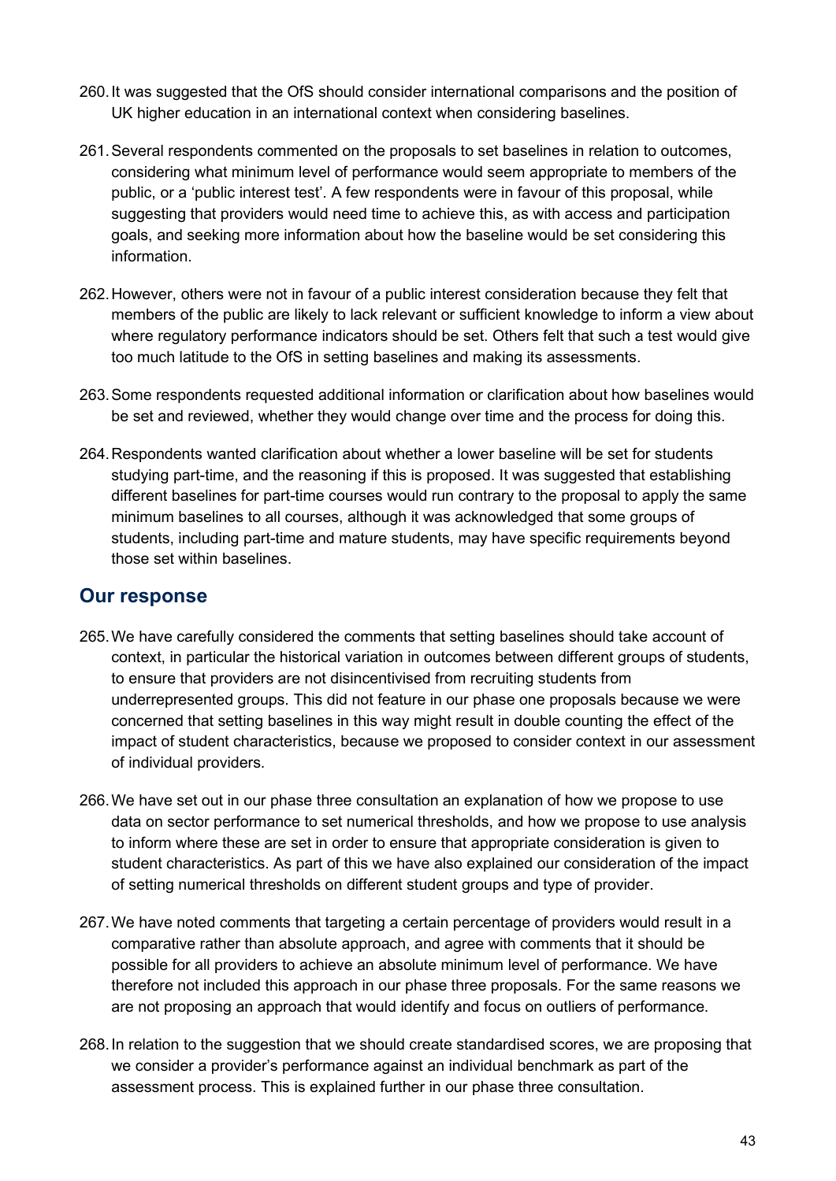260. It was suggested that the OfS should consider international comparisons and the position of UK higher education in an international context when considering baselines.

261. Several respondents commented on the proposals to set baselines in relation to outcomes, considering what minimum level of performance would seem appropriate to members of the public, or a 'public interest test'. A few respondents were in favour of this proposal, while suggesting that providers would need time to achieve this, as with access and participation goals, and seeking more information about how the baseline would be set considering this information.

262. However, others were not in favour of a public interest consideration because they felt that members of the public are likely to lack relevant or sufficient knowledge to inform a view about where regulatory performance indicators should be set. Others felt that such a test would give too much latitude to the OfS in setting baselines and making its assessments.

263. Some respondents requested additional information or clarification about how baselines would be set and reviewed, whether they would change over time and the process for doing this.

264. Respondents wanted clarification about whether a lower baseline will be set for students studying part-time, and the reasoning if this is proposed. It was suggested that establishing different baselines for part-time courses would run contrary to the proposal to apply the same minimum baselines to all courses, although it was acknowledged that some groups of students, including part-time and mature students, may have specific requirements beyond those set within baselines.

## Our response

265. We have carefully considered the comments that setting baselines should take account of context, in particular the historical variation in outcomes between different groups of students, to ensure that providers are not disincentivised from recruiting students from underrepresented groups. This did not feature in our phase one proposals because we were concerned that setting baselines in this way might result in double counting the effect of the impact of student characteristics, because we proposed to consider context in our assessment of individual providers.

266. We have set out in our phase three consultation an explanation of how we propose to use data on sector performance to set numerical thresholds, and how we propose to use analysis to inform where these are set in order to ensure that appropriate consideration is given to student characteristics. As part of this we have also explained our consideration of the impact of setting numerical thresholds on different student groups and type of provider.

267. We have noted comments that targeting a certain percentage of providers would result in a comparative rather than absolute approach, and agree with comments that it should be possible for all providers to achieve an absolute minimum level of performance. We have therefore not included this approach in our phase three proposals. For the same reasons we are not proposing an approach that would identify and focus on outliers of performance.

268. In relation to the suggestion that we should create standardised scores, we are proposing that we consider a provider's performance against an individual benchmark as part of the assessment process. This is explained further in our phase three consultation.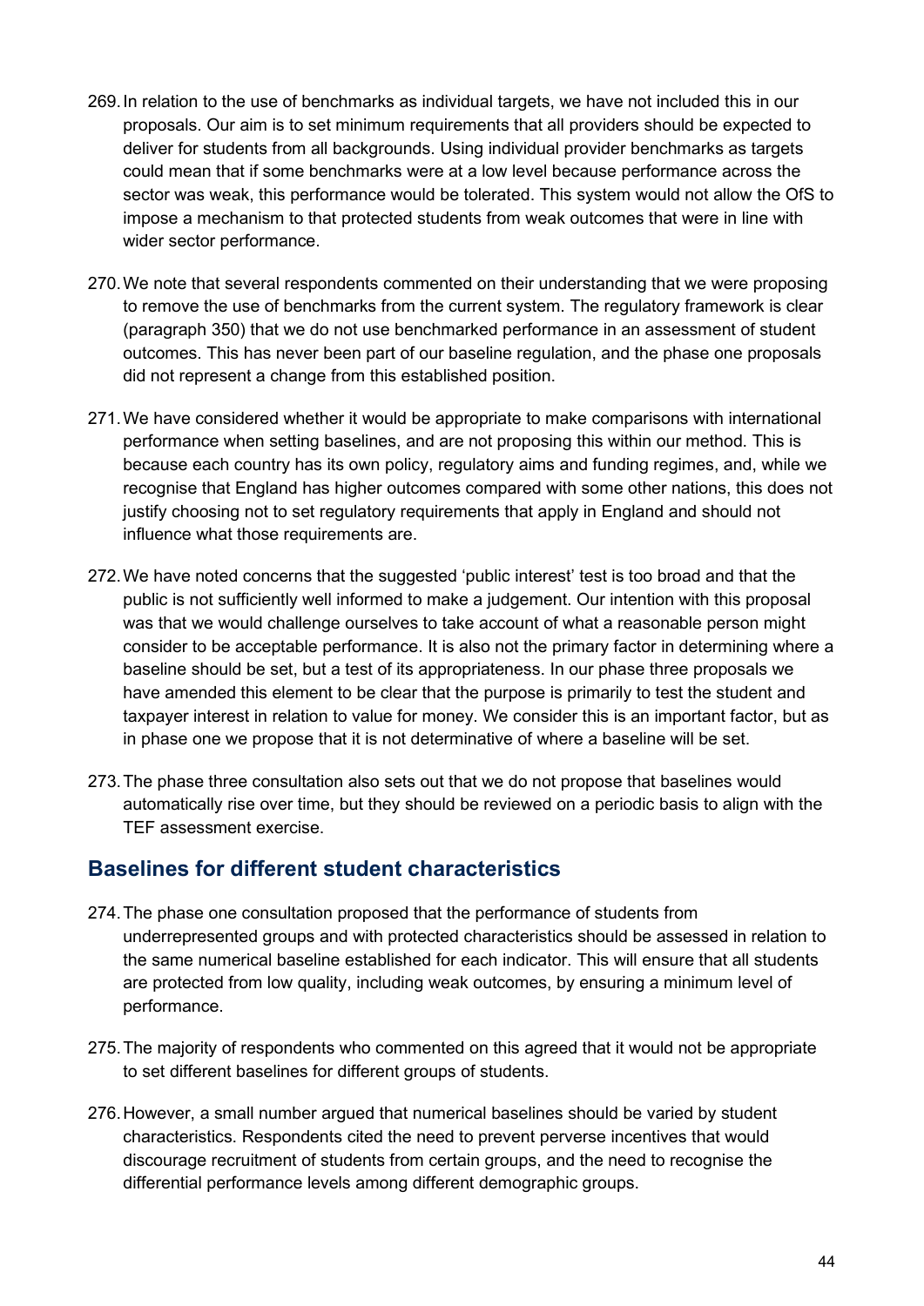269. In relation to the use of benchmarks as individual targets, we have not included this in our proposals. Our aim is to set minimum requirements that all providers should be expected to deliver for students from all backgrounds. Using individual provider benchmarks as targets could mean that if some benchmarks were at a low level because performance across the sector was weak, this performance would be tolerated. This system would not allow the OfS to impose a mechanism to that protected students from weak outcomes that were in line with wider sector performance.

270. We note that several respondents commented on their understanding that we were proposing to remove the use of benchmarks from the current system. The regulatory framework is clear (paragraph 350) that we do not use benchmarked performance in an assessment of student outcomes. This has never been part of our baseline regulation, and the phase one proposals did not represent a change from this established position.

271. We have considered whether it would be appropriate to make comparisons with international performance when setting baselines, and are not proposing this within our method. This is because each country has its own policy, regulatory aims and funding regimes, and, while we recognise that England has higher outcomes compared with some other nations, this does not justify choosing not to set regulatory requirements that apply in England and should not influence what those requirements are.

272. We have noted concerns that the suggested 'public interest' test is too broad and that the public is not sufficiently well informed to make a judgement. Our intention with this proposal was that we would challenge ourselves to take account of what a reasonable person might consider to be acceptable performance. It is also not the primary factor in determining where a baseline should be set, but a test of its appropriateness. In our phase three proposals we have amended this element to be clear that the purpose is primarily to test the student and taxpayer interest in relation to value for money. We consider this is an important factor, but as in phase one we propose that it is not determinative of where a baseline will be set.

273. The phase three consultation also sets out that we do not propose that baselines would automatically rise over time, but they should be reviewed on a periodic basis to align with the TEF assessment exercise.

## Baselines for different student characteristics

274. The phase one consultation proposed that the performance of students from underrepresented groups and with protected characteristics should be assessed in relation to the same numerical baseline established for each indicator. This will ensure that all students are protected from low quality, including weak outcomes, by ensuring a minimum level of performance.

275. The majority of respondents who commented on this agreed that it would not be appropriate to set different baselines for different groups of students.

276. However, a small number argued that numerical baselines should be varied by student characteristics. Respondents cited the need to prevent perverse incentives that would discourage recruitment of students from certain groups, and the need to recognise the differential performance levels among different demographic groups.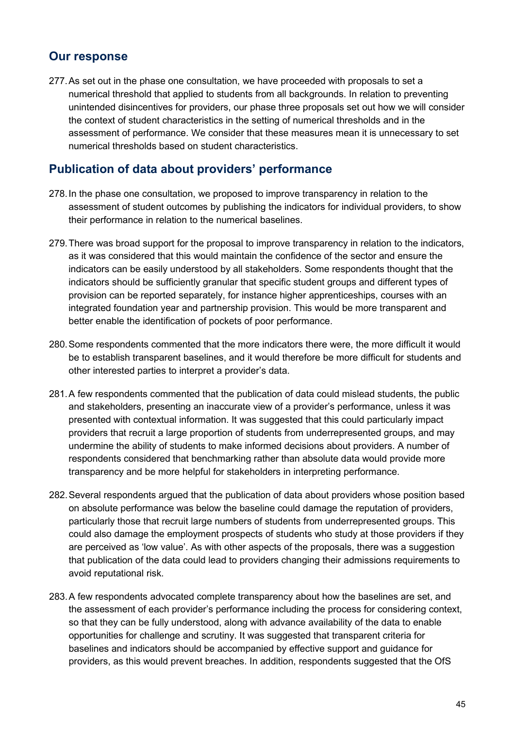## Our response

277. As set out in the phase one consultation, we have proceeded with proposals to set a numerical threshold that applied to students from all backgrounds. In relation to preventing unintended disincentives for providers, our phase three proposals set out how we will consider the context of student characteristics in the setting of numerical thresholds and in the assessment of performance. We consider that these measures mean it is unnecessary to set numerical thresholds based on student characteristics.

## Publication of data about providers' performance

278. In the phase one consultation, we proposed to improve transparency in relation to the assessment of student outcomes by publishing the indicators for individual providers, to show their performance in relation to the numerical baselines.

279. There was broad support for the proposal to improve transparency in relation to the indicators, as it was considered that this would maintain the confidence of the sector and ensure the indicators can be easily understood by all stakeholders. Some respondents thought that the indicators should be sufficiently granular that specific student groups and different types of provision can be reported separately, for instance higher apprenticeships, courses with an integrated foundation year and partnership provision. This would be more transparent and better enable the identification of pockets of poor performance.

280. Some respondents commented that the more indicators there were, the more difficult it would be to establish transparent baselines, and it would therefore be more difficult for students and other interested parties to interpret a provider's data.

281. A few respondents commented that the publication of data could mislead students, the public and stakeholders, presenting an inaccurate view of a provider's performance, unless it was presented with contextual information. It was suggested that this could particularly impact providers that recruit a large proportion of students from underrepresented groups, and may undermine the ability of students to make informed decisions about providers. A number of respondents considered that benchmarking rather than absolute data would provide more transparency and be more helpful for stakeholders in interpreting performance.

282. Several respondents argued that the publication of data about providers whose position based on absolute performance was below the baseline could damage the reputation of providers, particularly those that recruit large numbers of students from underrepresented groups. This could also damage the employment prospects of students who study at those providers if they are perceived as 'low value'. As with other aspects of the proposals, there was a suggestion that publication of the data could lead to providers changing their admissions requirements to avoid reputational risk.

283. A few respondents advocated complete transparency about how the baselines are set, and the assessment of each provider's performance including the process for considering context, so that they can be fully understood, along with advance availability of the data to enable opportunities for challenge and scrutiny. It was suggested that transparent criteria for baselines and indicators should be accompanied by effective support and guidance for providers, as this would prevent breaches. In addition, respondents suggested that the OfS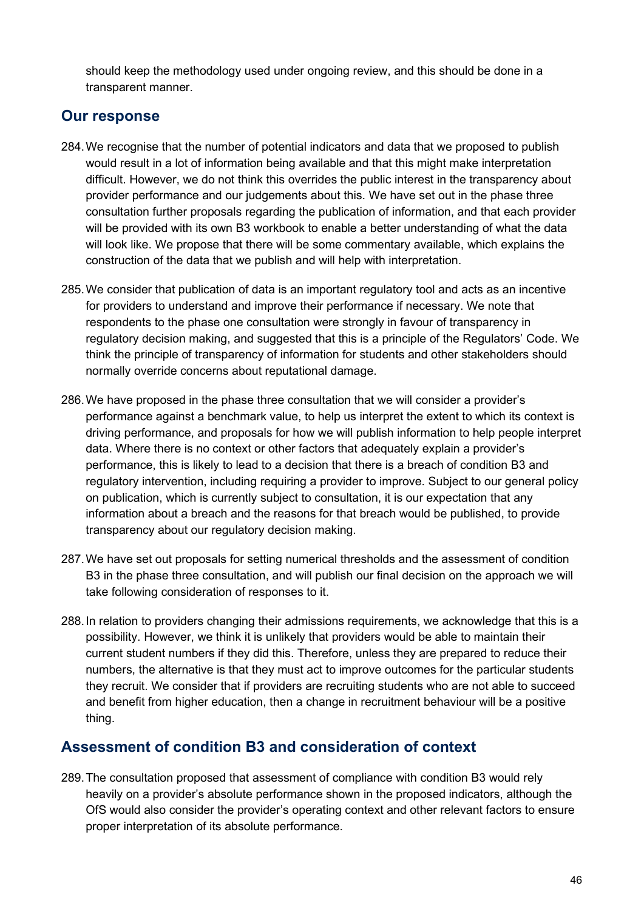should keep the methodology used under ongoing review, and this should be done in a transparent manner.

## Our response

284. We recognise that the number of potential indicators and data that we proposed to publish would result in a lot of information being available and that this might make interpretation difficult. However, we do not think this overrides the public interest in the transparency about provider performance and our judgements about this. We have set out in the phase three consultation further proposals regarding the publication of information, and that each provider will be provided with its own B3 workbook to enable a better understanding of what the data will look like. We propose that there will be some commentary available, which explains the construction of the data that we publish and will help with interpretation.

285. We consider that publication of data is an important regulatory tool and acts as an incentive for providers to understand and improve their performance if necessary. We note that respondents to the phase one consultation were strongly in favour of transparency in regulatory decision making, and suggested that this is a principle of the Regulators' Code. We think the principle of transparency of information for students and other stakeholders should normally override concerns about reputational damage.

286. We have proposed in the phase three consultation that we will consider a provider's performance against a benchmark value, to help us interpret the extent to which its context is driving performance, and proposals for how we will publish information to help people interpret data. Where there is no context or other factors that adequately explain a provider's performance, this is likely to lead to a decision that there is a breach of condition B3 and regulatory intervention, including requiring a provider to improve. Subject to our general policy on publication, which is currently subject to consultation, it is our expectation that any information about a breach and the reasons for that breach would be published, to provide transparency about our regulatory decision making.

287. We have set out proposals for setting numerical thresholds and the assessment of condition B3 in the phase three consultation, and will publish our final decision on the approach we will take following consideration of responses to it.

288. In relation to providers changing their admissions requirements, we acknowledge that this is a possibility. However, we think it is unlikely that providers would be able to maintain their current student numbers if they did this. Therefore, unless they are prepared to reduce their numbers, the alternative is that they must act to improve outcomes for the particular students they recruit. We consider that if providers are recruiting students who are not able to succeed and benefit from higher education, then a change in recruitment behaviour will be a positive thing.

## Assessment of condition B3 and consideration of context

289. The consultation proposed that assessment of compliance with condition B3 would rely heavily on a provider's absolute performance shown in the proposed indicators, although the OfS would also consider the provider's operating context and other relevant factors to ensure proper interpretation of its absolute performance.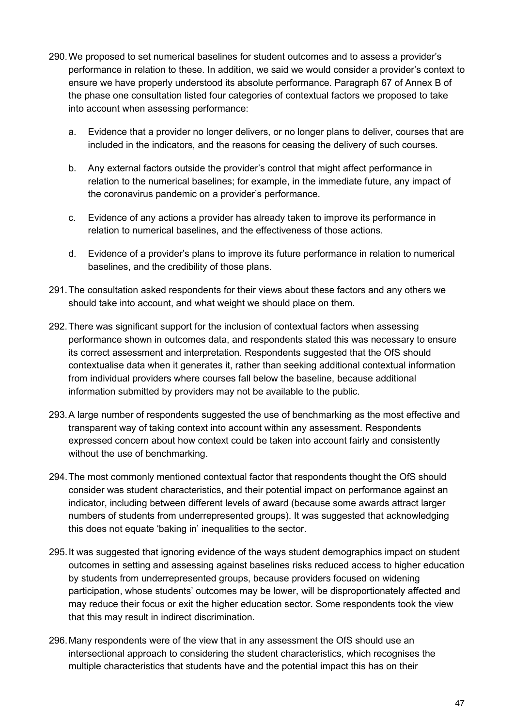290. We proposed to set numerical baselines for student outcomes and to assess a provider's performance in relation to these. In addition, we said we would consider a provider's context to ensure we have properly understood its absolute performance. Paragraph 67 of Annex B of the phase one consultation listed four categories of contextual factors we proposed to take into account when assessing performance:

    a. Evidence that a provider no longer delivers, or no longer plans to deliver, courses that are included in the indicators, and the reasons for ceasing the delivery of such courses.

    b. Any external factors outside the provider's control that might affect performance in relation to the numerical baselines; for example, in the immediate future, any impact of the coronavirus pandemic on a provider's performance.

    c. Evidence of any actions a provider has already taken to improve its performance in relation to numerical baselines, and the effectiveness of those actions.

    d. Evidence of a provider's plans to improve its future performance in relation to numerical baselines, and the credibility of those plans.

291. The consultation asked respondents for their views about these factors and any others we should take into account, and what weight we should place on them.

292. There was significant support for the inclusion of contextual factors when assessing performance shown in outcomes data, and respondents stated this was necessary to ensure its correct assessment and interpretation. Respondents suggested that the OfS should contextualise data when it generates it, rather than seeking additional contextual information from individual providers where courses fall below the baseline, because additional information submitted by providers may not be available to the public.

293. A large number of respondents suggested the use of benchmarking as the most effective and transparent way of taking context into account within any assessment. Respondents expressed concern about how context could be taken into account fairly and consistently without the use of benchmarking.

294. The most commonly mentioned contextual factor that respondents thought the OfS should consider was student characteristics, and their potential impact on performance against an indicator, including between different levels of award (because some awards attract larger numbers of students from underrepresented groups). It was suggested that acknowledging this does not equate 'baking in' inequalities to the sector.

295. It was suggested that ignoring evidence of the ways student demographics impact on student outcomes in setting and assessing against baselines risks reduced access to higher education by students from underrepresented groups, because providers focused on widening participation, whose students' outcomes may be lower, will be disproportionately affected and may reduce their focus or exit the higher education sector. Some respondents took the view that this may result in indirect discrimination.

296. Many respondents were of the view that in any assessment the OfS should use an intersectional approach to considering the student characteristics, which recognises the multiple characteristics that students have and the potential impact this has on their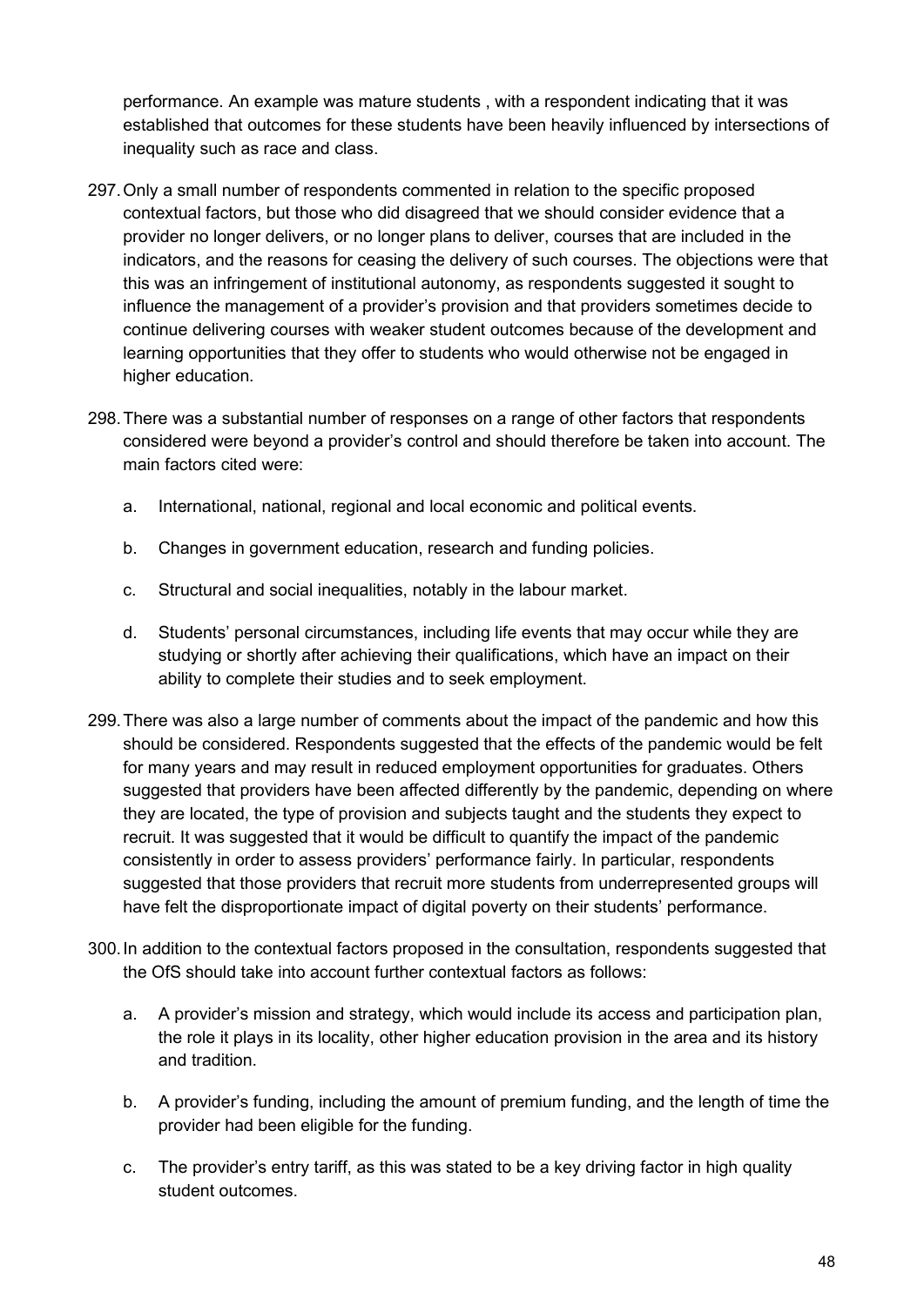performance. An example was mature students , with a respondent indicating that it was established that outcomes for these students have been heavily influenced by intersections of inequality such as race and class.

297. Only a small number of respondents commented in relation to the specific proposed contextual factors, but those who did disagreed that we should consider evidence that a provider no longer delivers, or no longer plans to deliver, courses that are included in the indicators, and the reasons for ceasing the delivery of such courses. The objections were that this was an infringement of institutional autonomy, as respondents suggested it sought to influence the management of a provider's provision and that providers sometimes decide to continue delivering courses with weaker student outcomes because of the development and learning opportunities that they offer to students who would otherwise not be engaged in higher education.

298. There was a substantial number of responses on a range of other factors that respondents considered were beyond a provider's control and should therefore be taken into account. The main factors cited were:

   a. International, national, regional and local economic and political events.

   b. Changes in government education, research and funding policies.

   c. Structural and social inequalities, notably in the labour market.

   d. Students' personal circumstances, including life events that may occur while they are studying or shortly after achieving their qualifications, which have an impact on their ability to complete their studies and to seek employment.

299. There was also a large number of comments about the impact of the pandemic and how this should be considered. Respondents suggested that the effects of the pandemic would be felt for many years and may result in reduced employment opportunities for graduates. Others suggested that providers have been affected differently by the pandemic, depending on where they are located, the type of provision and subjects taught and the students they expect to recruit. It was suggested that it would be difficult to quantify the impact of the pandemic consistently in order to assess providers' performance fairly. In particular, respondents suggested that those providers that recruit more students from underrepresented groups will have felt the disproportionate impact of digital poverty on their students' performance.

300. In addition to the contextual factors proposed in the consultation, respondents suggested that the OfS should take into account further contextual factors as follows:

   a. A provider's mission and strategy, which would include its access and participation plan, the role it plays in its locality, other higher education provision in the area and its history and tradition.

   b. A provider's funding, including the amount of premium funding, and the length of time the provider had been eligible for the funding.

   c. The provider's entry tariff, as this was stated to be a key driving factor in high quality student outcomes.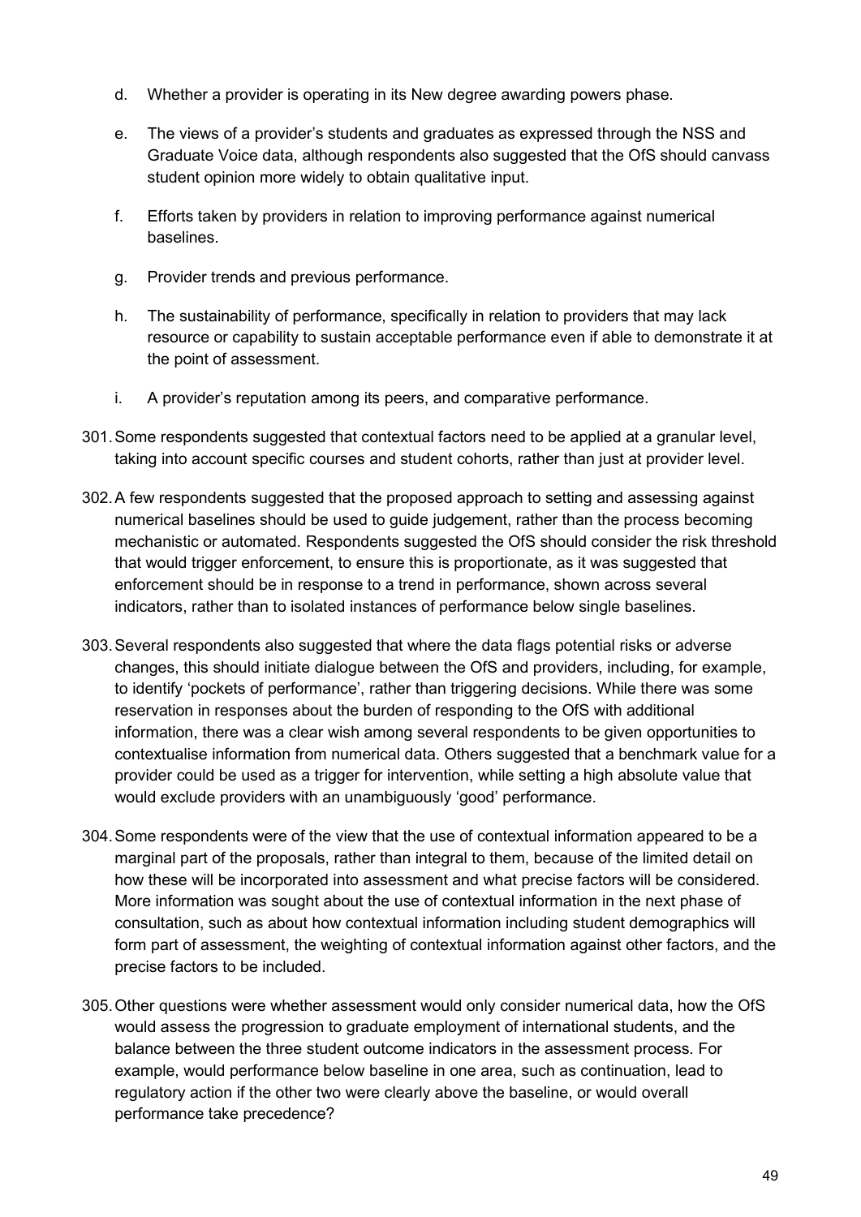d. Whether a provider is operating in its New degree awarding powers phase.

e. The views of a provider's students and graduates as expressed through the NSS and Graduate Voice data, although respondents also suggested that the OfS should canvass student opinion more widely to obtain qualitative input.

f. Efforts taken by providers in relation to improving performance against numerical baselines.

g. Provider trends and previous performance.

h. The sustainability of performance, specifically in relation to providers that may lack resource or capability to sustain acceptable performance even if able to demonstrate it at the point of assessment.

i. A provider's reputation among its peers, and comparative performance.

301. Some respondents suggested that contextual factors need to be applied at a granular level, taking into account specific courses and student cohorts, rather than just at provider level.

302. A few respondents suggested that the proposed approach to setting and assessing against numerical baselines should be used to guide judgement, rather than the process becoming mechanistic or automated. Respondents suggested the OfS should consider the risk threshold that would trigger enforcement, to ensure this is proportionate, as it was suggested that enforcement should be in response to a trend in performance, shown across several indicators, rather than to isolated instances of performance below single baselines.

303. Several respondents also suggested that where the data flags potential risks or adverse changes, this should initiate dialogue between the OfS and providers, including, for example, to identify 'pockets of performance', rather than triggering decisions. While there was some reservation in responses about the burden of responding to the OfS with additional information, there was a clear wish among several respondents to be given opportunities to contextualise information from numerical data. Others suggested that a benchmark value for a provider could be used as a trigger for intervention, while setting a high absolute value that would exclude providers with an unambiguously 'good' performance.

304. Some respondents were of the view that the use of contextual information appeared to be a marginal part of the proposals, rather than integral to them, because of the limited detail on how these will be incorporated into assessment and what precise factors will be considered. More information was sought about the use of contextual information in the next phase of consultation, such as about how contextual information including student demographics will form part of assessment, the weighting of contextual information against other factors, and the precise factors to be included.

305. Other questions were whether assessment would only consider numerical data, how the OfS would assess the progression to graduate employment of international students, and the balance between the three student outcome indicators in the assessment process. For example, would performance below baseline in one area, such as continuation, lead to regulatory action if the other two were clearly above the baseline, or would overall performance take precedence?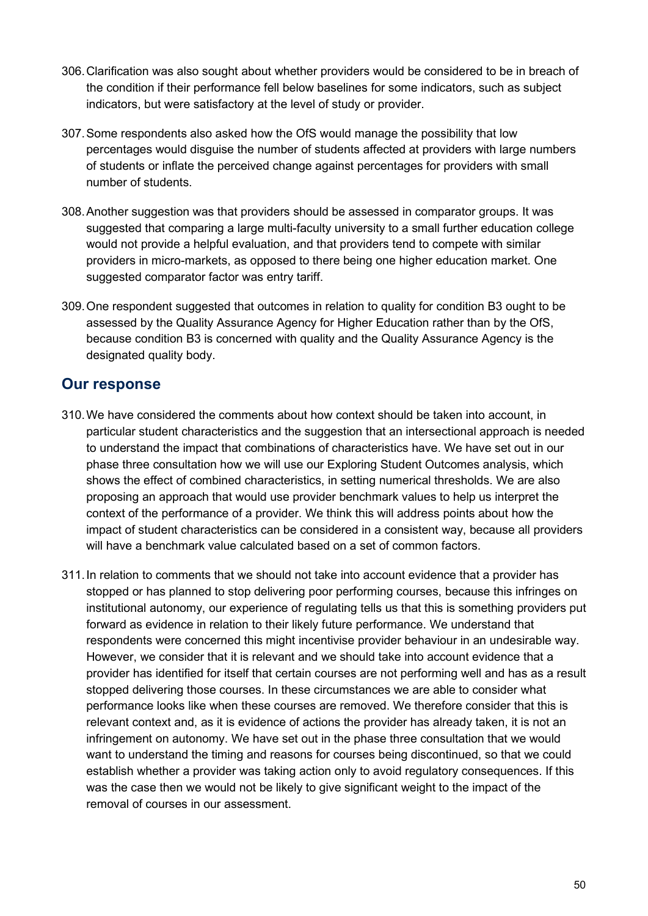306. Clarification was also sought about whether providers would be considered to be in breach of the condition if their performance fell below baselines for some indicators, such as subject indicators, but were satisfactory at the level of study or provider.

307. Some respondents also asked how the OfS would manage the possibility that low percentages would disguise the number of students affected at providers with large numbers of students or inflate the perceived change against percentages for providers with small number of students.

308. Another suggestion was that providers should be assessed in comparator groups. It was suggested that comparing a large multi-faculty university to a small further education college would not provide a helpful evaluation, and that providers tend to compete with similar providers in micro-markets, as opposed to there being one higher education market. One suggested comparator factor was entry tariff.

309. One respondent suggested that outcomes in relation to quality for condition B3 ought to be assessed by the Quality Assurance Agency for Higher Education rather than by the OfS, because condition B3 is concerned with quality and the Quality Assurance Agency is the designated quality body.

## Our response

310. We have considered the comments about how context should be taken into account, in particular student characteristics and the suggestion that an intersectional approach is needed to understand the impact that combinations of characteristics have. We have set out in our phase three consultation how we will use our Exploring Student Outcomes analysis, which shows the effect of combined characteristics, in setting numerical thresholds. We are also proposing an approach that would use provider benchmark values to help us interpret the context of the performance of a provider. We think this will address points about how the impact of student characteristics can be considered in a consistent way, because all providers will have a benchmark value calculated based on a set of common factors.

311. In relation to comments that we should not take into account evidence that a provider has stopped or has planned to stop delivering poor performing courses, because this infringes on institutional autonomy, our experience of regulating tells us that this is something providers put forward as evidence in relation to their likely future performance. We understand that respondents were concerned this might incentivise provider behaviour in an undesirable way. However, we consider that it is relevant and we should take into account evidence that a provider has identified for itself that certain courses are not performing well and has as a result stopped delivering those courses. In these circumstances we are able to consider what performance looks like when these courses are removed. We therefore consider that this is relevant context and, as it is evidence of actions the provider has already taken, it is not an infringement on autonomy. We have set out in the phase three consultation that we would want to understand the timing and reasons for courses being discontinued, so that we could establish whether a provider was taking action only to avoid regulatory consequences. If this was the case then we would not be likely to give significant weight to the impact of the removal of courses in our assessment.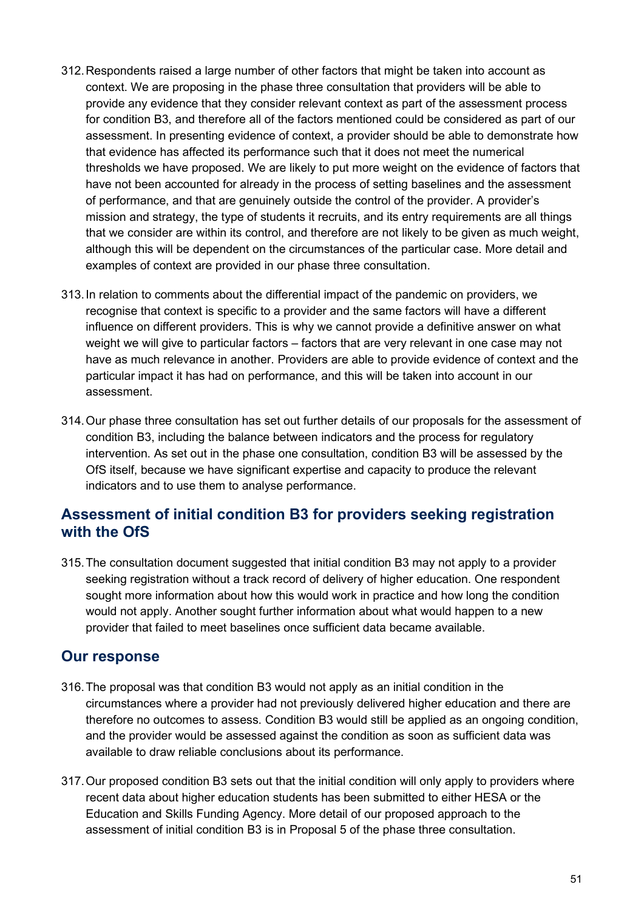312. Respondents raised a large number of other factors that might be taken into account as context. We are proposing in the phase three consultation that providers will be able to provide any evidence that they consider relevant context as part of the assessment process for condition B3, and therefore all of the factors mentioned could be considered as part of our assessment. In presenting evidence of context, a provider should be able to demonstrate how that evidence has affected its performance such that it does not meet the numerical thresholds we have proposed. We are likely to put more weight on the evidence of factors that have not been accounted for already in the process of setting baselines and the assessment of performance, and that are genuinely outside the control of the provider. A provider's mission and strategy, the type of students it recruits, and its entry requirements are all things that we consider are within its control, and therefore are not likely to be given as much weight, although this will be dependent on the circumstances of the particular case. More detail and examples of context are provided in our phase three consultation.

313. In relation to comments about the differential impact of the pandemic on providers, we recognise that context is specific to a provider and the same factors will have a different influence on different providers. This is why we cannot provide a definitive answer on what weight we will give to particular factors – factors that are very relevant in one case may not have as much relevance in another. Providers are able to provide evidence of context and the particular impact it has had on performance, and this will be taken into account in our assessment.

314. Our phase three consultation has set out further details of our proposals for the assessment of condition B3, including the balance between indicators and the process for regulatory intervention. As set out in the phase one consultation, condition B3 will be assessed by the OfS itself, because we have significant expertise and capacity to produce the relevant indicators and to use them to analyse performance.

## Assessment of initial condition B3 for providers seeking registration with the OfS

315. The consultation document suggested that initial condition B3 may not apply to a provider seeking registration without a track record of delivery of higher education. One respondent sought more information about how this would work in practice and how long the condition would not apply. Another sought further information about what would happen to a new provider that failed to meet baselines once sufficient data became available.

## Our response

316. The proposal was that condition B3 would not apply as an initial condition in the circumstances where a provider had not previously delivered higher education and there are therefore no outcomes to assess. Condition B3 would still be applied as an ongoing condition, and the provider would be assessed against the condition as soon as sufficient data was available to draw reliable conclusions about its performance.

317. Our proposed condition B3 sets out that the initial condition will only apply to providers where recent data about higher education students has been submitted to either HESA or the Education and Skills Funding Agency. More detail of our proposed approach to the assessment of initial condition B3 is in Proposal 5 of the phase three consultation.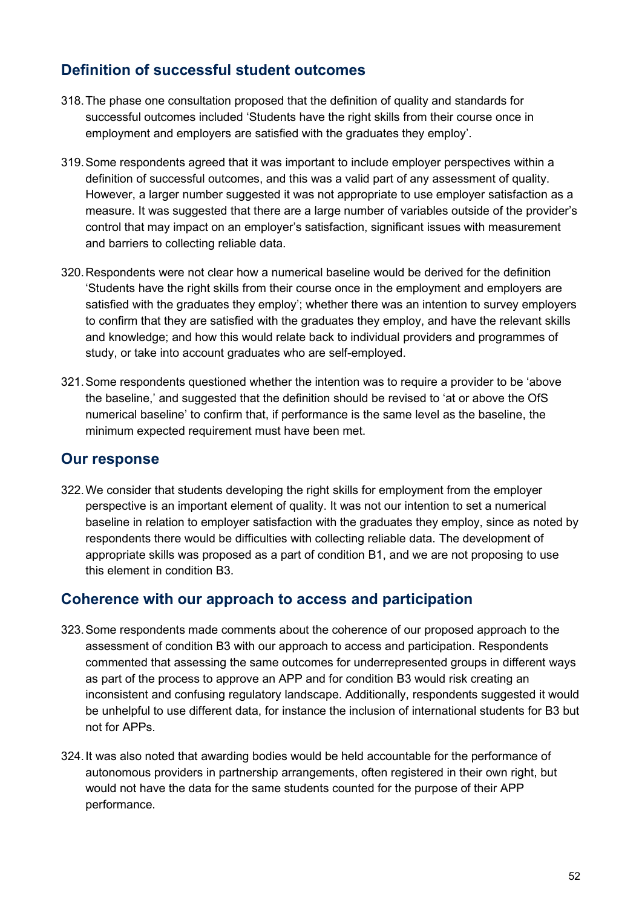## Definition of successful student outcomes

318. The phase one consultation proposed that the definition of quality and standards for successful outcomes included 'Students have the right skills from their course once in employment and employers are satisfied with the graduates they employ'.

319. Some respondents agreed that it was important to include employer perspectives within a definition of successful outcomes, and this was a valid part of any assessment of quality. However, a larger number suggested it was not appropriate to use employer satisfaction as a measure. It was suggested that there are a large number of variables outside of the provider's control that may impact on an employer's satisfaction, significant issues with measurement and barriers to collecting reliable data.

320. Respondents were not clear how a numerical baseline would be derived for the definition 'Students have the right skills from their course once in the employment and employers are satisfied with the graduates they employ'; whether there was an intention to survey employers to confirm that they are satisfied with the graduates they employ, and have the relevant skills and knowledge; and how this would relate back to individual providers and programmes of study, or take into account graduates who are self-employed.

321. Some respondents questioned whether the intention was to require a provider to be 'above the baseline,' and suggested that the definition should be revised to 'at or above the OfS numerical baseline' to confirm that, if performance is the same level as the baseline, the minimum expected requirement must have been met.

## Our response

322. We consider that students developing the right skills for employment from the employer perspective is an important element of quality. It was not our intention to set a numerical baseline in relation to employer satisfaction with the graduates they employ, since as noted by respondents there would be difficulties with collecting reliable data. The development of appropriate skills was proposed as a part of condition B1, and we are not proposing to use this element in condition B3.

## Coherence with our approach to access and participation

323. Some respondents made comments about the coherence of our proposed approach to the assessment of condition B3 with our approach to access and participation. Respondents commented that assessing the same outcomes for underrepresented groups in different ways as part of the process to approve an APP and for condition B3 would risk creating an inconsistent and confusing regulatory landscape. Additionally, respondents suggested it would be unhelpful to use different data, for instance the inclusion of international students for B3 but not for APPs.

324. It was also noted that awarding bodies would be held accountable for the performance of autonomous providers in partnership arrangements, often registered in their own right, but would not have the data for the same students counted for the purpose of their APP performance.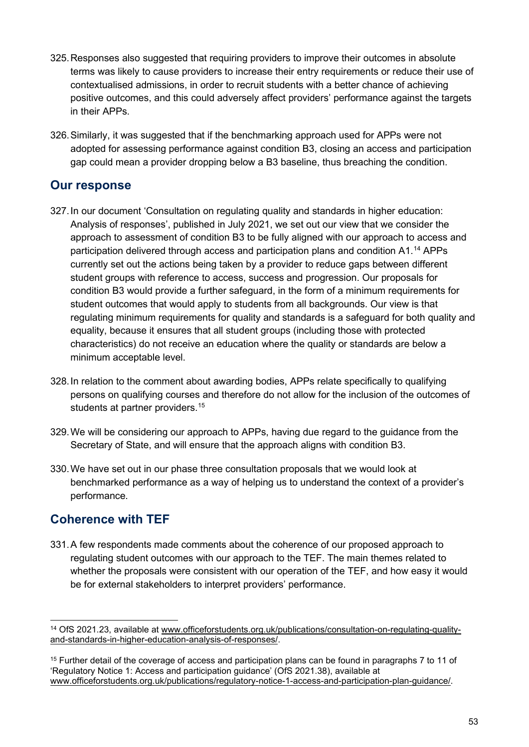325. Responses also suggested that requiring providers to improve their outcomes in absolute terms was likely to cause providers to increase their entry requirements or reduce their use of contextualised admissions, in order to recruit students with a better chance of achieving positive outcomes, and this could adversely affect providers' performance against the targets in their APPs.

326. Similarly, it was suggested that if the benchmarking approach used for APPs were not adopted for assessing performance against condition B3, closing an access and participation gap could mean a provider dropping below a B3 baseline, thus breaching the condition.

## Our response

327. In our document 'Consultation on regulating quality and standards in higher education: Analysis of responses', published in July 2021, we set out our view that we consider the approach to assessment of condition B3 to be fully aligned with our approach to access and participation delivered through access and participation plans and condition A1.[14] APPs currently set out the actions being taken by a provider to reduce gaps between different student groups with reference to access, success and progression. Our proposals for condition B3 would provide a further safeguard, in the form of a minimum requirements for student outcomes that would apply to students from all backgrounds. Our view is that regulating minimum requirements for quality and standards is a safeguard for both quality and equality, because it ensures that all student groups (including those with protected characteristics) do not receive an education where the quality or standards are below a minimum acceptable level.

328. In relation to the comment about awarding bodies, APPs relate specifically to qualifying persons on qualifying courses and therefore do not allow for the inclusion of the outcomes of students at partner providers.[15]

329. We will be considering our approach to APPs, having due regard to the guidance from the Secretary of State, and will ensure that the approach aligns with condition B3.

330. We have set out in our phase three consultation proposals that we would look at benchmarked performance as a way of helping us to understand the context of a provider's performance.

## Coherence with TEF

331. A few respondents made comments about the coherence of our proposed approach to regulating student outcomes with our approach to the TEF. The main themes related to whether the proposals were consistent with our operation of the TEF, and how easy it would be for external stakeholders to interpret providers' performance.

---

[14] OfS 2021.23, available at www.officeforstudents.org.uk/publications/consultation-on-regulating-quality-and-standards-in-higher-education-analysis-of-responses/.

[15] Further detail of the coverage of access and participation plans can be found in paragraphs 7 to 11 of 'Regulatory Notice 1: Access and participation guidance' (OfS 2021.38), available at www.officeforstudents.org.uk/publications/regulatory-notice-1-access-and-participation-plan-guidance/.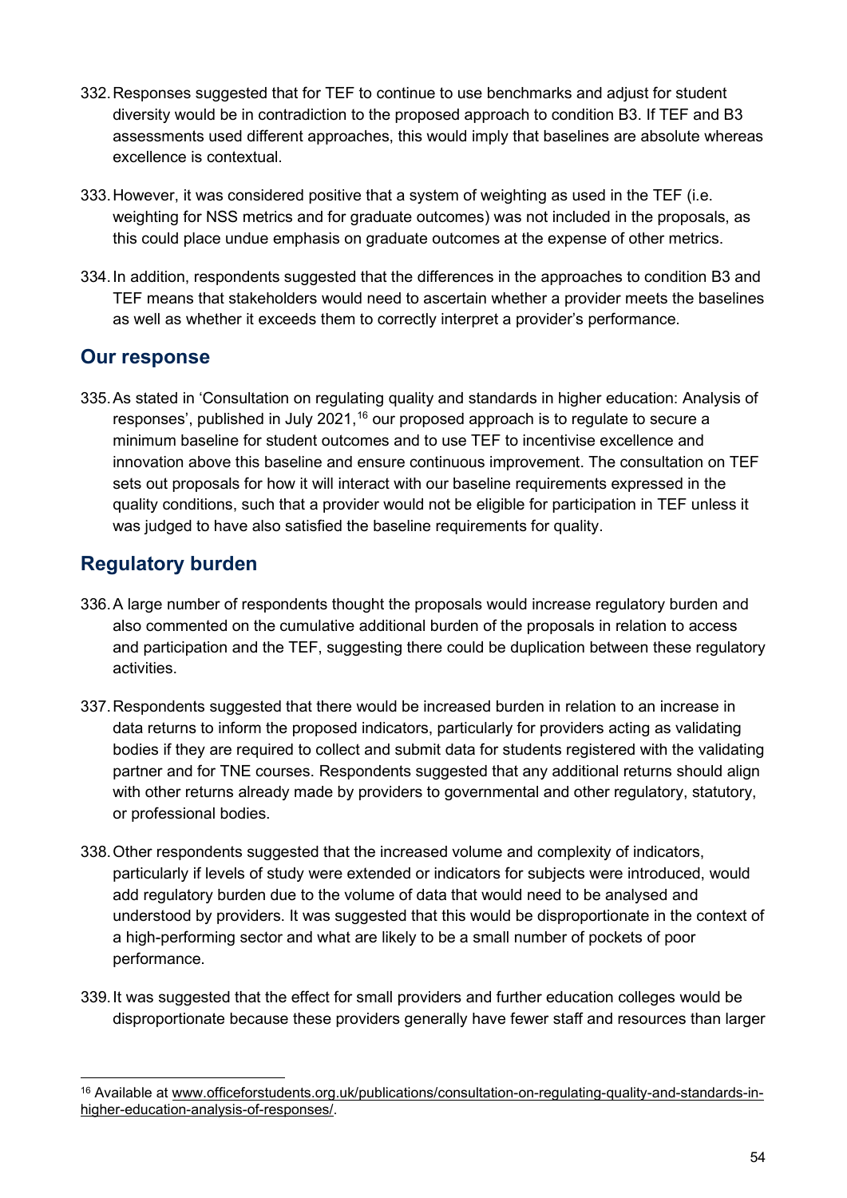332. Responses suggested that for TEF to continue to use benchmarks and adjust for student diversity would be in contradiction to the proposed approach to condition B3. If TEF and B3 assessments used different approaches, this would imply that baselines are absolute whereas excellence is contextual.

333. However, it was considered positive that a system of weighting as used in the TEF (i.e. weighting for NSS metrics and for graduate outcomes) was not included in the proposals, as this could place undue emphasis on graduate outcomes at the expense of other metrics.

334. In addition, respondents suggested that the differences in the approaches to condition B3 and TEF means that stakeholders would need to ascertain whether a provider meets the baselines as well as whether it exceeds them to correctly interpret a provider's performance.

## Our response

335. As stated in 'Consultation on regulating quality and standards in higher education: Analysis of responses', published in July 2021,[16] our proposed approach is to regulate to secure a minimum baseline for student outcomes and to use TEF to incentivise excellence and innovation above this baseline and ensure continuous improvement. The consultation on TEF sets out proposals for how it will interact with our baseline requirements expressed in the quality conditions, such that a provider would not be eligible for participation in TEF unless it was judged to have also satisfied the baseline requirements for quality.

## Regulatory burden

336. A large number of respondents thought the proposals would increase regulatory burden and also commented on the cumulative additional burden of the proposals in relation to access and participation and the TEF, suggesting there could be duplication between these regulatory activities.

337. Respondents suggested that there would be increased burden in relation to an increase in data returns to inform the proposed indicators, particularly for providers acting as validating bodies if they are required to collect and submit data for students registered with the validating partner and for TNE courses. Respondents suggested that any additional returns should align with other returns already made by providers to governmental and other regulatory, statutory, or professional bodies.

338. Other respondents suggested that the increased volume and complexity of indicators, particularly if levels of study were extended or indicators for subjects were introduced, would add regulatory burden due to the volume of data that would need to be analysed and understood by providers. It was suggested that this would be disproportionate in the context of a high-performing sector and what are likely to be a small number of pockets of poor performance.

339. It was suggested that the effect for small providers and further education colleges would be disproportionate because these providers generally have fewer staff and resources than larger

---

[16] Available at www.officeforstudents.org.uk/publications/consultation-on-regulating-quality-and-standards-in-higher-education-analysis-of-responses/.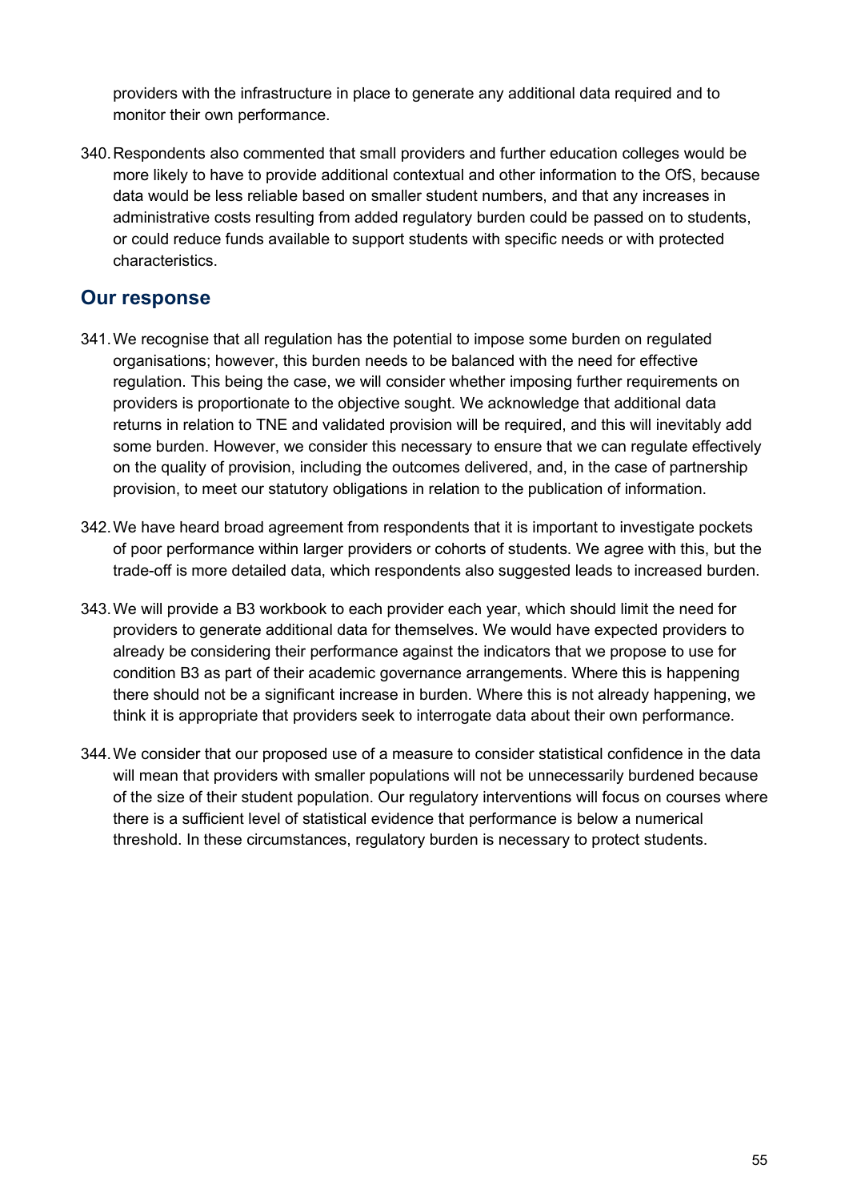providers with the infrastructure in place to generate any additional data required and to monitor their own performance.

340. Respondents also commented that small providers and further education colleges would be more likely to have to provide additional contextual and other information to the OfS, because data would be less reliable based on smaller student numbers, and that any increases in administrative costs resulting from added regulatory burden could be passed on to students, or could reduce funds available to support students with specific needs or with protected characteristics.

## Our response

341. We recognise that all regulation has the potential to impose some burden on regulated organisations; however, this burden needs to be balanced with the need for effective regulation. This being the case, we will consider whether imposing further requirements on providers is proportionate to the objective sought. We acknowledge that additional data returns in relation to TNE and validated provision will be required, and this will inevitably add some burden. However, we consider this necessary to ensure that we can regulate effectively on the quality of provision, including the outcomes delivered, and, in the case of partnership provision, to meet our statutory obligations in relation to the publication of information.

342. We have heard broad agreement from respondents that it is important to investigate pockets of poor performance within larger providers or cohorts of students. We agree with this, but the trade-off is more detailed data, which respondents also suggested leads to increased burden.

343. We will provide a B3 workbook to each provider each year, which should limit the need for providers to generate additional data for themselves. We would have expected providers to already be considering their performance against the indicators that we propose to use for condition B3 as part of their academic governance arrangements. Where this is happening there should not be a significant increase in burden. Where this is not already happening, we think it is appropriate that providers seek to interrogate data about their own performance.

344. We consider that our proposed use of a measure to consider statistical confidence in the data will mean that providers with smaller populations will not be unnecessarily burdened because of the size of their student population. Our regulatory interventions will focus on courses where there is a sufficient level of statistical evidence that performance is below a numerical threshold. In these circumstances, regulatory burden is necessary to protect students.